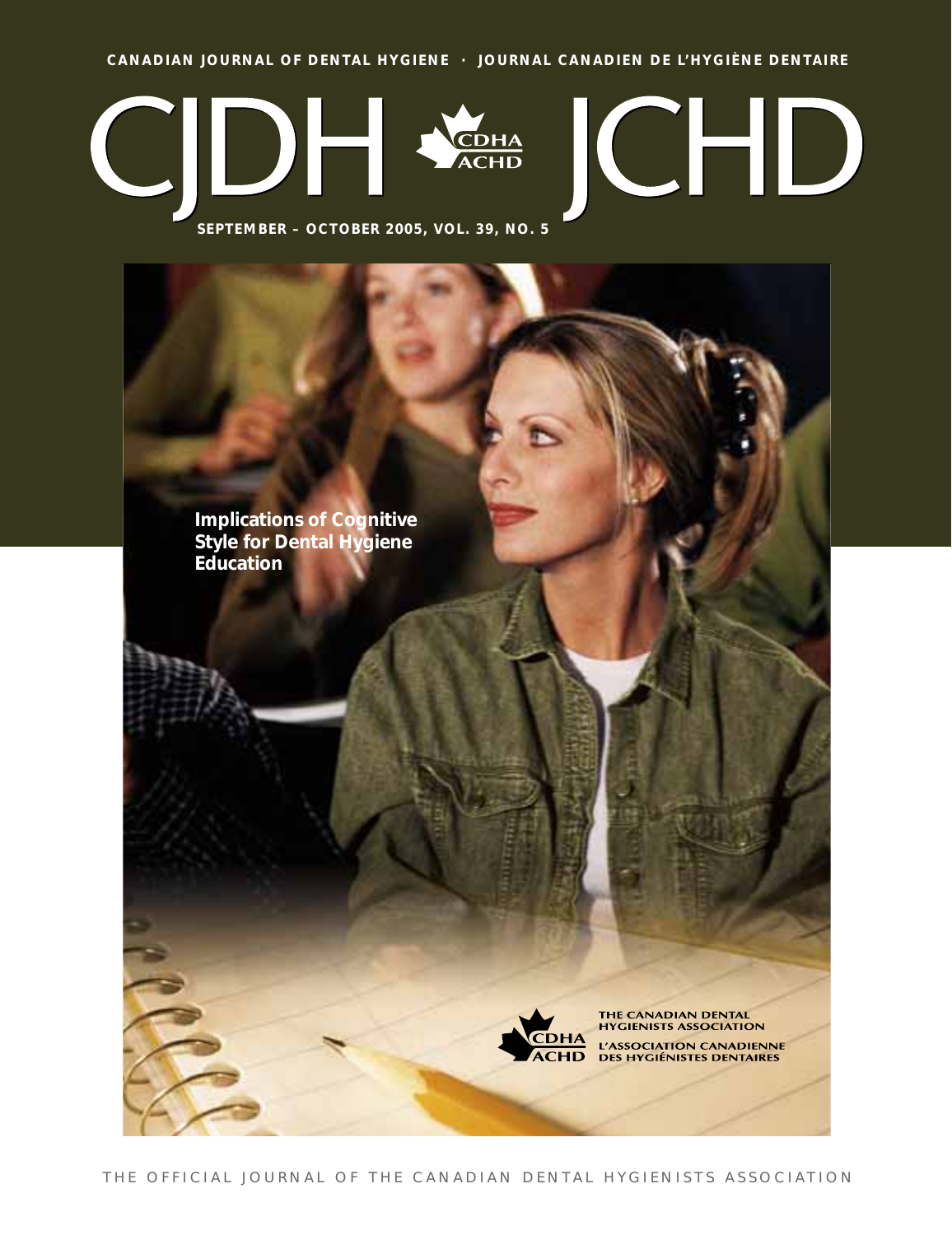CANADIAN JOURNAL OF DENTAL HYGIENE · JOURNAL CANADIEN DE L'HYGIÈNE DENTAIRE

# CJDH JCHD

CDHA ACHD

SEPTEMBER – OCTOBER 2005, VOL. 39, NO. 5

**Implications of Cognitive Style for Dental Hygiene Education**

CDHA ACHD

THE CANADIAN DENTAL HYGIENISTS ASSOCIATION

L'ASSOCIATION CANADIENNE DES HYGIÉNISTES DENTAIRES

THE OFFICIAL JOURNAL OF THE CANADIAN DENTAL HYGIENISTS ASSOCIATION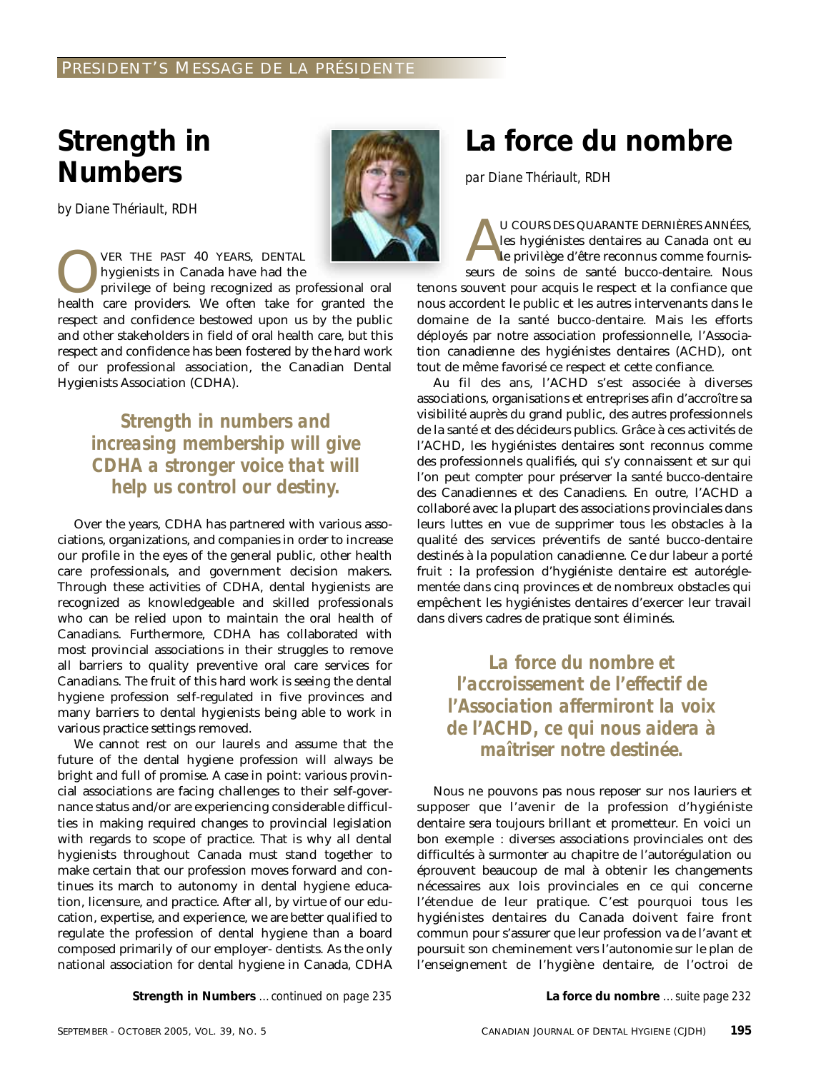PRESIDENT'S MESSAGE DE LA PRÉSIDENTE

# Strength in Numbers

*by Diane Thériault, RDH*

OVER THE PAST 40 YEARS, DENTAL hygienists in Canada have had the privilege of being recognized as professional oral health care providers. We often take for granted the respect and confidence bestowed upon us by the public and other stakeholders in field of oral health care, but this respect and confidence has been fostered by the hard work of our professional association, the Canadian Dental Hygienists Association (CDHA).

> **Strength in numbers and increasing membership will give CDHA a stronger voice that will help us control our destiny.**

Over the years, CDHA has partnered with various associations, organizations, and companies in order to increase our profile in the eyes of the general public, other health care professionals, and government decision makers. Through these activities of CDHA, dental hygienists are recognized as knowledgeable and skilled professionals who can be relied upon to maintain the oral health of Canadians. Furthermore, CDHA has collaborated with most provincial associations in their struggles to remove all barriers to quality preventive oral care services for Canadians. The fruit of this hard work is seeing the dental hygiene profession self-regulated in five provinces and many barriers to dental hygienists being able to work in various practice settings removed.

We cannot rest on our laurels and assume that the future of the dental hygiene profession will always be bright and full of promise. A case in point: various provincial associations are facing challenges to their self-governance status and/or are experiencing considerable difficulties in making required changes to provincial legislation with regards to scope of practice. That is why all dental hygienists throughout Canada must stand together to make certain that our profession moves forward and continues its march to autonomy in dental hygiene education, licensure, and practice. After all, by virtue of our education, expertise, and experience, we are better qualified to regulate the profession of dental hygiene than a board composed primarily of our employer- dentists. As the only national association for dental hygiene in Canada, CDHA

**Strength in Numbers** *...continued on page 235*

# La force du nombre

*par Diane Thériault, RDH*

AU COURS DES QUARANTE DERNIÈRES ANNÉES, les hygiénistes dentaires au Canada ont eu le privilège d'être reconnus comme fournisseurs de soins de santé bucco-dentaire. Nous tenons souvent pour acquis le respect et la confiance que nous accordent le public et les autres intervenants dans le domaine de la santé bucco-dentaire. Mais les efforts déployés par notre association professionnelle, l'Association canadienne des hygiénistes dentaires (ACHD), ont tout de même favorisé ce respect et cette confiance.

Au fil des ans, l'ACHD s'est associée à diverses associations, organisations et entreprises afin d'accroître sa visibilité auprès du grand public, des autres professionnels de la santé et des décideurs publics. Grâce à ces activités de l'ACHD, les hygiénistes dentaires sont reconnus comme des professionnels qualifiés, qui s'y connaissent et sur qui l'on peut compter pour préserver la santé bucco-dentaire des Canadiennes et des Canadiens. En outre, l'ACHD a collaboré avec la plupart des associations provinciales dans leurs luttes en vue de supprimer tous les obstacles à la qualité des services préventifs de santé bucco-dentaire destinés à la population canadienne. Ce dur labeur a porté fruit : la profession d'hygiéniste dentaire est autoréglementée dans cinq provinces et de nombreux obstacles qui empêchent les hygiénistes dentaires d'exercer leur travail dans divers cadres de pratique sont éliminés.

> **La force du nombre et l'accroissement de l'effectif de l'Association affermiront la voix de l'ACHD, ce qui nous aidera à maîtriser notre destinée.**

Nous ne pouvons pas nous reposer sur nos lauriers et supposer que l'avenir de la profession d'hygiéniste dentaire sera toujours brillant et prometteur. En voici un bon exemple : diverses associations provinciales ont des difficultés à surmonter au chapitre de l'autorégulation ou éprouvent beaucoup de mal à obtenir les changements nécessaires aux lois provinciales en ce qui concerne l'étendue de leur pratique. C'est pourquoi tous les hygiénistes dentaires du Canada doivent faire front commun pour s'assurer que leur profession va de l'avant et poursuit son cheminement vers l'autonomie sur le plan de l'enseignement de l'hygiène dentaire, de l'octroi de

**La force du nombre** *...suite page 232*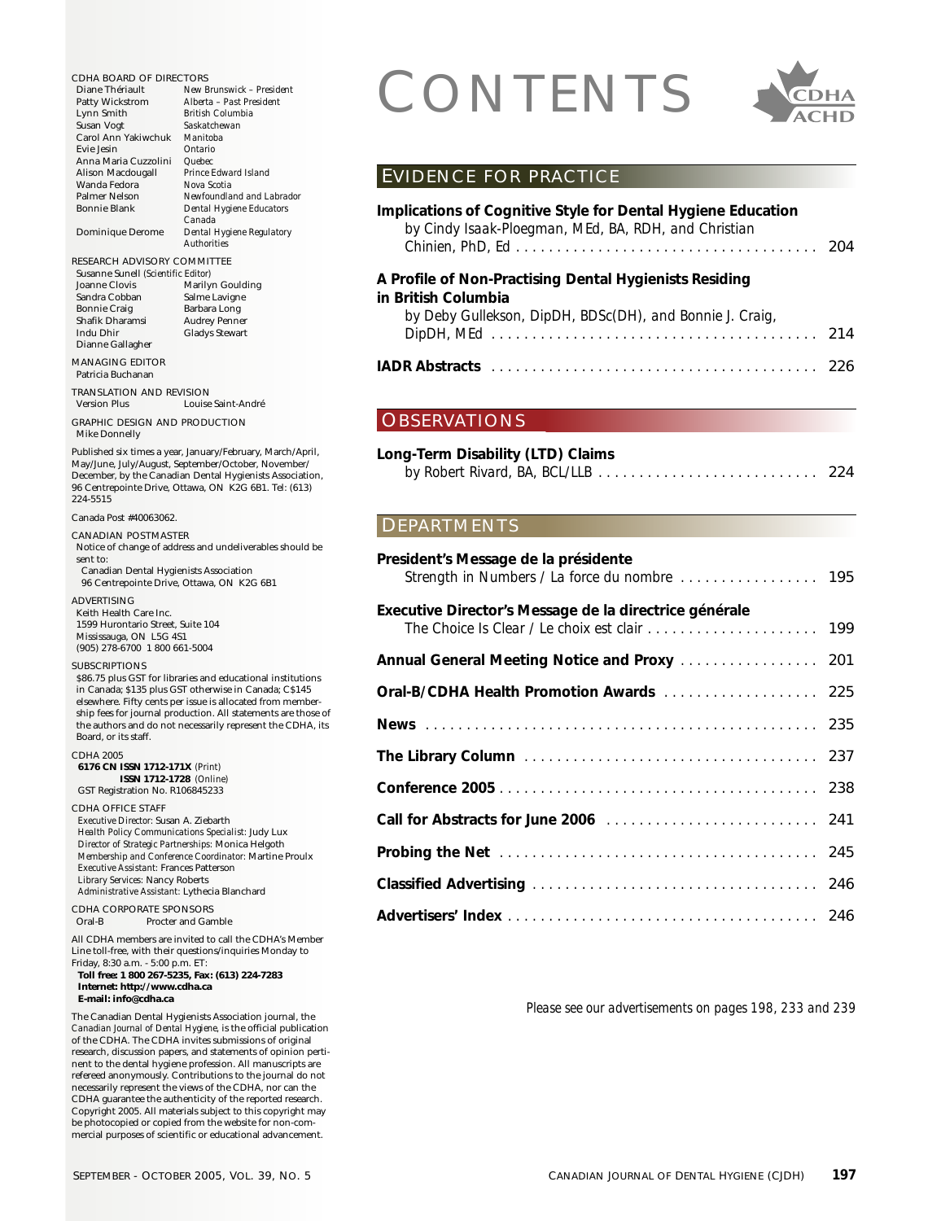# CONTENTS

## EVIDENCE FOR PRACTICE

**Implications of Cognitive Style for Dental Hygiene Education**
by Cindy Isaak-Ploegman, MEd, BA, RDH, and Christian Chinien, PhD, Ed . . . . . . . . . . 204

**A Profile of Non-Practising Dental Hygienists Residing in British Columbia**
by Deby Gullekson, DipDH, BDSc(DH), and Bonnie J. Craig, DipDH, MEd . . . . . . . . . . 214

**IADR Abstracts** . . . . . . . . . . 226

## OBSERVATIONS

**Long-Term Disability (LTD) Claims**
by Robert Rivard, BA, BCL/LLB . . . . . . . . . . 224

## DEPARTMENTS

**President's Message de la présidente**
Strength in Numbers / La force du nombre . . . . . . . . . . 195

**Executive Director's Message de la directrice générale**
The Choice Is Clear / Le choix est clair . . . . . . . . . . 199

**Annual General Meeting Notice and Proxy** . . . . . . . . . . 201

**Oral-B/CDHA Health Promotion Awards** . . . . . . . . . . 225

**News** . . . . . . . . . . 235

**The Library Column** . . . . . . . . . . 237

**Conference 2005** . . . . . . . . . . 238

**Call for Abstracts for June 2006** . . . . . . . . . . 241

**Probing the Net** . . . . . . . . . . 245

**Classified Advertising** . . . . . . . . . . 246

**Advertisers' Index** . . . . . . . . . . 246

*Please see our advertisements on pages 198, 233 and 239*

---

CDHA BOARD OF DIRECTORS

| | |
|---|---|
| Diane Thériault | *New Brunswick – President* |
| Patty Wickstrom | *Alberta – Past President* |
| Lynn Smith | *British Columbia* |
| Susan Vogt | *Saskatchewan* |
| Carol Ann Yakiwchuk | *Manitoba* |
| Evie Jesin | *Ontario* |
| Anna Maria Cuzzolini | *Quebec* |
| Alison Macdougall | *Prince Edward Island* |
| Wanda Fedora | *Nova Scotia* |
| Palmer Nelson | *Newfoundland and Labrador* |
| Bonnie Blank | *Dental Hygiene Educators Canada* |
| Dominique Derome | *Dental Hygiene Regulatory Authorities* |

RESEARCH ADVISORY COMMITTEE
Susanne Sunell *(Scientific Editor)*

| | |
|---|---|
| Joanne Clovis | Marilyn Goulding |
| Sandra Cobban | Salme Lavigne |
| Bonnie Craig | Barbara Long |
| Shafik Dharamsi | Audrey Penner |
| Indu Dhir | Gladys Stewart |
| Dianne Gallagher | |

MANAGING EDITOR
Patricia Buchanan

TRANSLATION AND REVISION
Version Plus    Louise Saint-André

GRAPHIC DESIGN AND PRODUCTION
Mike Donnelly

Published six times a year, January/February, March/April, May/June, July/August, September/October, November/December, by the Canadian Dental Hygienists Association, 96 Centrepointe Drive, Ottawa, ON K2G 6B1. Tel: (613) 224-5515

Canada Post #40063062.

CANADIAN POSTMASTER
Notice of change of address and undeliverables should be sent to:
Canadian Dental Hygienists Association
96 Centrepointe Drive, Ottawa, ON K2G 6B1

ADVERTISING
Keith Health Care Inc.
1599 Hurontario Street, Suite 104
Mississauga, ON L5G 4S1
(905) 278-6700 1 800 661-5004

SUBSCRIPTIONS
$86.75 plus GST for libraries and educational institutions in Canada; $135 plus GST otherwise in Canada; C$145 elsewhere. Fifty cents per issue is allocated from membership fees for journal production. All statements are those of the authors and do not necessarily represent the CDHA, its Board, or its staff.

CDHA 2005
**6176 CN ISSN 1712-171X** *(Print)*
**ISSN 1712-1728** *(Online)*
GST Registration No. R106845233

CDHA OFFICE STAFF
*Executive Director:* Susan A. Ziebarth
*Health Policy Communications Specialist:* Judy Lux
*Director of Strategic Partnerships:* Monica Helgoth
*Membership and Conference Coordinator:* Martine Proulx
*Executive Assistant:* Frances Patterson
*Library Services:* Nancy Roberts
*Administrative Assistant:* Lythecia Blanchard

CDHA CORPORATE SPONSORS
Oral-B    Procter and Gamble

All CDHA members are invited to call the CDHA's Member Line toll-free, with their questions/inquiries Monday to Friday, 8:30 a.m. - 5:00 p.m. ET:
**Toll free: 1 800 267-5235, Fax: (613) 224-7283**
**Internet: http://www.cdha.ca**
**E-mail: info@cdha.ca**

The Canadian Dental Hygienists Association journal, the *Canadian Journal of Dental Hygiene*, is the official publication of the CDHA. The CDHA invites submissions of original research, discussion papers, and statements of opinion pertinent to the dental hygiene profession. All manuscripts are refereed anonymously. Contributions to the journal do not necessarily represent the views of the CDHA, nor can the CDHA guarantee the authenticity of the reported research. Copyright 2005. All materials subject to this copyright may be photocopied or copied from the website for non-commercial purposes of scientific or educational advancement.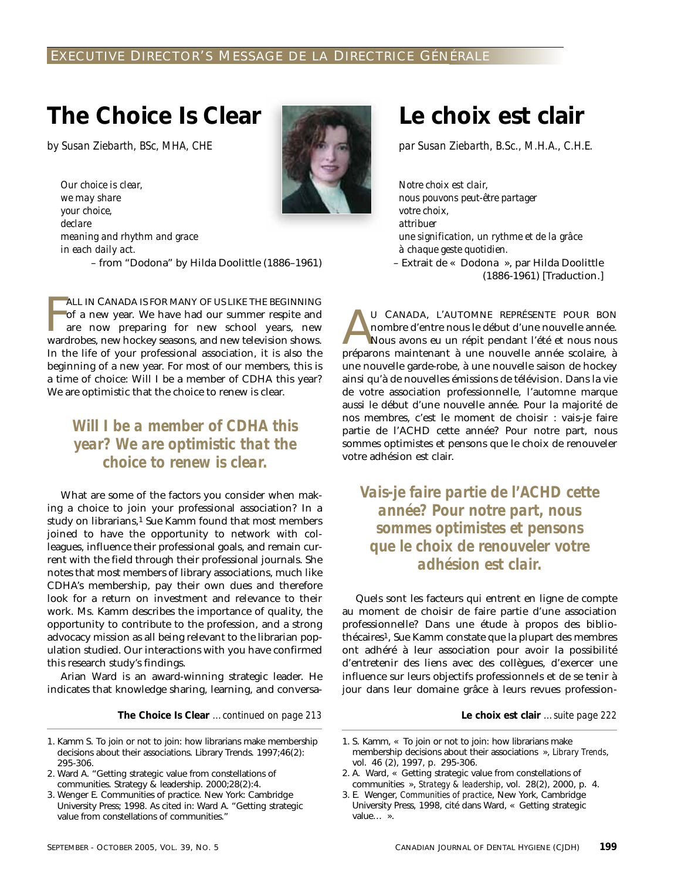EXECUTIVE DIRECTOR'S MESSAGE DE LA DIRECTRICE GÉNÉRALE

# The Choice Is Clear

*by Susan Ziebarth, BSc, MHA, CHE*

*Our choice is clear,*
*we may share*
*your choice,*
*declare*
*meaning and rhythm and grace*
*in each daily act.*

– from "Dodona" by Hilda Doolittle (1886–1961)

FALL IN CANADA IS FOR MANY OF US LIKE THE BEGINNING of a new year. We have had our summer respite and are now preparing for new school years, new wardrobes, new hockey seasons, and new television shows. In the life of your professional association, it is also the beginning of a new year. For most of our members, this is a time of choice: Will I be a member of CDHA this year? We are optimistic that the choice to renew is clear.

**Will I be a member of CDHA this year? We are optimistic that the choice to renew is clear.**

What are some of the factors you consider when making a choice to join your professional association? In a study on librarians,[1] Sue Kamm found that most members joined to have the opportunity to network with colleagues, influence their professional goals, and remain current with the field through their professional journals. She notes that most members of library associations, much like CDHA's membership, pay their own dues and therefore look for a return on investment and relevance to their work. Ms. Kamm describes the importance of quality, the opportunity to contribute to the profession, and a strong advocacy mission as all being relevant to the librarian population studied. Our interactions with you have confirmed this research study's findings.

Arian Ward is an award-winning strategic leader. He indicates that knowledge sharing, learning, and conversa-

**The Choice Is Clear** *...continued on page 213*

1. Kamm S. To join or not to join: how librarians make membership decisions about their associations. Library Trends. 1997;46(2): 295-306.
2. Ward A. "Getting strategic value from constellations of communities. Strategy & leadership. 2000;28(2):4.
3. Wenger E. Communities of practice. New York: Cambridge University Press; 1998. As cited in: Ward A. "Getting strategic value from constellations of communities."

# Le choix est clair

*par Susan Ziebarth, B.Sc., M.H.A., C.H.E.*

*Notre choix est clair,*
*nous pouvons peut-être partager*
*votre choix,*
*attribuer*
*une signification, un rythme et de la grâce*
*à chaque geste quotidien.*

– Extrait de « Dodona », par Hilda Doolittle (1886-1961) [Traduction.]

AU CANADA, L'AUTOMNE REPRÉSENTE POUR BON nombre d'entre nous le début d'une nouvelle année. Nous avons eu un répit pendant l'été et nous nous préparons maintenant à une nouvelle année scolaire, à une nouvelle garde-robe, à une nouvelle saison de hockey ainsi qu'à de nouvelles émissions de télévision. Dans la vie de votre association professionnelle, l'automne marque aussi le début d'une nouvelle année. Pour la majorité de nos membres, c'est le moment de choisir : vais-je faire partie de l'ACHD cette année? Pour notre part, nous sommes optimistes et pensons que le choix de renouveler votre adhésion est clair.

**Vais-je faire partie de l'ACHD cette année? Pour notre part, nous sommes optimistes et pensons que le choix de renouveler votre adhésion est clair.**

Quels sont les facteurs qui entrent en ligne de compte au moment de choisir de faire partie d'une association professionnelle? Dans une étude à propos des bibliothécaires[1], Sue Kamm constate que la plupart des membres ont adhéré à leur association pour avoir la possibilité d'entretenir des liens avec des collègues, d'exercer une influence sur leurs objectifs professionnels et de se tenir à jour dans leur domaine grâce à leurs revues profession-

**Le choix est clair** *... suite page 222*

1. S. Kamm, « To join or not to join: how librarians make membership decisions about their associations », *Library Trends*, vol. 46 (2), 1997, p. 295-306.
2. A. Ward, « Getting strategic value from constellations of communities », *Strategy & leadership*, vol. 28(2), 2000, p. 4.
3. E. Wenger, *Communities of practice*, New York, Cambridge University Press, 1998, cité dans Ward, « Getting strategic value... ».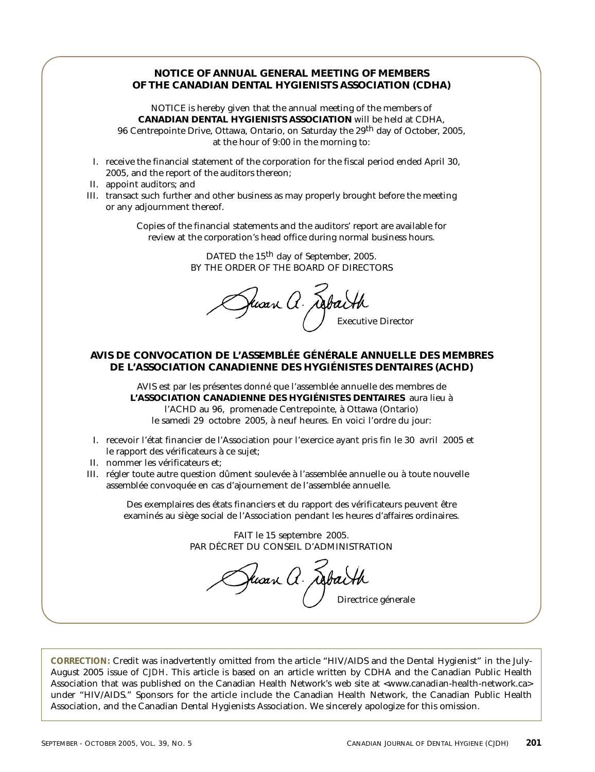## NOTICE OF ANNUAL GENERAL MEETING OF MEMBERS OF THE CANADIAN DENTAL HYGIENISTS ASSOCIATION (CDHA)

NOTICE is hereby given that the annual meeting of the members of **CANADIAN DENTAL HYGIENISTS ASSOCIATION** will be held at CDHA, 96 Centrepointe Drive, Ottawa, Ontario, on Saturday the 29th day of October, 2005, at the hour of 9:00 in the morning to:

I. receive the financial statement of the corporation for the fiscal period ended April 30, 2005, and the report of the auditors thereon;
II. appoint auditors; and
III. transact such further and other business as may properly brought before the meeting or any adjournment thereof.

Copies of the financial statements and the auditors' report are available for review at the corporation's head office during normal business hours.

DATED the 15th day of September, 2005.
BY THE ORDER OF THE BOARD OF DIRECTORS

Susan A. Ziebarth
*Executive Director*

## AVIS DE CONVOCATION DE L'ASSEMBLÉE GÉNÉRALE ANNUELLE DES MEMBRES DE L'ASSOCIATION CANADIENNE DES HYGIÉNISTES DENTAIRES (ACHD)

AVIS est par les présentes donné que l'assemblée annuelle des membres de **L'ASSOCIATION CANADIENNE DES HYGIÉNISTES DENTAIRES** aura lieu à l'ACHD au 96, promenade Centrepointe, à Ottawa (Ontario) le samedi 29 octobre 2005, à neuf heures. En voici l'ordre du jour:

I. recevoir l'état financier de l'Association pour l'exercice ayant pris fin le 30 avril 2005 et le rapport des vérificateurs à ce sujet;
II. nommer les vérificateurs et;
III. régler toute autre question dûment soulevée à l'assemblée annuelle ou à toute nouvelle assemblée convoquée en cas d'ajournement de l'assemblée annuelle.

Des exemplaires des états financiers et du rapport des vérificateurs peuvent être examinés au siège social de l'Association pendant les heures d'affaires ordinaires.

FAIT le 15 septembre 2005.
PAR DÉCRET DU CONSEIL D'ADMINISTRATION

Susan A. Ziebarth
*Directrice génerale*

**CORRECTION:** Credit was inadvertently omitted from the article "HIV/AIDS and the Dental Hygienist" in the July-August 2005 issue of *CJDH*. This article is based on an article written by CDHA and the Canadian Public Health Association that was published on the Canadian Health Network's web site at <www.canadian-health-network.ca> under "HIV/AIDS." Sponsors for the article include the Canadian Health Network, the Canadian Public Health Association, and the Canadian Dental Hygienists Association. We sincerely apologize for this omission.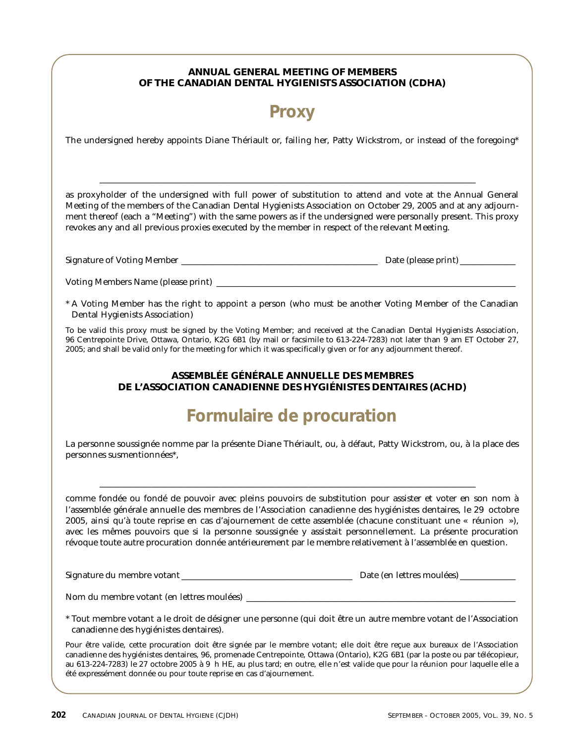**ANNUAL GENERAL MEETING OF MEMBERS
OF THE CANADIAN DENTAL HYGIENISTS ASSOCIATION (CDHA)**

# Proxy

The undersigned hereby appoints Diane Thériault or, failing her, Patty Wickstrom, or instead of the foregoing*

_______________________________________________________________________________

as proxyholder of the undersigned with full power of substitution to attend and vote at the Annual General Meeting of the members of the Canadian Dental Hygienists Association on October 29, 2005 and at any adjournment thereof (each a "Meeting") with the same powers as if the undersigned were personally present. This proxy revokes any and all previous proxies executed by the member in respect of the relevant Meeting.

Signature of Voting Member _____________________________________________ Date (please print) _____________

Voting Members Name (please print) ______________________________________________________________________

* A Voting Member has the right to appoint a person (who must be another Voting Member of the Canadian Dental Hygienists Association)

To be valid this proxy must be signed by the Voting Member; and received at the Canadian Dental Hygienists Association, 96 Centrepointe Drive, Ottawa, Ontario, K2G 6B1 (by mail or facsimile to 613-224-7283) not later than 9 am ET October 27, 2005; and shall be valid only for the meeting for which it was specifically given or for any adjournment thereof.

**ASSEMBLÉE GÉNÉRALE ANNUELLE DES MEMBRES
DE L'ASSOCIATION CANADIENNE DES HYGIÉNISTES DENTAIRES (ACHD)**

# Formulaire de procuration

La personne soussignée nomme par la présente Diane Thériault, ou, à défaut, Patty Wickstrom, ou, à la place des personnes susmentionnées*,

_______________________________________________________________________________

comme fondée ou fondé de pouvoir avec pleins pouvoirs de substitution pour assister et voter en son nom à l'assemblée générale annuelle des membres de l'Association canadienne des hygiénistes dentaires, le 29 octobre 2005, ainsi qu'à toute reprise en cas d'ajournement de cette assemblée (chacune constituant une « réunion »), avec les mêmes pouvoirs que si la personne soussignée y assistait personnellement. La présente procuration révoque toute autre procuration donnée antérieurement par le membre relativement à l'assemblée en question.

Signature du membre votant ________________________________________ Date (en lettres moulées) _____________

Nom du membre votant (en lettres moulées) ______________________________________________________________

* Tout membre votant a le droit de désigner une personne (qui doit être un autre membre votant de l'Association canadienne des hygiénistes dentaires).

Pour être valide, cette procuration doit être signée par le membre votant; elle doit être reçue aux bureaux de l'Association canadienne des hygiénistes dentaires, 96, promenade Centrepointe, Ottawa (Ontario), K2G 6B1 (par la poste ou par télécopieur, au 613-224-7283) le 27 octobre 2005 à 9 h HE, au plus tard; en outre, elle n'est valide que pour la réunion pour laquelle elle a été expressément donnée ou pour toute reprise en cas d'ajournement.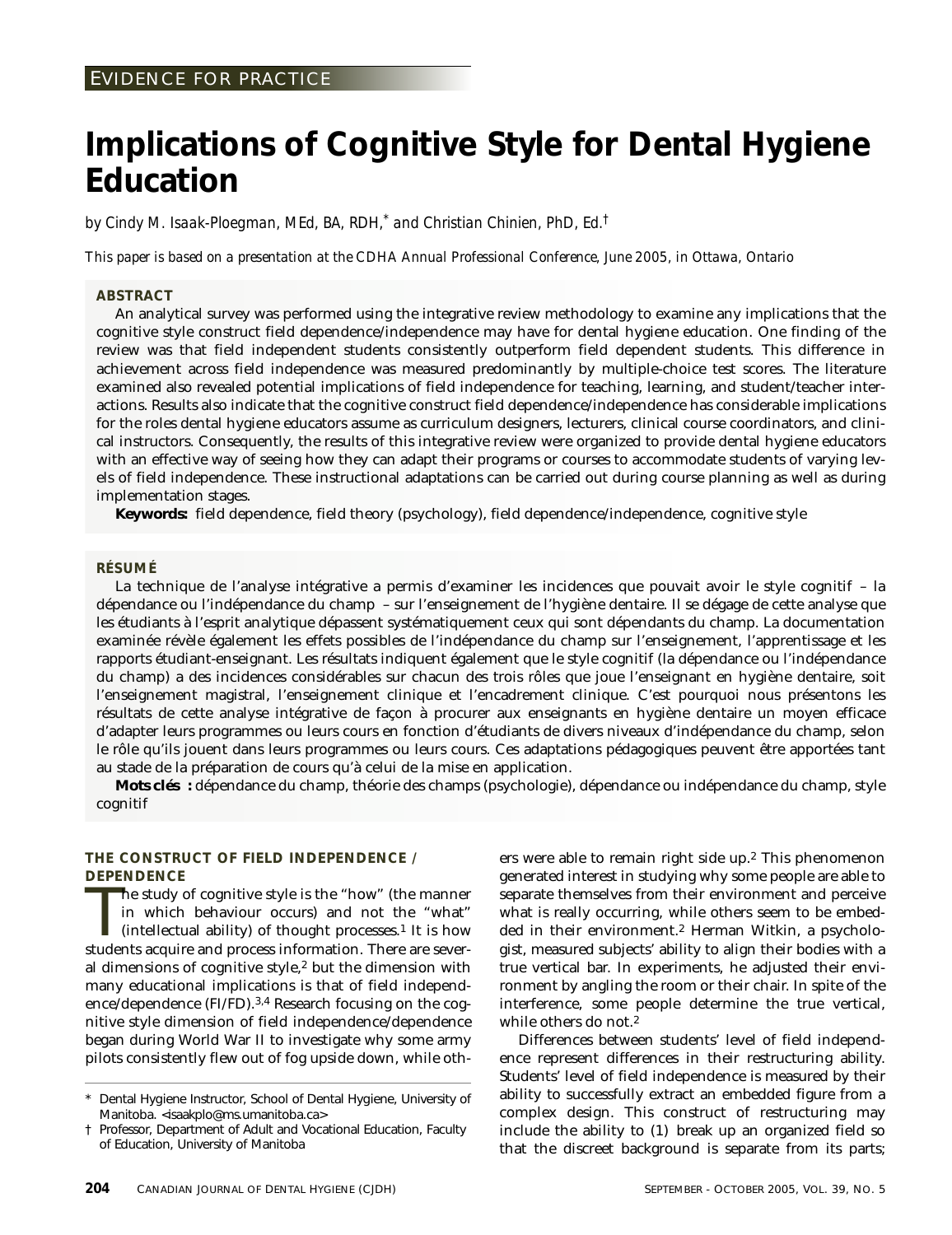EVIDENCE FOR PRACTICE

# Implications of Cognitive Style for Dental Hygiene Education

*by Cindy M. Isaak-Ploegman, MEd, BA, RDH,[*] and Christian Chinien, PhD, Ed.[†]*

*This paper is based on a presentation at the CDHA Annual Professional Conference, June 2005, in Ottawa, Ontario*

## ABSTRACT

An analytical survey was performed using the integrative review methodology to examine any implications that the cognitive style construct field dependence/independence may have for dental hygiene education. One finding of the review was that field independent students consistently outperform field dependent students. This difference in achievement across field independence was measured predominantly by multiple-choice test scores. The literature examined also revealed potential implications of field independence for teaching, learning, and student/teacher interactions. Results also indicate that the cognitive construct field dependence/independence has considerable implications for the roles dental hygiene educators assume as curriculum designers, lecturers, clinical course coordinators, and clinical instructors. Consequently, the results of this integrative review were organized to provide dental hygiene educators with an effective way of seeing how they can adapt their programs or courses to accommodate students of varying levels of field independence. These instructional adaptations can be carried out during course planning as well as during implementation stages.

**Keywords:** field dependence, field theory (psychology), field dependence/independence, cognitive style

## RÉSUMÉ

La technique de l'analyse intégrative a permis d'examiner les incidences que pouvait avoir le style cognitif – la dépendance ou l'indépendance du champ – sur l'enseignement de l'hygiène dentaire. Il se dégage de cette analyse que les étudiants à l'esprit analytique dépassent systématiquement ceux qui sont dépendants du champ. La documentation examinée révèle également les effets possibles de l'indépendance du champ sur l'enseignement, l'apprentissage et les rapports étudiant-enseignant. Les résultats indiquent également que le style cognitif (la dépendance ou l'indépendance du champ) a des incidences considérables sur chacun des trois rôles que joue l'enseignant en hygiène dentaire, soit l'enseignement magistral, l'enseignement clinique et l'encadrement clinique. C'est pourquoi nous présentons les résultats de cette analyse intégrative de façon à procurer aux enseignants en hygiène dentaire un moyen efficace d'adapter leurs programmes ou leurs cours en fonction d'étudiants de divers niveaux d'indépendance du champ, selon le rôle qu'ils jouent dans leurs programmes ou leurs cours. Ces adaptations pédagogiques peuvent être apportées tant au stade de la préparation de cours qu'à celui de la mise en application.

**Mots clés :** dépendance du champ, théorie des champs (psychologie), dépendance ou indépendance du champ, style cognitif

## THE CONSTRUCT OF FIELD INDEPENDENCE / DEPENDENCE

The study of cognitive style is the "how" (the manner in which behaviour occurs) and not the "what" (intellectual ability) of thought processes.[1] It is how students acquire and process information. There are several dimensions of cognitive style,[2] but the dimension with many educational implications is that of field independence/dependence (FI/FD).[3,4] Research focusing on the cognitive style dimension of field independence/dependence began during World War II to investigate why some army pilots consistently flew out of fog upside down, while others were able to remain right side up.[2] This phenomenon generated interest in studying why some people are able to separate themselves from their environment and perceive what is really occurring, while others seem to be embedded in their environment.[2] Herman Witkin, a psychologist, measured subjects' ability to align their bodies with a true vertical bar. In experiments, he adjusted their environment by angling the room or their chair. In spite of the interference, some people determine the true vertical, while others do not.[2]

Differences between students' level of field independence represent differences in their restructuring ability. Students' level of field independence is measured by their ability to successfully extract an embedded figure from a complex design. This construct of restructuring may include the ability to (1) break up an organized field so that the discreet background is separate from its parts;

---

* Dental Hygiene Instructor, School of Dental Hygiene, University of Manitoba. <isaakplo@ms.umanitoba.ca>

† Professor, Department of Adult and Vocational Education, Faculty of Education, University of Manitoba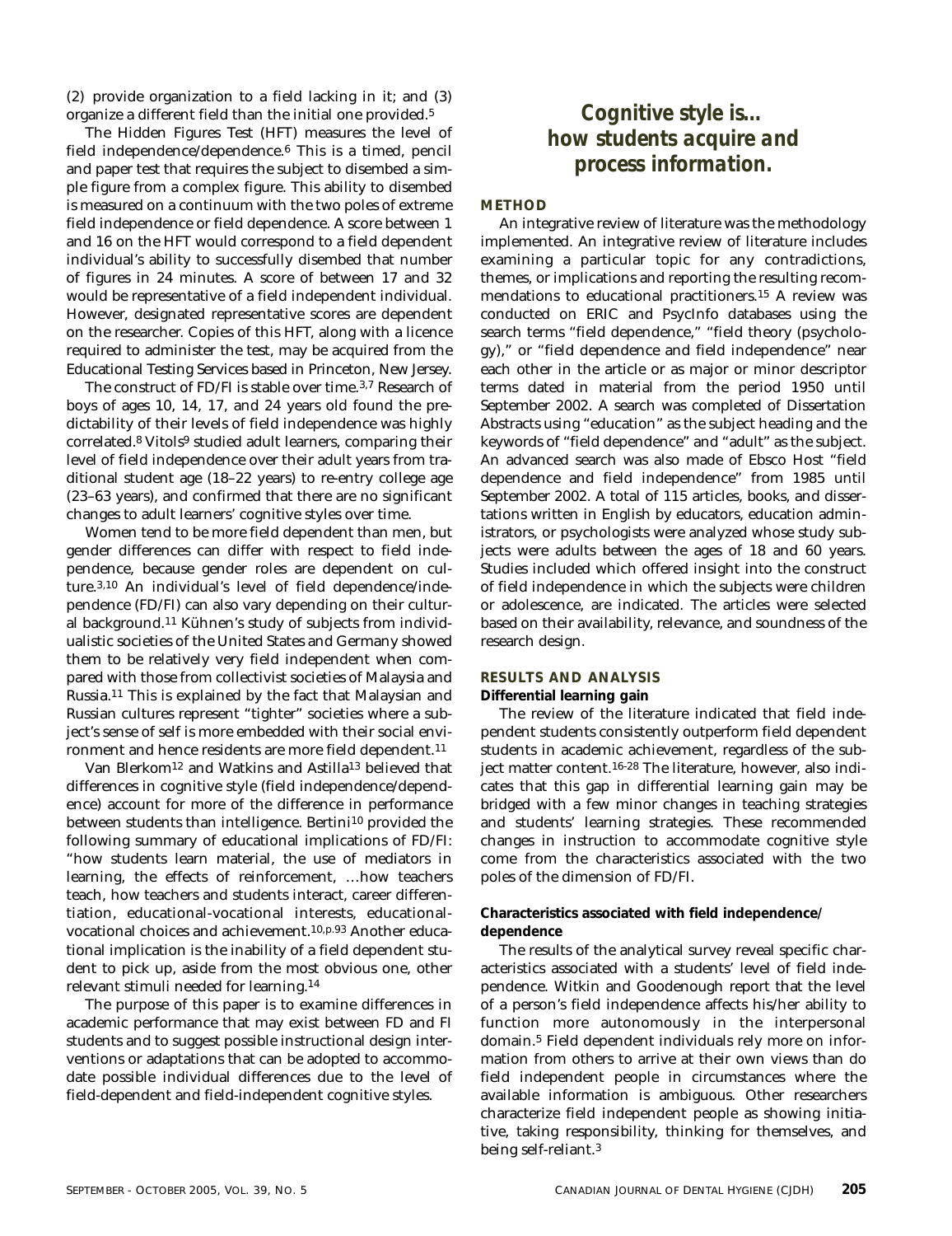(2) provide organization to a field lacking in it; and (3) organize a different field than the initial one provided.[5]

The Hidden Figures Test (HFT) measures the level of field independence/dependence.[6] This is a timed, pencil and paper test that requires the subject to disembed a simple figure from a complex figure. This ability to disembed is measured on a continuum with the two poles of extreme field independence or field dependence. A score between 1 and 16 on the HFT would correspond to a field dependent individual's ability to successfully disembed that number of figures in 24 minutes. A score of between 17 and 32 would be representative of a field independent individual. However, designated representative scores are dependent on the researcher. Copies of this HFT, along with a licence required to administer the test, may be acquired from the Educational Testing Services based in Princeton, New Jersey.

The construct of FD/FI is stable over time.[3,7] Research of boys of ages 10, 14, 17, and 24 years old found the predictability of their levels of field independence was highly correlated.[8] Vitols[9] studied adult learners, comparing their level of field independence over their adult years from traditional student age (18–22 years) to re-entry college age (23–63 years), and confirmed that there are no significant changes to adult learners' cognitive styles over time.

Women tend to be more field dependent than men, but gender differences can differ with respect to field independence, because gender roles are dependent on culture.[3,10] An individual's level of field dependence/independence (FD/FI) can also vary depending on their cultural background.[11] Kühnen's study of subjects from individualistic societies of the United States and Germany showed them to be relatively very field independent when compared with those from collectivist societies of Malaysia and Russia.[11] This is explained by the fact that Malaysian and Russian cultures represent "tighter" societies where a subject's sense of self is more embedded with their social environment and hence residents are more field dependent.[11]

Van Blerkom[12] and Watkins and Astilla[13] believed that differences in cognitive style (field independence/dependence) account for more of the difference in performance between students than intelligence. Bertini[10] provided the following summary of educational implications of FD/FI: "how students learn material, the use of mediators in learning, the effects of reinforcement, …how teachers teach, how teachers and students interact, career differentiation, educational-vocational interests, educational-vocational choices and achievement.[10,p.93] Another educational implication is the inability of a field dependent student to pick up, aside from the most obvious one, other relevant stimuli needed for learning.[14]

The purpose of this paper is to examine differences in academic performance that may exist between FD and FI students and to suggest possible instructional design interventions or adaptations that can be adopted to accommodate possible individual differences due to the level of field-dependent and field-independent cognitive styles.

***Cognitive style is… how students acquire and process information.***

## METHOD

An integrative review of literature was the methodology implemented. An integrative review of literature includes examining a particular topic for any contradictions, themes, or implications and reporting the resulting recommendations to educational practitioners.[15] A review was conducted on ERIC and PsycInfo databases using the search terms "field dependence," "field theory (psychology)," or "field dependence and field independence" near each other in the article or as major or minor descriptor terms dated in material from the period 1950 until September 2002. A search was completed of Dissertation Abstracts using "education" as the subject heading and the keywords of "field dependence" and "adult" as the subject. An advanced search was also made of Ebsco Host "field dependence and field independence" from 1985 until September 2002. A total of 115 articles, books, and dissertations written in English by educators, education administrators, or psychologists were analyzed whose study subjects were adults between the ages of 18 and 60 years. Studies included which offered insight into the construct of field independence in which the subjects were children or adolescence, are indicated. The articles were selected based on their availability, relevance, and soundness of the research design.

## RESULTS AND ANALYSIS

### Differential learning gain

The review of the literature indicated that field independent students consistently outperform field dependent students in academic achievement, regardless of the subject matter content.[16-28] The literature, however, also indicates that this gap in differential learning gain may be bridged with a few minor changes in teaching strategies and students' learning strategies. These recommended changes in instruction to accommodate cognitive style come from the characteristics associated with the two poles of the dimension of FD/FI.

### Characteristics associated with field independence/dependence

The results of the analytical survey reveal specific characteristics associated with a students' level of field independence. Witkin and Goodenough report that the level of a person's field independence affects his/her ability to function more autonomously in the interpersonal domain.[5] Field dependent individuals rely more on information from others to arrive at their own views than do field independent people in circumstances where the available information is ambiguous. Other researchers characterize field independent people as showing initiative, taking responsibility, thinking for themselves, and being self-reliant.[3]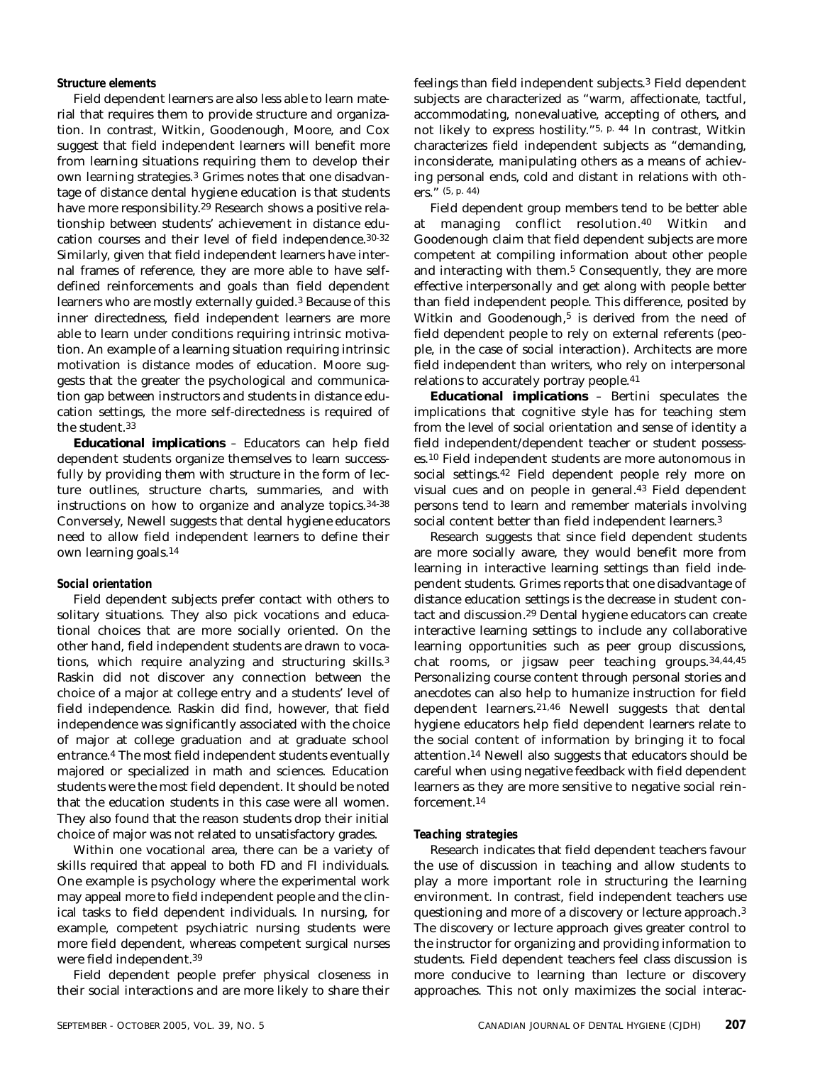### Structure elements

Field dependent learners are also less able to learn material that requires them to provide structure and organization. In contrast, Witkin, Goodenough, Moore, and Cox suggest that field independent learners will benefit more from learning situations requiring them to develop their own learning strategies.[3] Grimes notes that one disadvantage of distance dental hygiene education is that students have more responsibility.[29] Research shows a positive relationship between students' achievement in distance education courses and their level of field independence.[30-32] Similarly, given that field independent learners have internal frames of reference, they are more able to have self-defined reinforcements and goals than field dependent learners who are mostly externally guided.[3] Because of this inner directedness, field independent learners are more able to learn under conditions requiring intrinsic motivation. An example of a learning situation requiring intrinsic motivation is distance modes of education. Moore suggests that the greater the psychological and communication gap between instructors and students in distance education settings, the more self-directedness is required of the student.[33]

**Educational implications** – Educators can help field dependent students organize themselves to learn successfully by providing them with structure in the form of lecture outlines, structure charts, summaries, and with instructions on how to organize and analyze topics.[34-38] Conversely, Newell suggests that dental hygiene educators need to allow field independent learners to define their own learning goals.[14]

### Social orientation

Field dependent subjects prefer contact with others to solitary situations. They also pick vocations and educational choices that are more socially oriented. On the other hand, field independent students are drawn to vocations, which require analyzing and structuring skills.[3] Raskin did not discover any connection between the choice of a major at college entry and a students' level of field independence. Raskin did find, however, that field independence was significantly associated with the choice of major at college graduation and at graduate school entrance.[4] The most field independent students eventually majored or specialized in math and sciences. Education students were the most field dependent. It should be noted that the education students in this case were all women. They also found that the reason students drop their initial choice of major was not related to unsatisfactory grades.

Within one vocational area, there can be a variety of skills required that appeal to both FD and FI individuals. One example is psychology where the experimental work may appeal more to field independent people and the clinical tasks to field dependent individuals. In nursing, for example, competent psychiatric nursing students were more field dependent, whereas competent surgical nurses were field independent.[39]

Field dependent people prefer physical closeness in their social interactions and are more likely to share their feelings than field independent subjects.[3] Field dependent subjects are characterized as "warm, affectionate, tactful, accommodating, nonevaluative, accepting of others, and not likely to express hostility."[5, p. 44] In contrast, Witkin characterizes field independent subjects as "demanding, inconsiderate, manipulating others as a means of achieving personal ends, cold and distant in relations with others." (5, p. 44)

Field dependent group members tend to be better able at managing conflict resolution.[40] Witkin and Goodenough claim that field dependent subjects are more competent at compiling information about other people and interacting with them.[5] Consequently, they are more effective interpersonally and get along with people better than field independent people. This difference, posited by Witkin and Goodenough,[5] is derived from the need of field dependent people to rely on external referents (people, in the case of social interaction). Architects are more field independent than writers, who rely on interpersonal relations to accurately portray people.[41]

**Educational implications** – Bertini speculates the implications that cognitive style has for teaching stem from the level of social orientation and sense of identity a field independent/dependent teacher or student possesses.[10] Field independent students are more autonomous in social settings.[42] Field dependent people rely more on visual cues and on people in general.[43] Field dependent persons tend to learn and remember materials involving social content better than field independent learners.[3]

Research suggests that since field dependent students are more socially aware, they would benefit more from learning in interactive learning settings than field independent students. Grimes reports that one disadvantage of distance education settings is the decrease in student contact and discussion.[29] Dental hygiene educators can create interactive learning settings to include any collaborative learning opportunities such as peer group discussions, chat rooms, or jigsaw peer teaching groups.[34,44,45] Personalizing course content through personal stories and anecdotes can also help to humanize instruction for field dependent learners.[21,46] Newell suggests that dental hygiene educators help field dependent learners relate to the social content of information by bringing it to focal attention.[14] Newell also suggests that educators should be careful when using negative feedback with field dependent learners as they are more sensitive to negative social reinforcement.[14]

### Teaching strategies

Research indicates that field dependent teachers favour the use of discussion in teaching and allow students to play a more important role in structuring the learning environment. In contrast, field independent teachers use questioning and more of a discovery or lecture approach.[3] The discovery or lecture approach gives greater control to the instructor for organizing and providing information to students. Field dependent teachers feel class discussion is more conducive to learning than lecture or discovery approaches. This not only maximizes the social interac-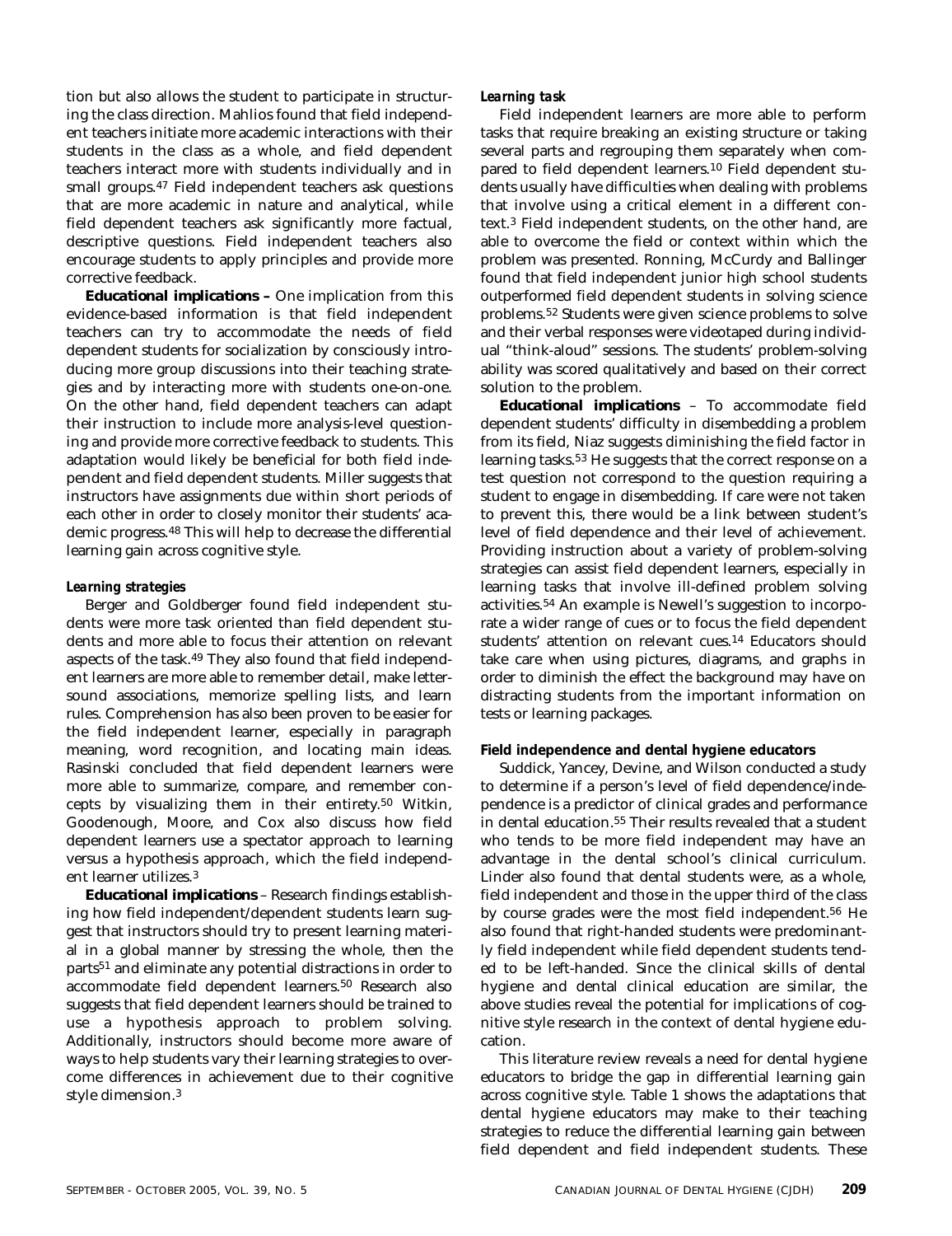tion but also allows the student to participate in structuring the class direction. Mahlios found that field independent teachers initiate more academic interactions with their students in the class as a whole, and field dependent teachers interact more with students individually and in small groups.[47] Field independent teachers ask questions that are more academic in nature and analytical, while field dependent teachers ask significantly more factual, descriptive questions. Field independent teachers also encourage students to apply principles and provide more corrective feedback.

**Educational implications –** One implication from this evidence-based information is that field independent teachers can try to accommodate the needs of field dependent students for socialization by consciously introducing more group discussions into their teaching strategies and by interacting more with students one-on-one. On the other hand, field dependent teachers can adapt their instruction to include more analysis-level questioning and provide more corrective feedback to students. This adaptation would likely be beneficial for both field independent and field dependent students. Miller suggests that instructors have assignments due within short periods of each other in order to closely monitor their students' academic progress.[48] This will help to decrease the differential learning gain across cognitive style.

### *Learning strategies*

Berger and Goldberger found field independent students were more task oriented than field dependent students and more able to focus their attention on relevant aspects of the task.[49] They also found that field independent learners are more able to remember detail, make letter-sound associations, memorize spelling lists, and learn rules. Comprehension has also been proven to be easier for the field independent learner, especially in paragraph meaning, word recognition, and locating main ideas. Rasinski concluded that field dependent learners were more able to summarize, compare, and remember concepts by visualizing them in their entirety.[50] Witkin, Goodenough, Moore, and Cox also discuss how field dependent learners use a spectator approach to learning versus a hypothesis approach, which the field independent learner utilizes.[3]

**Educational implications** – Research findings establishing how field independent/dependent students learn suggest that instructors should try to present learning material in a global manner by stressing the whole, then the parts[51] and eliminate any potential distractions in order to accommodate field dependent learners.[50] Research also suggests that field dependent learners should be trained to use a hypothesis approach to problem solving. Additionally, instructors should become more aware of ways to help students vary their learning strategies to overcome differences in achievement due to their cognitive style dimension.[3]

### *Learning task*

Field independent learners are more able to perform tasks that require breaking an existing structure or taking several parts and regrouping them separately when compared to field dependent learners.[10] Field dependent students usually have difficulties when dealing with problems that involve using a critical element in a different context.[3] Field independent students, on the other hand, are able to overcome the field or context within which the problem was presented. Ronning, McCurdy and Ballinger found that field independent junior high school students outperformed field dependent students in solving science problems.[52] Students were given science problems to solve and their verbal responses were videotaped during individual "think-aloud" sessions. The students' problem-solving ability was scored qualitatively and based on their correct solution to the problem.

**Educational implications** – To accommodate field dependent students' difficulty in disembedding a problem from its field, Niaz suggests diminishing the field factor in learning tasks.[53] He suggests that the correct response on a test question not correspond to the question requiring a student to engage in disembedding. If care were not taken to prevent this, there would be a link between student's level of field dependence and their level of achievement. Providing instruction about a variety of problem-solving strategies can assist field dependent learners, especially in learning tasks that involve ill-defined problem solving activities.[54] An example is Newell's suggestion to incorporate a wider range of cues or to focus the field dependent students' attention on relevant cues.[14] Educators should take care when using pictures, diagrams, and graphs in order to diminish the effect the background may have on distracting students from the important information on tests or learning packages.

### Field independence and dental hygiene educators

Suddick, Yancey, Devine, and Wilson conducted a study to determine if a person's level of field dependence/independence is a predictor of clinical grades and performance in dental education.[55] Their results revealed that a student who tends to be more field independent may have an advantage in the dental school's clinical curriculum. Linder also found that dental students were, as a whole, field independent and those in the upper third of the class by course grades were the most field independent.[56] He also found that right-handed students were predominantly field independent while field dependent students tended to be left-handed. Since the clinical skills of dental hygiene and dental clinical education are similar, the above studies reveal the potential for implications of cognitive style research in the context of dental hygiene education.

This literature review reveals a need for dental hygiene educators to bridge the gap in differential learning gain across cognitive style. Table 1 shows the adaptations that dental hygiene educators may make to their teaching strategies to reduce the differential learning gain between field dependent and field independent students. These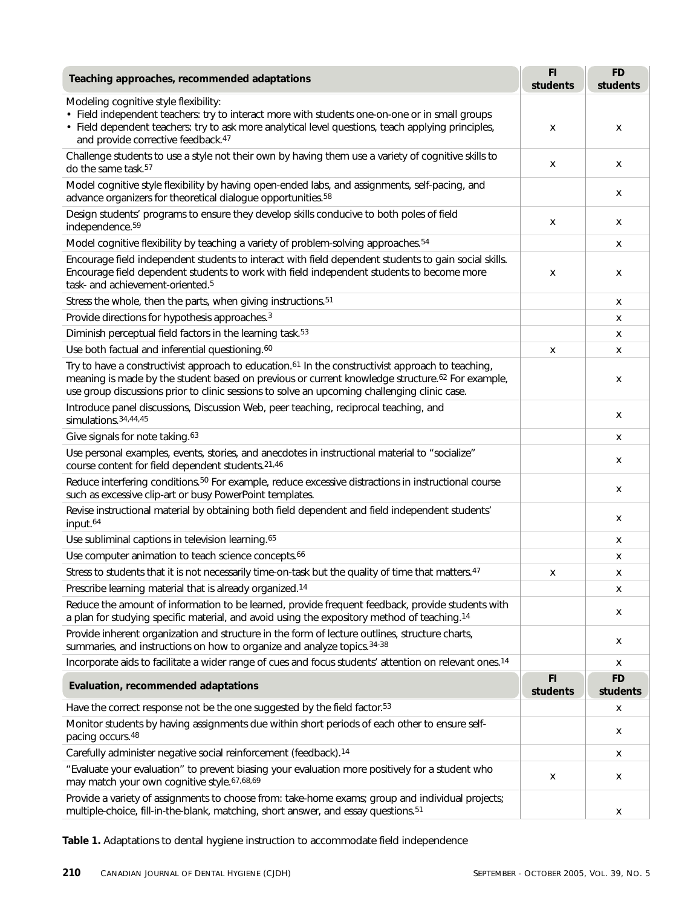| Teaching approaches, recommended adaptations | FI students | FD students |
|---|---|---|
| Modeling cognitive style flexibility:<br>• Field independent teachers: try to interact more with students one-on-one or in small groups<br>• Field dependent teachers: try to ask more analytical level questions, teach applying principles, and provide corrective feedback.[47] | x | x |
| Challenge students to use a style not their own by having them use a variety of cognitive skills to do the same task.[57] | x | x |
| Model cognitive style flexibility by having open-ended labs, and assignments, self-pacing, and advance organizers for theoretical dialogue opportunities.[58] | | x |
| Design students' programs to ensure they develop skills conducive to both poles of field independence.[59] | x | x |
| Model cognitive flexibility by teaching a variety of problem-solving approaches.[54] | | x |
| Encourage field independent students to interact with field dependent students to gain social skills. Encourage field dependent students to work with field independent students to become more task- and achievement-oriented.[5] | x | x |
| Stress the whole, then the parts, when giving instructions.[51] | | x |
| Provide directions for hypothesis approaches.[3] | | x |
| Diminish perceptual field factors in the learning task.[53] | | x |
| Use both factual and inferential questioning.[60] | x | x |
| Try to have a constructivist approach to education.[61] In the constructivist approach to teaching, meaning is made by the student based on previous or current knowledge structure.[62] For example, use group discussions prior to clinic sessions to solve an upcoming challenging clinic case. | | x |
| Introduce panel discussions, Discussion Web, peer teaching, reciprocal teaching, and simulations.[34,44,45] | | x |
| Give signals for note taking.[63] | | x |
| Use personal examples, events, stories, and anecdotes in instructional material to "socialize" course content for field dependent students.[21,46] | | x |
| Reduce interfering conditions.[50] For example, reduce excessive distractions in instructional course such as excessive clip-art or busy PowerPoint templates. | | x |
| Revise instructional material by obtaining both field dependent and field independent students' input.[64] | | x |
| Use subliminal captions in television learning.[65] | | x |
| Use computer animation to teach science concepts.[66] | | x |
| Stress to students that it is not necessarily time-on-task but the quality of time that matters.[47] | x | x |
| Prescribe learning material that is already organized.[14] | | x |
| Reduce the amount of information to be learned, provide frequent feedback, provide students with a plan for studying specific material, and avoid using the expository method of teaching.[14] | | x |
| Provide inherent organization and structure in the form of lecture outlines, structure charts, summaries, and instructions on how to organize and analyze topics.[34-38] | | x |
| Incorporate aids to facilitate a wider range of cues and focus students' attention on relevant ones.[14] | | x |
| **Evaluation, recommended adaptations** | **FI students** | **FD students** |
| Have the correct response not be the one suggested by the field factor.[53] | | x |
| Monitor students by having assignments due within short periods of each other to ensure self-pacing occurs.[48] | | x |
| Carefully administer negative social reinforcement (feedback).[14] | | x |
| "Evaluate your evaluation" to prevent biasing your evaluation more positively for a student who may match your own cognitive style.[67,68,69] | x | x |
| Provide a variety of assignments to choose from: take-home exams; group and individual projects; multiple-choice, fill-in-the-blank, matching, short answer, and essay questions.[51] | | x |

**Table 1.** Adaptations to dental hygiene instruction to accommodate field independence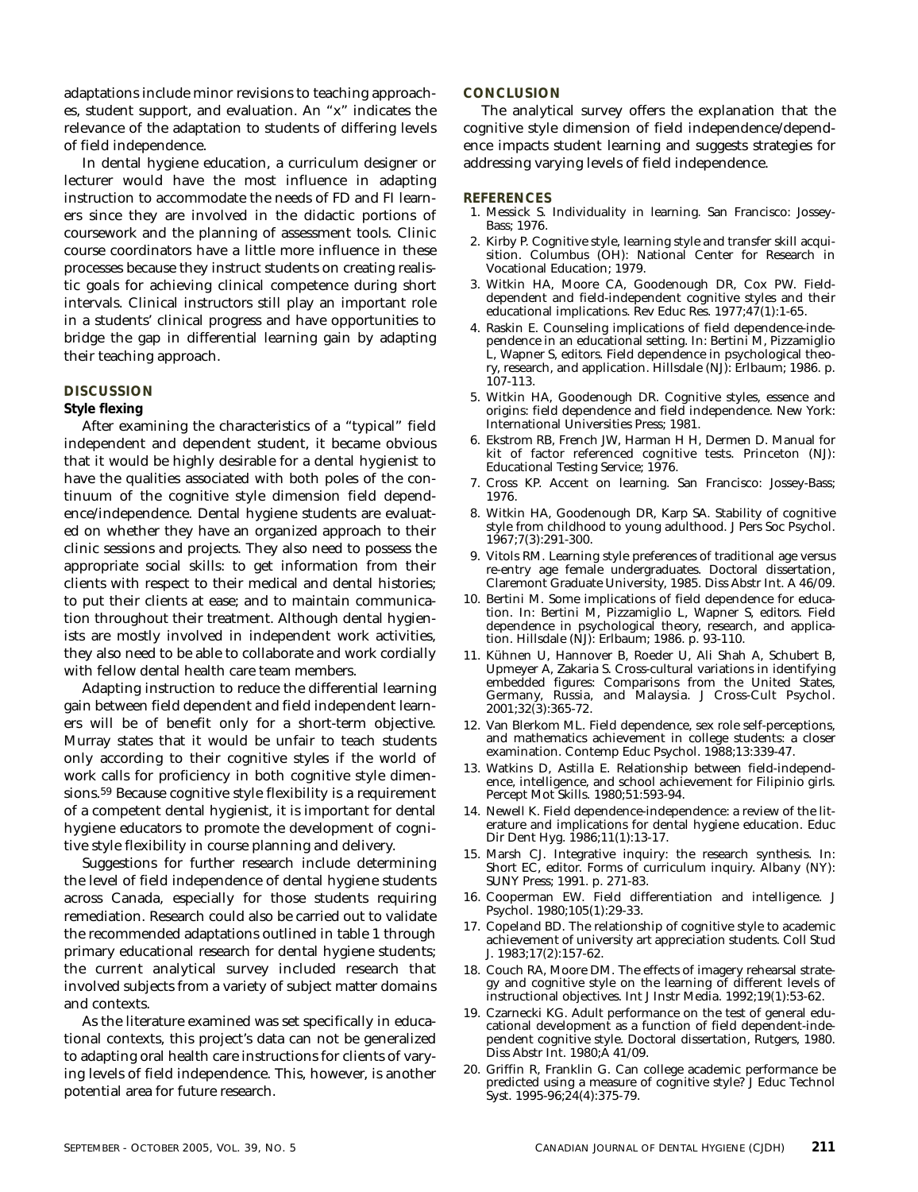adaptations include minor revisions to teaching approaches, student support, and evaluation. An "x" indicates the relevance of the adaptation to students of differing levels of field independence.

In dental hygiene education, a curriculum designer or lecturer would have the most influence in adapting instruction to accommodate the needs of FD and FI learners since they are involved in the didactic portions of coursework and the planning of assessment tools. Clinic course coordinators have a little more influence in these processes because they instruct students on creating realistic goals for achieving clinical competence during short intervals. Clinical instructors still play an important role in a students' clinical progress and have opportunities to bridge the gap in differential learning gain by adapting their teaching approach.

## DISCUSSION

### Style flexing

After examining the characteristics of a "typical" field independent and dependent student, it became obvious that it would be highly desirable for a dental hygienist to have the qualities associated with both poles of the continuum of the cognitive style dimension field dependence/independence. Dental hygiene students are evaluated on whether they have an organized approach to their clinic sessions and projects. They also need to possess the appropriate social skills: to get information from their clients with respect to their medical and dental histories; to put their clients at ease; and to maintain communication throughout their treatment. Although dental hygienists are mostly involved in independent work activities, they also need to be able to collaborate and work cordially with fellow dental health care team members.

Adapting instruction to reduce the differential learning gain between field dependent and field independent learners will be of benefit only for a short-term objective. Murray states that it would be unfair to teach students only according to their cognitive styles if the world of work calls for proficiency in both cognitive style dimensions.[59] Because cognitive style flexibility is a requirement of a competent dental hygienist, it is important for dental hygiene educators to promote the development of cognitive style flexibility in course planning and delivery.

Suggestions for further research include determining the level of field independence of dental hygiene students across Canada, especially for those students requiring remediation. Research could also be carried out to validate the recommended adaptations outlined in table 1 through primary educational research for dental hygiene students; the current analytical survey included research that involved subjects from a variety of subject matter domains and contexts.

As the literature examined was set specifically in educational contexts, this project's data can not be generalized to adapting oral health care instructions for clients of varying levels of field independence. This, however, is another potential area for future research.

## CONCLUSION

The analytical survey offers the explanation that the cognitive style dimension of field independence/dependence impacts student learning and suggests strategies for addressing varying levels of field independence.

## REFERENCES

1. Messick S. Individuality in learning. San Francisco: Jossey-Bass; 1976.
2. Kirby P. Cognitive style, learning style and transfer skill acquisition. Columbus (OH): National Center for Research in Vocational Education; 1979.
3. Witkin HA, Moore CA, Goodenough DR, Cox PW. Field-dependent and field-independent cognitive styles and their educational implications. Rev Educ Res. 1977;47(1):1-65.
4. Raskin E. Counseling implications of field dependence-independence in an educational setting. In: Bertini M, Pizzamiglio L, Wapner S, editors. Field dependence in psychological theory, research, and application. Hillsdale (NJ): Erlbaum; 1986. p. 107-113.
5. Witkin HA, Goodenough DR. Cognitive styles, essence and origins: field dependence and field independence. New York: International Universities Press; 1981.
6. Ekstrom RB, French JW, Harman H H, Dermen D. Manual for kit of factor referenced cognitive tests. Princeton (NJ): Educational Testing Service; 1976.
7. Cross KP. Accent on learning. San Francisco: Jossey-Bass; 1976.
8. Witkin HA, Goodenough DR, Karp SA. Stability of cognitive style from childhood to young adulthood. J Pers Soc Psychol. 1967;7(3):291-300.
9. Vitols RM. Learning style preferences of traditional age versus re-entry age female undergraduates. Doctoral dissertation, Claremont Graduate University, 1985. Diss Abstr Int. A 46/09.
10. Bertini M. Some implications of field dependence for education. In: Bertini M, Pizzamiglio L, Wapner S, editors. Field dependence in psychological theory, research, and application. Hillsdale (NJ): Erlbaum; 1986. p. 93-110.
11. Kühnen U, Hannover B, Roeder U, Ali Shah A, Schubert B, Upmeyer A, Zakaria S. Cross-cultural variations in identifying embedded figures: Comparisons from the United States, Germany, Russia, and Malaysia. J Cross-Cult Psychol. 2001;32(3):365-72.
12. Van Blerkom ML. Field dependence, sex role self-perceptions, and mathematics achievement in college students: a closer examination. Contemp Educ Psychol. 1988;13:339-47.
13. Watkins D, Astilla E. Relationship between field-independence, intelligence, and school achievement for Filipinio girls. Percept Mot Skills. 1980;51:593-94.
14. Newell K. Field dependence-independence: a review of the literature and implications for dental hygiene education. Educ Dir Dent Hyg. 1986;11(1):13-17.
15. Marsh CJ. Integrative inquiry: the research synthesis. In: Short EC, editor. Forms of curriculum inquiry. Albany (NY): SUNY Press; 1991. p. 271-83.
16. Cooperman EW. Field differentiation and intelligence. J Psychol. 1980;105(1):29-33.
17. Copeland BD. The relationship of cognitive style to academic achievement of university art appreciation students. Coll Stud J. 1983;17(2):157-62.
18. Couch RA, Moore DM. The effects of imagery rehearsal strategy and cognitive style on the learning of different levels of instructional objectives. Int J Instr Media. 1992;19(1):53-62.
19. Czarnecki KG. Adult performance on the test of general educational development as a function of field dependent-independent cognitive style. Doctoral dissertation, Rutgers, 1980. Diss Abstr Int. 1980;A 41/09.
20. Griffin R, Franklin G. Can college academic performance be predicted using a measure of cognitive style? J Educ Technol Syst. 1995-96;24(4):375-79.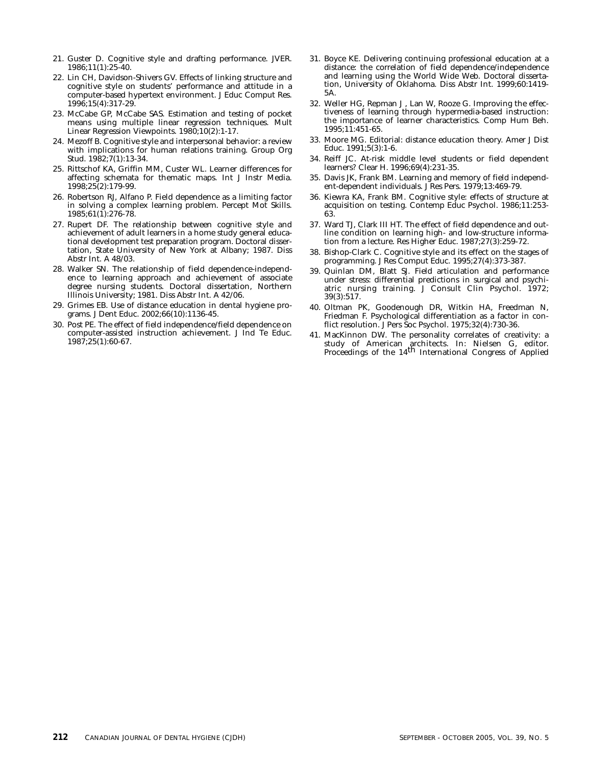21. Guster D. Cognitive style and drafting performance. JVER. 1986;11(1):25-40.
22. Lin CH, Davidson-Shivers GV. Effects of linking structure and cognitive style on students' performance and attitude in a computer-based hypertext environment. J Educ Comput Res. 1996;15(4):317-29.
23. McCabe GP, McCabe SAS. Estimation and testing of pocket means using multiple linear regression techniques. Mult Linear Regression Viewpoints. 1980;10(2):1-17.
24. Mezoff B. Cognitive style and interpersonal behavior: a review with implications for human relations training. Group Org Stud. 1982;7(1):13-34.
25. Rittschof KA, Griffin MM, Custer WL. Learner differences for affecting schemata for thematic maps. Int J Instr Media. 1998;25(2):179-99.
26. Robertson RJ, Alfano P. Field dependence as a limiting factor in solving a complex learning problem. Percept Mot Skills. 1985;61(1):276-78.
27. Rupert DF. The relationship between cognitive style and achievement of adult learners in a home study general educational development test preparation program. Doctoral dissertation, State University of New York at Albany; 1987. Diss Abstr Int. A 48/03.
28. Walker SN. The relationship of field dependence-independence to learning approach and achievement of associate degree nursing students. Doctoral dissertation, Northern Illinois University; 1981. Diss Abstr Int. A 42/06.
29. Grimes EB. Use of distance education in dental hygiene programs. J Dent Educ. 2002;66(10):1136-45.
30. Post PE. The effect of field independence/field dependence on computer-assisted instruction achievement. J Ind Te Educ. 1987;25(1):60-67.
31. Boyce KE. Delivering continuing professional education at a distance: the correlation of field dependence/independence and learning using the World Wide Web. Doctoral dissertation, University of Oklahoma. Diss Abstr Int. 1999;60:1419-5A.
32. Weller HG, Repman J , Lan W, Rooze G. Improving the effectiveness of learning through hypermedia-based instruction: the importance of learner characteristics. Comp Hum Beh. 1995;11:451-65.
33. Moore MG. Editorial: distance education theory. Amer J Dist Educ. 1991;5(3):1-6.
34. Reiff JC. At-risk middle level students or field dependent learners? Clear H. 1996;69(4):231-35.
35. Davis JK, Frank BM. Learning and memory of field independent-dependent individuals. J Res Pers. 1979;13:469-79.
36. Kiewra KA, Frank BM. Cognitive style: effects of structure at acquisition on testing. Contemp Educ Psychol. 1986;11:253-63.
37. Ward TJ, Clark III HT. The effect of field dependence and outline condition on learning high- and low-structure information from a lecture. Res Higher Educ. 1987;27(3):259-72.
38. Bishop-Clark C. Cognitive style and its effect on the stages of programming. J Res Comput Educ. 1995;27(4):373-387.
39. Quinlan DM, Blatt SJ. Field articulation and performance under stress: differential predictions in surgical and psychiatric nursing training. J Consult Clin Psychol. 1972; 39(3):517.
40. Oltman PK, Goodenough DR, Witkin HA, Freedman N, Friedman F. Psychological differentiation as a factor in conflict resolution. J Pers Soc Psychol. 1975;32(4):730-36.
41. MacKinnon DW. The personality correlates of creativity: a study of American architects. In: Nielsen G, editor. Proceedings of the 14th International Congress of Applied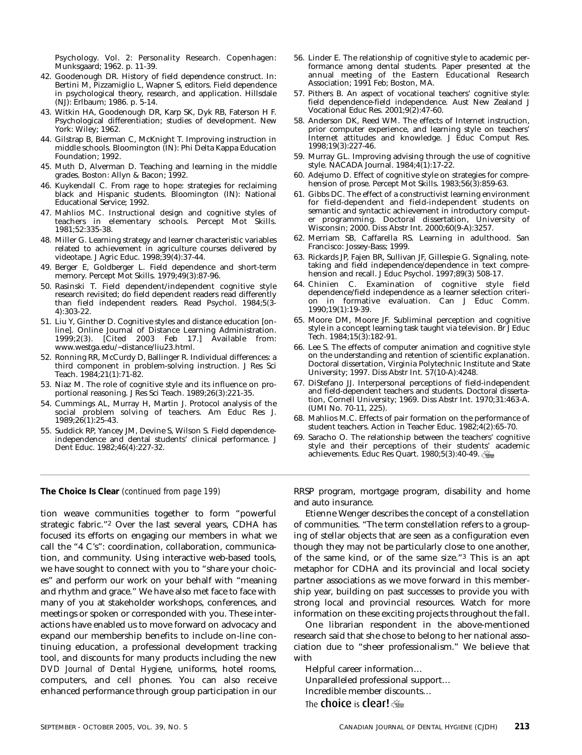Psychology. Vol. 2: Personality Research. Copenhagen: Munksgaard; 1962. p. 11-39.

42. Goodenough DR. History of field dependence construct. In: Bertini M, Pizzamiglio L, Wapner S, editors. Field dependence in psychological theory, research, and application. Hillsdale (NJ): Erlbaum; 1986. p. 5-14.
43. Witkin HA, Goodenough DR, Karp SK, Dyk RB, Faterson H F. Psychological differentiation; studies of development. New York: Wiley; 1962.
44. Gilstrap B, Bierman C, McKnight T. Improving instruction in middle schools. Bloomington (IN): Phi Delta Kappa Education Foundation; 1992.
45. Muth D, Alverman D. Teaching and learning in the middle grades. Boston: Allyn & Bacon; 1992.
46. Kuykendall C. From rage to hope: strategies for reclaiming black and Hispanic students. Bloomington (IN): National Educational Service; 1992.
47. Mahlios MC. Instructional design and cognitive styles of teachers in elementary schools. Percept Mot Skills. 1981;52:335-38.
48. Miller G. Learning strategy and learner characteristic variables related to achievement in agriculture courses delivered by videotape. J Agric Educ. 1998;39(4):37-44.
49. Berger E, Goldberger L. Field dependence and short-term memory. Percept Mot Skills. 1979;49(3):87-96.
50. Rasinski T. Field dependent/independent cognitive style research revisited; do field dependent readers read differently than field independent readers. Read Psychol. 1984;5(3-4):303-22.
51. Liu Y, Ginther D. Cognitive styles and distance education [online]. Online Journal of Distance Learning Administration. 1999;2(3). [Cited 2003 Feb 17.] Available from: www.westga.edu/~distance/liu23.html.
52. Ronning RR, McCurdy D, Ballinger R. Individual differences: a third component in problem-solving instruction. J Res Sci Teach. 1984;21(1):71-82.
53. Niaz M. The role of cognitive style and its influence on proportional reasoning. J Res Sci Teach. 1989;26(3):221-35.
54. Cummings AL, Murray H, Martin J. Protocol analysis of the social problem solving of teachers. Am Educ Res J. 1989;26(1):25-43.
55. Suddick RP, Yancey JM, Devine S, Wilson S. Field dependence-independence and dental students' clinical performance. J Dent Educ. 1982;46(4):227-32.
56. Linder E. The relationship of cognitive style to academic performance among dental students. Paper presented at the annual meeting of the Eastern Educational Research Association; 1991 Feb; Boston, MA.
57. Pithers B. An aspect of vocational teachers' cognitive style: field dependence-field independence. Aust New Zealand J Vocational Educ Res. 2001;9(2):47-60.
58. Anderson DK, Reed WM. The effects of Internet instruction, prior computer experience, and learning style on teachers' Internet attitudes and knowledge. J Educ Comput Res. 1998;19(3):227-46.
59. Murray GL. Improving advising through the use of cognitive style. NACADA Journal. 1984;4(1):17-22.
60. Adejumo D. Effect of cognitive style on strategies for comprehension of prose. Percept Mot Skills. 1983;56(3):859-63.
61. Gibbs DC. The effect of a constructivist learning environment for field-dependent and field-independent students on semantic and syntactic achievement in introductory computer programming. Doctoral dissertation, University of Wisconsin; 2000. Diss Abstr Int. 2000;60(9-A):3257.
62. Merriam SB, Caffarella RS. Learning in adulthood. San Francisco: Jossey-Bass; 1999.
63. Rickards JP, Fajen BR, Sullivan JF, Gillespie G. Signaling, notetaking and field independence/dependence in text comprehension and recall. J Educ Psychol. 1997;89(3) 508-17.
64. Chinien C. Examination of cognitive style field dependence/field independence as a learner selection criterion in formative evaluation. Can J Educ Comm. 1990;19(1):19-39.
65. Moore DM, Moore JF. Subliminal perception and cognitive style in a concept learning task taught via television. Br J Educ Tech. 1984;15(3):182-91.
66. Lee S. The effects of computer animation and cognitive style on the understanding and retention of scientific explanation. Doctoral dissertation, Virginia Polytechnic Institute and State University; 1997. Diss Abstr Int. 57(10-A):4248.
67. DiStefano JJ. Interpersonal perceptions of field-independent and field-dependent teachers and students. Doctoral dissertation, Cornell University; 1969. Diss Abstr Int. 1970;31:463-A. (UMI No. 70-11, 225).
68. Mahlios M.C. Effects of pair formation on the performance of student teachers. Action in Teacher Educ. 1982;4(2):65-70.
69. Saracho O. The relationship between the teachers' cognitive style and their perceptions of their students' academic achievements. Educ Res Quart. 1980;5(3):40-49.

---

**The Choice Is Clear** *(continued from page 199)*

tion weave communities together to form "powerful strategic fabric."[2] Over the last several years, CDHA has focused its efforts on engaging our members in what we call the "4 C's": coordination, collaboration, communication, and community. Using interactive web-based tools, we have sought to connect with you to "share your choices" and perform our work on your behalf with "meaning and rhythm and grace." We have also met face to face with many of you at stakeholder workshops, conferences, and meetings or spoken or corresponded with you. These interactions have enabled us to move forward on advocacy and expand our membership benefits to include on-line continuing education, a professional development tracking tool, and discounts for many products including the new *DVD Journal of Dental Hygiene,* uniforms, hotel rooms, computers, and cell phones. You can also receive enhanced performance through group participation in our RRSP program, mortgage program, disability and home and auto insurance.

Etienne Wenger describes the concept of a constellation of communities. "The term constellation refers to a grouping of stellar objects that are seen as a configuration even though they may not be particularly close to one another, of the same kind, or of the same size."[3] This is an apt metaphor for CDHA and its provincial and local society partner associations as we move forward in this membership year, building on past successes to provide you with strong local and provincial resources. Watch for more information on these exciting projects throughout the fall.

One librarian respondent in the above-mentioned research said that she chose to belong to her national association due to "sheer professionalism." We believe that with

Helpful career information…
Unparalleled professional support…
Incredible member discounts…
The **choice** is **clear!**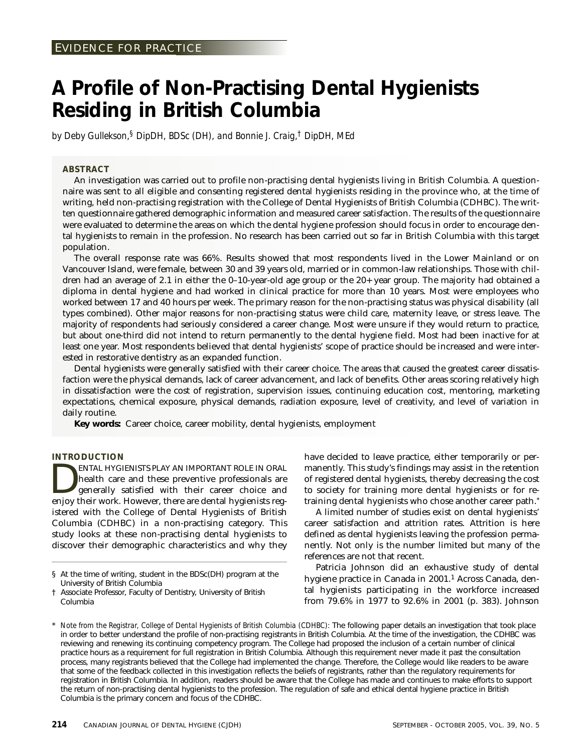EVIDENCE FOR PRACTICE

# A Profile of Non-Practising Dental Hygienists Residing in British Columbia

*by Deby Gullekson,[§] DipDH, BDSc (DH), and Bonnie J. Craig,[†] DipDH, MEd*

## ABSTRACT

An investigation was carried out to profile non-practising dental hygienists living in British Columbia. A questionnaire was sent to all eligible and consenting registered dental hygienists residing in the province who, at the time of writing, held non-practising registration with the College of Dental Hygienists of British Columbia (CDHBC). The written questionnaire gathered demographic information and measured career satisfaction. The results of the questionnaire were evaluated to determine the areas on which the dental hygiene profession should focus in order to encourage dental hygienists to remain in the profession. No research has been carried out so far in British Columbia with this target population.

The overall response rate was 66%. Results showed that most respondents lived in the Lower Mainland or on Vancouver Island, were female, between 30 and 39 years old, married or in common-law relationships. Those with children had an average of 2.1 in either the 0–10-year-old age group or the 20+ year group. The majority had obtained a diploma in dental hygiene and had worked in clinical practice for more than 10 years. Most were employees who worked between 17 and 40 hours per week. The primary reason for the non-practising status was physical disability (all types combined). Other major reasons for non-practising status were child care, maternity leave, or stress leave. The majority of respondents had seriously considered a career change. Most were unsure if they would return to practice, but about one-third did not intend to return permanently to the dental hygiene field. Most had been inactive for at least one year. Most respondents believed that dental hygienists' scope of practice should be increased and were interested in restorative dentistry as an expanded function.

Dental hygienists were generally satisfied with their career choice. The areas that caused the greatest career dissatisfaction were the physical demands, lack of career advancement, and lack of benefits. Other areas scoring relatively high in dissatisfaction were the cost of registration, supervision issues, continuing education cost, mentoring, marketing expectations, chemical exposure, physical demands, radiation exposure, level of creativity, and level of variation in daily routine.

**Key words:** Career choice, career mobility, dental hygienists, employment

## INTRODUCTION

Dental hygienists play an important role in oral health care and these preventive professionals are generally satisfied with their career choice and enjoy their work. However, there are dental hygienists registered with the College of Dental Hygienists of British Columbia (CDHBC) in a non-practising category. This study looks at these non-practising dental hygienists to discover their demographic characteristics and why they have decided to leave practice, either temporarily or permanently. This study's findings may assist in the retention of registered dental hygienists, thereby decreasing the cost to society for training more dental hygienists or for retraining dental hygienists who chose another career path.*

A limited number of studies exist on dental hygienists' career satisfaction and attrition rates. Attrition is here defined as dental hygienists leaving the profession permanently. Not only is the number limited but many of the references are not that recent.

Patricia Johnson did an exhaustive study of dental hygiene practice in Canada in 2001.[1] Across Canada, dental hygienists participating in the workforce increased from 79.6% in 1977 to 92.6% in 2001 (p. 383). Johnson

§ At the time of writing, student in the BDSc(DH) program at the University of British Columbia

† Associate Professor, Faculty of Dentistry, University of British Columbia

\* *Note from the Registrar, College of Dental Hygienists of British Columbia (CDHBC):* The following paper details an investigation that took place in order to better understand the profile of non-practising registrants in British Columbia. At the time of the investigation, the CDHBC was reviewing and renewing its continuing competency program. The College had proposed the inclusion of a certain number of clinical practice hours as a requirement for full registration in British Columbia. Although this requirement never made it past the consultation process, many registrants believed that the College had implemented the change. Therefore, the College would like readers to be aware that some of the feedback collected in this investigation reflects the beliefs of registrants, rather than the regulatory requirements for registration in British Columbia. In addition, readers should be aware that the College has made and continues to make efforts to support the return of non-practising dental hygienists to the profession. The regulation of safe and ethical dental hygiene practice in British Columbia is the primary concern and focus of the CDHBC.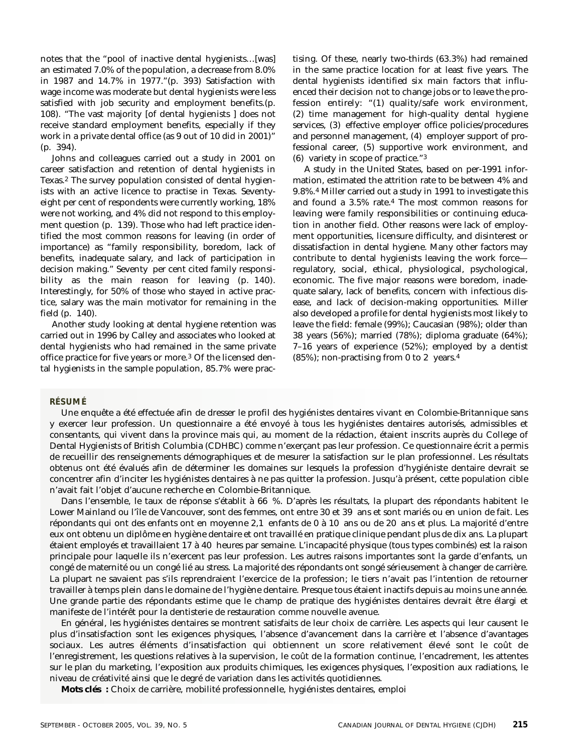notes that the "pool of inactive dental hygienists…[was] an estimated 7.0% of the population, a decrease from 8.0% in 1987 and 14.7% in 1977."(p. 393) Satisfaction with wage income was moderate but dental hygienists were less satisfied with job security and employment benefits.(p. 108). "The vast majority [of dental hygienists ] does not receive standard employment benefits, especially if they work in a private dental office (as 9 out of 10 did in 2001)" (p. 394).

Johns and colleagues carried out a study in 2001 on career satisfaction and retention of dental hygienists in Texas.[2] The survey population consisted of dental hygienists with an active licence to practise in Texas. Seventy-eight per cent of respondents were currently working, 18% were not working, and 4% did not respond to this employment question (p. 139). Those who had left practice identified the most common reasons for leaving (in order of importance) as "family responsibility, boredom, lack of benefits, inadequate salary, and lack of participation in decision making." Seventy per cent cited family responsibility as the main reason for leaving (p. 140). Interestingly, for 50% of those who stayed in active practice, salary was the main motivator for remaining in the field (p. 140).

Another study looking at dental hygiene retention was carried out in 1996 by Calley and associates who looked at dental hygienists who had remained in the same private office practice for five years or more.[3] Of the licensed dental hygienists in the sample population, 85.7% were practising. Of these, nearly two-thirds (63.3%) had remained in the same practice location for at least five years. The dental hygienists identified six main factors that influenced their decision not to change jobs or to leave the profession entirely: "(1) quality/safe work environment, (2) time management for high-quality dental hygiene services, (3) effective employer office policies/procedures and personnel management, (4) employer support of professional career, (5) supportive work environment, and (6) variety in scope of practice."[3]

A study in the United States, based on per-1991 information, estimated the attrition rate to be between 4% and 9.8%.[4] Miller carried out a study in 1991 to investigate this and found a 3.5% rate.[4] The most common reasons for leaving were family responsibilities or continuing education in another field. Other reasons were lack of employment opportunities, licensure difficulty, and disinterest or dissatisfaction in dental hygiene. Many other factors may contribute to dental hygienists leaving the work force—regulatory, social, ethical, physiological, psychological, economic. The five major reasons were boredom, inadequate salary, lack of benefits, concern with infectious disease, and lack of decision-making opportunities. Miller also developed a profile for dental hygienists most likely to leave the field: female (99%); Caucasian (98%); older than 38 years (56%); married (78%); diploma graduate (64%); 7–16 years of experience (52%); employed by a dentist (85%); non-practising from 0 to 2 years.[4]

**RÉSUMÉ**

Une enquête a été effectuée afin de dresser le profil des hygiénistes dentaires vivant en Colombie-Britannique sans y exercer leur profession. Un questionnaire a été envoyé à tous les hygiénistes dentaires autorisés, admissibles et consentants, qui vivent dans la province mais qui, au moment de la rédaction, étaient inscrits auprès du College of Dental Hygienists of British Columbia (CDHBC) comme n'exerçant pas leur profession. Ce questionnaire écrit a permis de recueillir des renseignements démographiques et de mesurer la satisfaction sur le plan professionnel. Les résultats obtenus ont été évalués afin de déterminer les domaines sur lesquels la profession d'hygiéniste dentaire devrait se concentrer afin d'inciter les hygiénistes dentaires à ne pas quitter la profession. Jusqu'à présent, cette population cible n'avait fait l'objet d'aucune recherche en Colombie-Britannique.

Dans l'ensemble, le taux de réponse s'établit à 66 %. D'après les résultats, la plupart des répondants habitent le Lower Mainland ou l'île de Vancouver, sont des femmes, ont entre 30 et 39 ans et sont mariés ou en union de fait. Les répondants qui ont des enfants ont en moyenne 2,1 enfants de 0 à 10 ans ou de 20 ans et plus. La majorité d'entre eux ont obtenu un diplôme en hygiène dentaire et ont travaillé en pratique clinique pendant plus de dix ans. La plupart étaient employés et travaillaient 17 à 40 heures par semaine. L'incapacité physique (tous types combinés) est la raison principale pour laquelle ils n'exercent pas leur profession. Les autres raisons importantes sont la garde d'enfants, un congé de maternité ou un congé lié au stress. La majorité des répondants ont songé sérieusement à changer de carrière. La plupart ne savaient pas s'ils reprendraient l'exercice de la profession; le tiers n'avait pas l'intention de retourner travailler à temps plein dans le domaine de l'hygiène dentaire. Presque tous étaient inactifs depuis au moins une année. Une grande partie des répondants estime que le champ de pratique des hygiénistes dentaires devrait être élargi et manifeste de l'intérêt pour la dentisterie de restauration comme nouvelle avenue.

En général, les hygiénistes dentaires se montrent satisfaits de leur choix de carrière. Les aspects qui leur causent le plus d'insatisfaction sont les exigences physiques, l'absence d'avancement dans la carrière et l'absence d'avantages sociaux. Les autres éléments d'insatisfaction qui obtiennent un score relativement élevé sont le coût de l'enregistrement, les questions relatives à la supervision, le coût de la formation continue, l'encadrement, les attentes sur le plan du marketing, l'exposition aux produits chimiques, les exigences physiques, l'exposition aux radiations, le niveau de créativité ainsi que le degré de variation dans les activités quotidiennes.

**Mots clés :** Choix de carrière, mobilité professionnelle, hygiénistes dentaires, emploi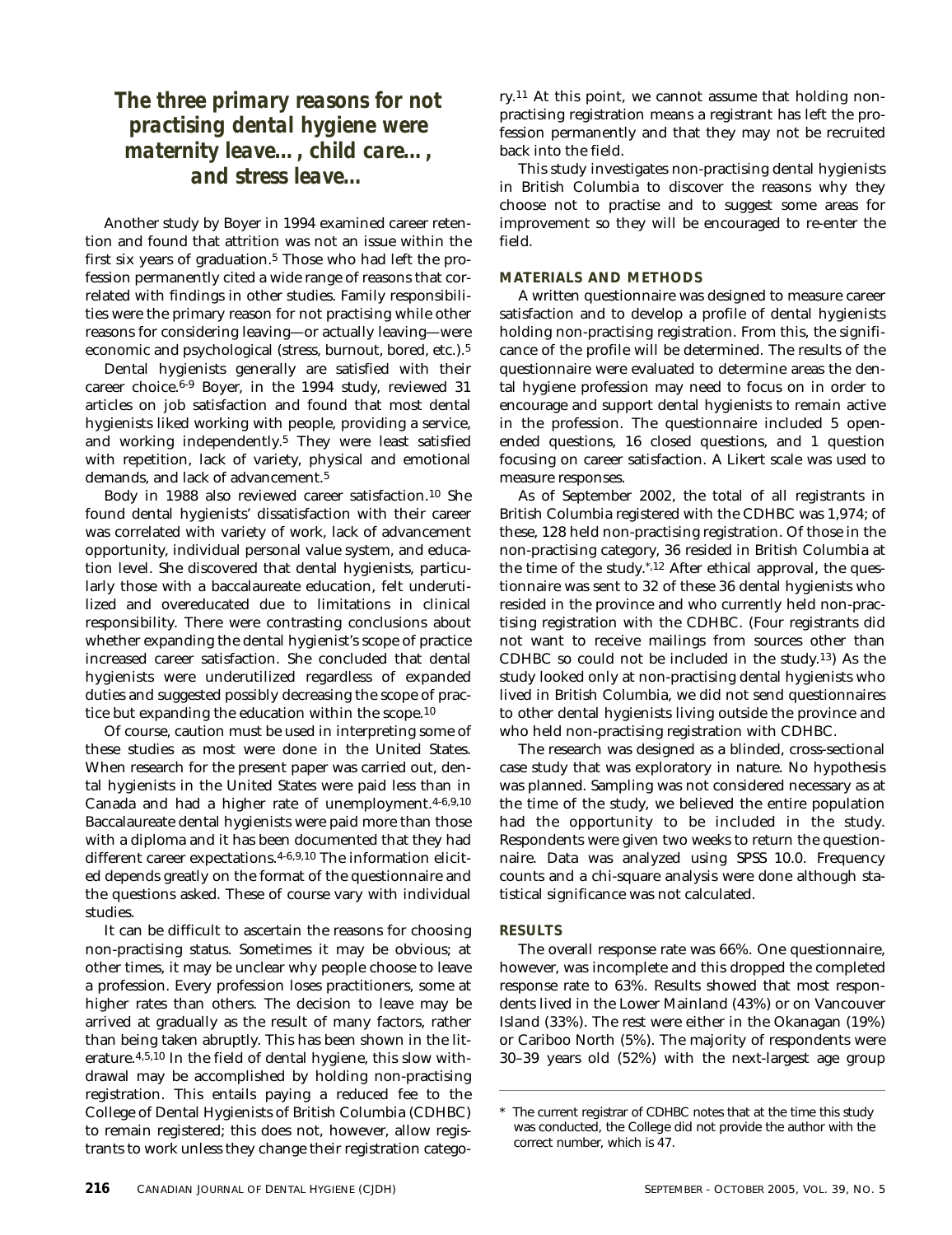**The three primary reasons for not practising dental hygiene were maternity leave…, child care…, and stress leave…**

Another study by Boyer in 1994 examined career retention and found that attrition was not an issue within the first six years of graduation.[5] Those who had left the profession permanently cited a wide range of reasons that correlated with findings in other studies. Family responsibilities were the primary reason for not practising while other reasons for considering leaving—or actually leaving—were economic and psychological (stress, burnout, bored, etc.).[5]

Dental hygienists generally are satisfied with their career choice.[6-9] Boyer, in the 1994 study, reviewed 31 articles on job satisfaction and found that most dental hygienists liked working with people, providing a service, and working independently.[5] They were least satisfied with repetition, lack of variety, physical and emotional demands, and lack of advancement.[5]

Body in 1988 also reviewed career satisfaction.[10] She found dental hygienists' dissatisfaction with their career was correlated with variety of work, lack of advancement opportunity, individual personal value system, and education level. She discovered that dental hygienists, particularly those with a baccalaureate education, felt underutilized and overeducated due to limitations in clinical responsibility. There were contrasting conclusions about whether expanding the dental hygienist's scope of practice increased career satisfaction. She concluded that dental hygienists were underutilized regardless of expanded duties and suggested possibly decreasing the scope of practice but expanding the education within the scope.[10]

Of course, caution must be used in interpreting some of these studies as most were done in the United States. When research for the present paper was carried out, dental hygienists in the United States were paid less than in Canada and had a higher rate of unemployment.[4-6,9,10] Baccalaureate dental hygienists were paid more than those with a diploma and it has been documented that they had different career expectations.[4-6,9,10] The information elicited depends greatly on the format of the questionnaire and the questions asked. These of course vary with individual studies.

It can be difficult to ascertain the reasons for choosing non-practising status. Sometimes it may be obvious; at other times, it may be unclear why people choose to leave a profession. Every profession loses practitioners, some at higher rates than others. The decision to leave may be arrived at gradually as the result of many factors, rather than being taken abruptly. This has been shown in the literature.[4,5,10] In the field of dental hygiene, this slow withdrawal may be accomplished by holding non-practising registration. This entails paying a reduced fee to the College of Dental Hygienists of British Columbia (CDHBC) to remain registered; this does not, however, allow registrants to work unless they change their registration category.[11] At this point, we cannot assume that holding non-practising registration means a registrant has left the profession permanently and that they may not be recruited back into the field.

This study investigates non-practising dental hygienists in British Columbia to discover the reasons why they choose not to practise and to suggest some areas for improvement so they will be encouraged to re-enter the field.

## MATERIALS AND METHODS

A written questionnaire was designed to measure career satisfaction and to develop a profile of dental hygienists holding non-practising registration. From this, the significance of the profile will be determined. The results of the questionnaire were evaluated to determine areas the dental hygiene profession may need to focus on in order to encourage and support dental hygienists to remain active in the profession. The questionnaire included 5 open-ended questions, 16 closed questions, and 1 question focusing on career satisfaction. A Likert scale was used to measure responses.

As of September 2002, the total of all registrants in British Columbia registered with the CDHBC was 1,974; of these, 128 held non-practising registration. Of those in the non-practising category, 36 resided in British Columbia at the time of the study.[*,12] After ethical approval, the questionnaire was sent to 32 of these 36 dental hygienists who resided in the province and who currently held non-practising registration with the CDHBC. (Four registrants did not want to receive mailings from sources other than CDHBC so could not be included in the study.[13]) As the study looked only at non-practising dental hygienists who lived in British Columbia, we did not send questionnaires to other dental hygienists living outside the province and who held non-practising registration with CDHBC.

The research was designed as a blinded, cross-sectional case study that was exploratory in nature. No hypothesis was planned. Sampling was not considered necessary as at the time of the study, we believed the entire population had the opportunity to be included in the study. Respondents were given two weeks to return the questionnaire. Data was analyzed using SPSS 10.0. Frequency counts and a chi-square analysis were done although statistical significance was not calculated.

## RESULTS

The overall response rate was 66%. One questionnaire, however, was incomplete and this dropped the completed response rate to 63%. Results showed that most respondents lived in the Lower Mainland (43%) or on Vancouver Island (33%). The rest were either in the Okanagan (19%) or Cariboo North (5%). The majority of respondents were 30–39 years old (52%) with the next-largest age group

---

\* The current registrar of CDHBC notes that at the time this study was conducted, the College did not provide the author with the correct number, which is 47.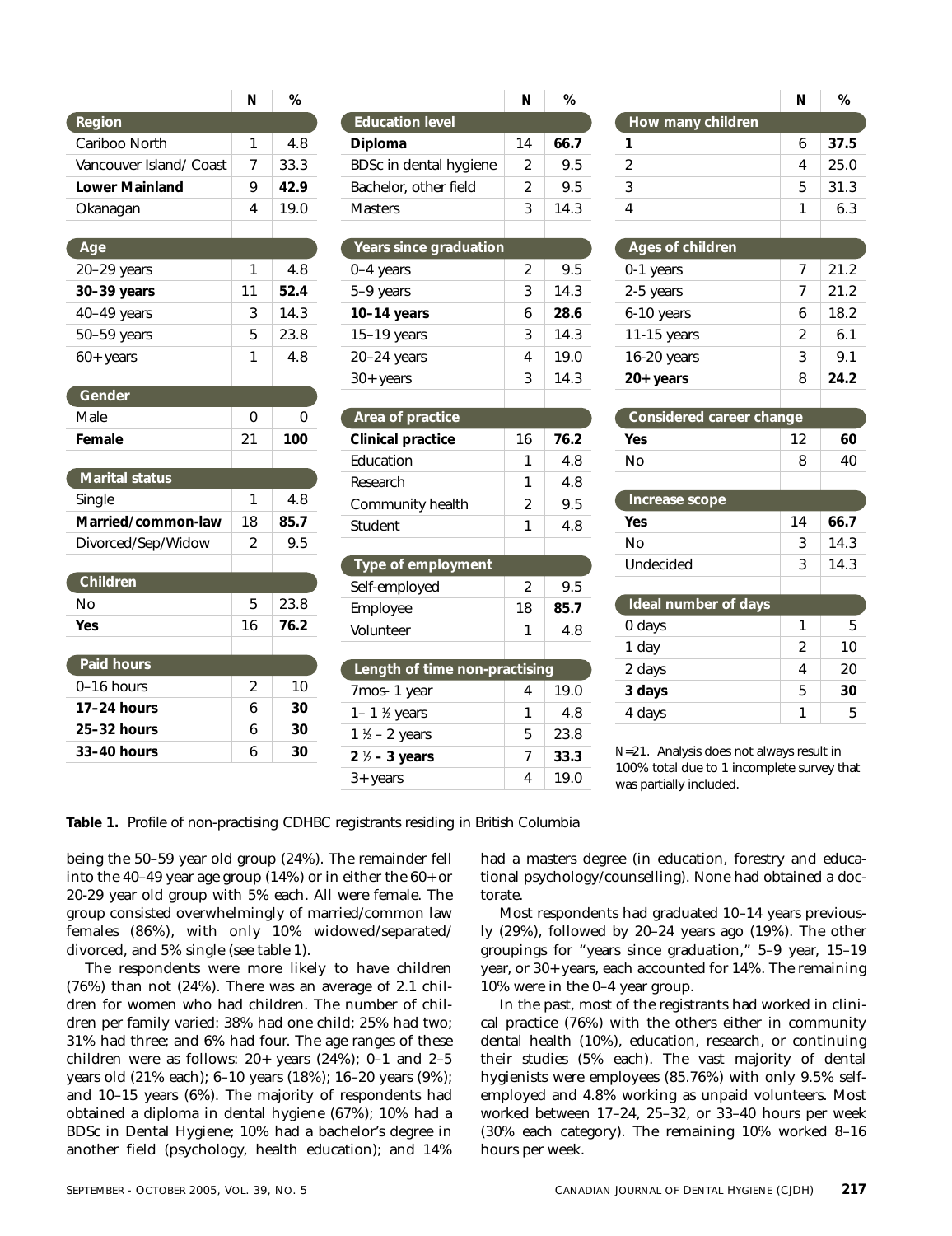| | N | % |
|---|---|---|
| **Region** | | |
| Cariboo North | 1 | 4.8 |
| Vancouver Island/ Coast | 7 | 33.3 |
| **Lower Mainland** | 9 | **42.9** |
| Okanagan | 4 | 19.0 |
| **Age** | | |
| 20–29 years | 1 | 4.8 |
| **30–39 years** | 11 | **52.4** |
| 40–49 years | 3 | 14.3 |
| 50–59 years | 5 | 23.8 |
| 60+ years | 1 | 4.8 |
| **Gender** | | |
| Male | 0 | 0 |
| **Female** | 21 | **100** |
| **Marital status** | | |
| Single | 1 | 4.8 |
| **Married/common-law** | 18 | **85.7** |
| Divorced/Sep/Widow | 2 | 9.5 |
| **Children** | | |
| No | 5 | 23.8 |
| **Yes** | 16 | **76.2** |
| **Paid hours** | | |
| 0–16 hours | 2 | 10 |
| **17–24 hours** | 6 | **30** |
| **25–32 hours** | 6 | **30** |
| **33–40 hours** | 6 | **30** |

| | N | % |
|---|---|---|
| **Education level** | | |
| **Diploma** | 14 | **66.7** |
| BDSc in dental hygiene | 2 | 9.5 |
| Bachelor, other field | 2 | 9.5 |
| Masters | 3 | 14.3 |
| **Years since graduation** | | |
| 0–4 years | 2 | 9.5 |
| 5–9 years | 3 | 14.3 |
| **10–14 years** | 6 | **28.6** |
| 15–19 years | 3 | 14.3 |
| 20–24 years | 4 | 19.0 |
| 30+ years | 3 | 14.3 |
| **Area of practice** | | |
| **Clinical practice** | 16 | **76.2** |
| Education | 1 | 4.8 |
| Research | 1 | 4.8 |
| Community health | 2 | 9.5 |
| Student | 1 | 4.8 |
| **Type of employment** | | |
| Self-employed | 2 | 9.5 |
| Employee | 18 | **85.7** |
| Volunteer | 1 | 4.8 |
| **Length of time non-practising** | | |
| 7mos- 1 year | 4 | 19.0 |
| 1– 1 ½ years | 1 | 4.8 |
| 1 ½ – 2 years | 5 | 23.8 |
| **2 ½ – 3 years** | 7 | **33.3** |
| 3+ years | 4 | 19.0 |

| | N | % |
|---|---|---|
| **How many children** | | |
| **1** | 6 | **37.5** |
| 2 | 4 | 25.0 |
| 3 | 5 | 31.3 |
| 4 | 1 | 6.3 |
| **Ages of children** | | |
| 0-1 years | 7 | 21.2 |
| 2-5 years | 7 | 21.2 |
| 6-10 years | 6 | 18.2 |
| 11-15 years | 2 | 6.1 |
| 16-20 years | 3 | 9.1 |
| **20+ years** | 8 | **24.2** |
| **Considered career change** | | |
| **Yes** | 12 | **60** |
| No | 8 | 40 |
| **Increase scope** | | |
| **Yes** | 14 | **66.7** |
| No | 3 | 14.3 |
| Undecided | 3 | 14.3 |
| **Ideal number of days** | | |
| 0 days | 1 | 5 |
| 1 day | 2 | 10 |
| 2 days | 4 | 20 |
| **3 days** | 5 | **30** |
| 4 days | 1 | 5 |

*N*=21. Analysis does not always result in 100% total due to 1 incomplete survey that was partially included.

**Table 1.** Profile of non-practising CDHBC registrants residing in British Columbia

being the 50–59 year old group (24%). The remainder fell into the 40–49 year age group (14%) or in either the 60+ or 20-29 year old group with 5% each. All were female. The group consisted overwhelmingly of married/common law females (86%), with only 10% widowed/separated/ divorced, and 5% single (see table 1).

The respondents were more likely to have children (76%) than not (24%). There was an average of 2.1 children for women who had children. The number of children per family varied: 38% had one child; 25% had two; 31% had three; and 6% had four. The age ranges of these children were as follows: 20+ years (24%); 0–1 and 2–5 years old (21% each); 6–10 years (18%); 16–20 years (9%); and 10–15 years (6%). The majority of respondents had obtained a diploma in dental hygiene (67%); 10% had a BDSc in Dental Hygiene; 10% had a bachelor's degree in another field (psychology, health education); and 14% had a masters degree (in education, forestry and educational psychology/counselling). None had obtained a doctorate.

Most respondents had graduated 10–14 years previously (29%), followed by 20–24 years ago (19%). The other groupings for "years since graduation," 5–9 year, 15–19 year, or 30+ years, each accounted for 14%. The remaining 10% were in the 0–4 year group.

In the past, most of the registrants had worked in clinical practice (76%) with the others either in community dental health (10%), education, research, or continuing their studies (5% each). The vast majority of dental hygienists were employees (85.76%) with only 9.5% self-employed and 4.8% working as unpaid volunteers. Most worked between 17–24, 25–32, or 33–40 hours per week (30% each category). The remaining 10% worked 8–16 hours per week.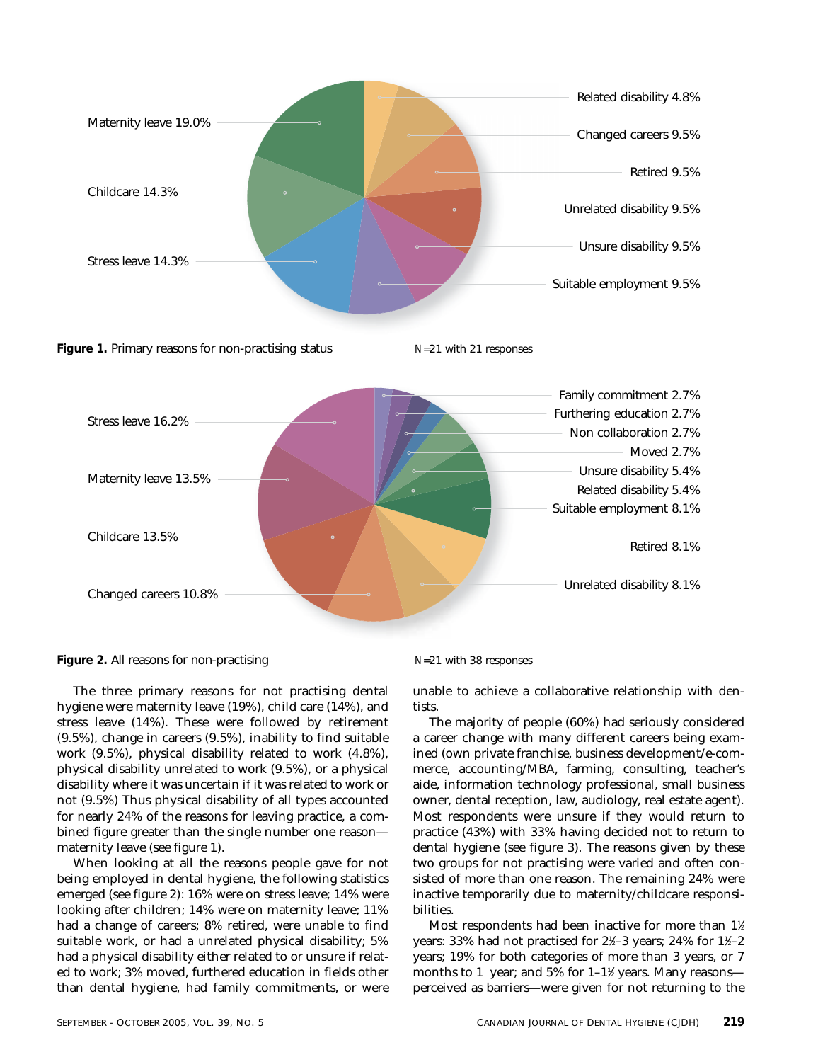Maternity leave 19.0%
Childcare 14.3%
Stress leave 14.3%
Related disability 4.8%
Changed careers 9.5%
Retired 9.5%
Unrelated disability 9.5%
Unsure disability 9.5%
Suitable employment 9.5%

**Figure 1.** Primary reasons for non-practising status    *N*=21 with 21 responses

Stress leave 16.2%
Maternity leave 13.5%
Childcare 13.5%
Changed careers 10.8%
Family commitment 2.7%
Furthering education 2.7%
Non collaboration 2.7%
Moved 2.7%
Unsure disability 5.4%
Related disability 5.4%
Suitable employment 8.1%
Retired 8.1%
Unrelated disability 8.1%

**Figure 2.** All reasons for non-practising    *N*=21 with 38 responses

The three primary reasons for not practising dental hygiene were maternity leave (19%), child care (14%), and stress leave (14%). These were followed by retirement (9.5%), change in careers (9.5%), inability to find suitable work (9.5%), physical disability related to work (4.8%), physical disability unrelated to work (9.5%), or a physical disability where it was uncertain if it was related to work or not (9.5%) Thus physical disability of all types accounted for nearly 24% of the reasons for leaving practice, a combined figure greater than the single number one reason—maternity leave (see figure 1).

When looking at all the reasons people gave for not being employed in dental hygiene, the following statistics emerged (see figure 2): 16% were on stress leave; 14% were looking after children; 14% were on maternity leave; 11% had a change of careers; 8% retired, were unable to find suitable work, or had a unrelated physical disability; 5% had a physical disability either related to or unsure if related to work; 3% moved, furthered education in fields other than dental hygiene, had family commitments, or were unable to achieve a collaborative relationship with dentists.

The majority of people (60%) had seriously considered a career change with many different careers being examined (own private franchise, business development/e-commerce, accounting/MBA, farming, consulting, teacher's aide, information technology professional, small business owner, dental reception, law, audiology, real estate agent). Most respondents were unsure if they would return to practice (43%) with 33% having decided not to return to dental hygiene (see figure 3). The reasons given by these two groups for not practising were varied and often consisted of more than one reason. The remaining 24% were inactive temporarily due to maternity/childcare responsibilities.

Most respondents had been inactive for more than 1½ years: 33% had not practised for 2½–3 years; 24% for 1½–2 years; 19% for both categories of more than 3 years, or 7 months to 1 year; and 5% for 1–1½ years. Many reasons—perceived as barriers—were given for not returning to the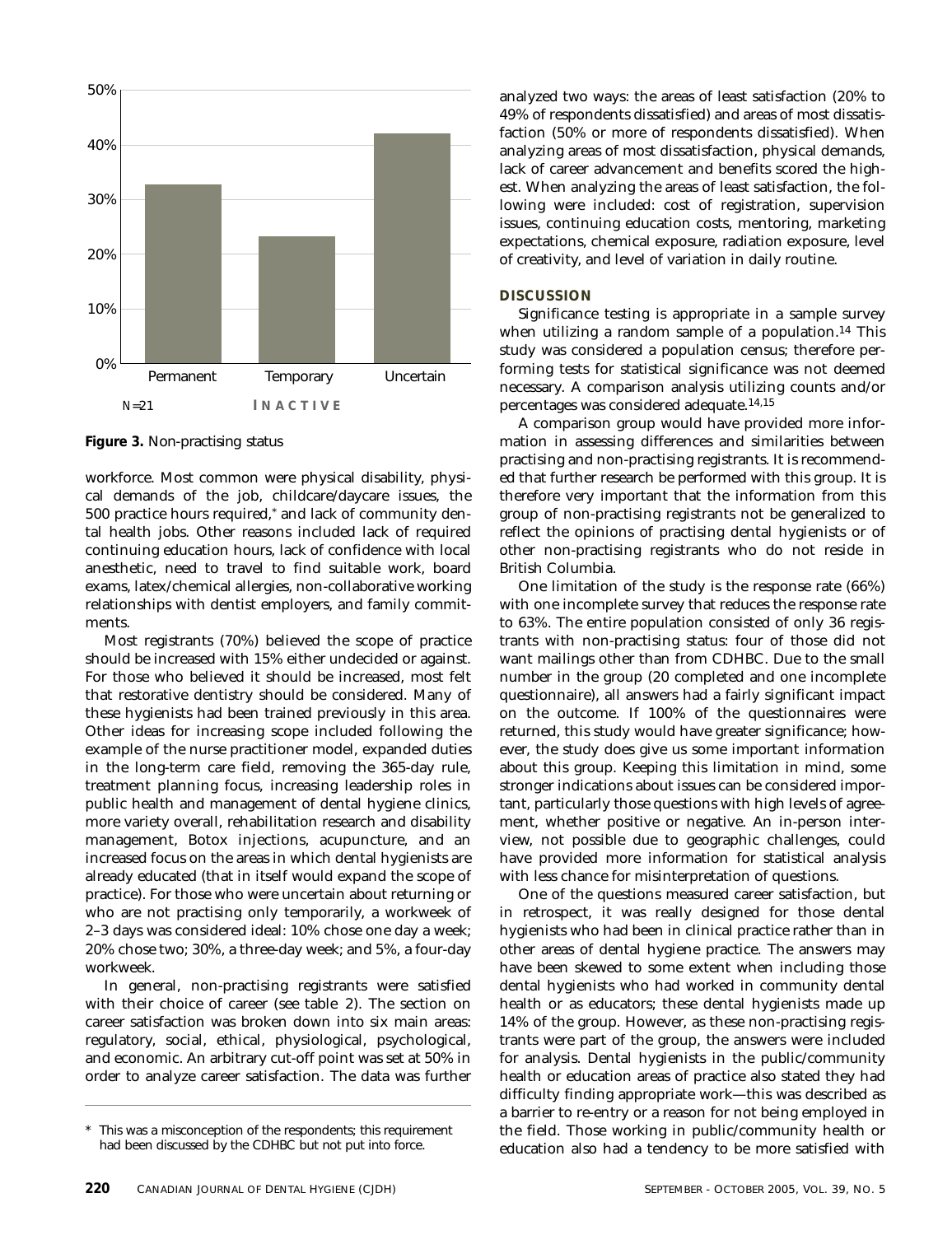Figure 3. Non-practising status

workforce. Most common were physical disability, physical demands of the job, childcare/daycare issues, the 500 practice hours required,* and lack of community dental health jobs. Other reasons included lack of required continuing education hours, lack of confidence with local anesthetic, need to travel to find suitable work, board exams, latex/chemical allergies, non-collaborative working relationships with dentist employers, and family commitments.

Most registrants (70%) believed the scope of practice should be increased with 15% either undecided or against. For those who believed it should be increased, most felt that restorative dentistry should be considered. Many of these hygienists had been trained previously in this area. Other ideas for increasing scope included following the example of the nurse practitioner model, expanded duties in the long-term care field, removing the 365-day rule, treatment planning focus, increasing leadership roles in public health and management of dental hygiene clinics, more variety overall, rehabilitation research and disability management, Botox injections, acupuncture, and an increased focus on the areas in which dental hygienists are already educated (that in itself would expand the scope of practice). For those who were uncertain about returning or who are not practising only temporarily, a workweek of 2–3 days was considered ideal: 10% chose one day a week; 20% chose two; 30%, a three-day week; and 5%, a four-day workweek.

In general, non-practising registrants were satisfied with their choice of career (see table 2). The section on career satisfaction was broken down into six main areas: regulatory, social, ethical, physiological, psychological, and economic. An arbitrary cut-off point was set at 50% in order to analyze career satisfaction. The data was further analyzed two ways: the areas of least satisfaction (20% to 49% of respondents dissatisfied) and areas of most dissatisfaction (50% or more of respondents dissatisfied). When analyzing areas of most dissatisfaction, physical demands, lack of career advancement and benefits scored the highest. When analyzing the areas of least satisfaction, the following were included: cost of registration, supervision issues, continuing education costs, mentoring, marketing expectations, chemical exposure, radiation exposure, level of creativity, and level of variation in daily routine.

\* This was a misconception of the respondents; this requirement had been discussed by the CDHBC but not put into force.

## DISCUSSION

Significance testing is appropriate in a sample survey when utilizing a random sample of a population.[14] This study was considered a population census; therefore performing tests for statistical significance was not deemed necessary. A comparison analysis utilizing counts and/or percentages was considered adequate.[14,15]

A comparison group would have provided more information in assessing differences and similarities between practising and non-practising registrants. It is recommended that further research be performed with this group. It is therefore very important that the information from this group of non-practising registrants not be generalized to reflect the opinions of practising dental hygienists or of other non-practising registrants who do not reside in British Columbia.

One limitation of the study is the response rate (66%) with one incomplete survey that reduces the response rate to 63%. The entire population consisted of only 36 registrants with non-practising status: four of those did not want mailings other than from CDHBC. Due to the small number in the group (20 completed and one incomplete questionnaire), all answers had a fairly significant impact on the outcome. If 100% of the questionnaires were returned, this study would have greater significance; however, the study does give us some important information about this group. Keeping this limitation in mind, some stronger indications about issues can be considered important, particularly those questions with high levels of agreement, whether positive or negative. An in-person interview, not possible due to geographic challenges, could have provided more information for statistical analysis with less chance for misinterpretation of questions.

One of the questions measured career satisfaction, but in retrospect, it was really designed for those dental hygienists who had been in clinical practice rather than in other areas of dental hygiene practice. The answers may have been skewed to some extent when including those dental hygienists who had worked in community dental health or as educators; these dental hygienists made up 14% of the group. However, as these non-practising registrants were part of the group, the answers were included for analysis. Dental hygienists in the public/community health or education areas of practice also stated they had difficulty finding appropriate work—this was described as a barrier to re-entry or a reason for not being employed in the field. Those working in public/community health or education also had a tendency to be more satisfied with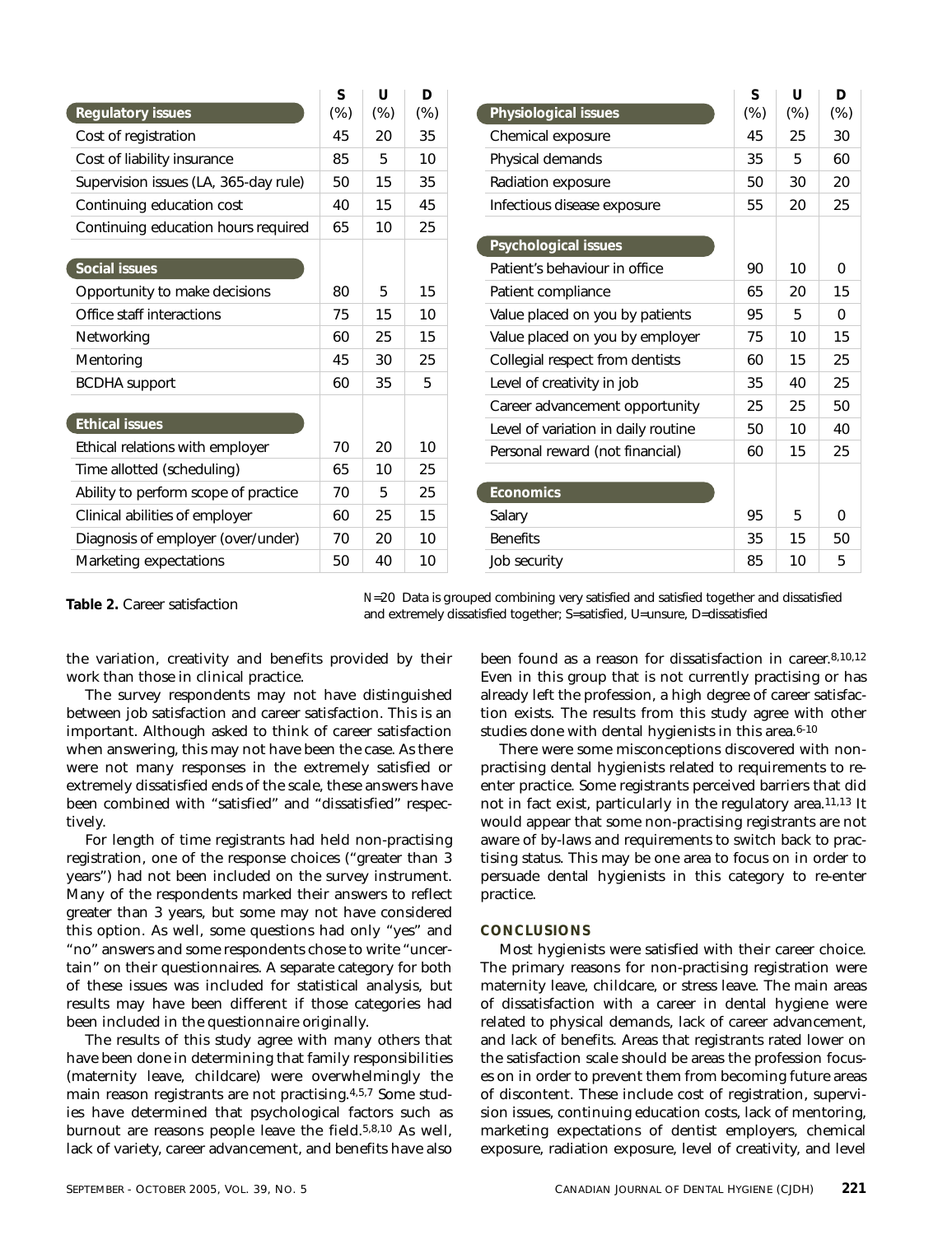| Regulatory issues | S (%) | U (%) | D (%) |
|---|---|---|---|
| Cost of registration | 45 | 20 | 35 |
| Cost of liability insurance | 85 | 5 | 10 |
| Supervision issues (LA, 365-day rule) | 50 | 15 | 35 |
| Continuing education cost | 40 | 15 | 45 |
| Continuing education hours required | 65 | 10 | 25 |
| **Social issues** | | | |
| Opportunity to make decisions | 80 | 5 | 15 |
| Office staff interactions | 75 | 15 | 10 |
| Networking | 60 | 25 | 15 |
| Mentoring | 45 | 30 | 25 |
| BCDHA support | 60 | 35 | 5 |
| **Ethical issues** | | | |
| Ethical relations with employer | 70 | 20 | 10 |
| Time allotted (scheduling) | 65 | 10 | 25 |
| Ability to perform scope of practice | 70 | 5 | 25 |
| Clinical abilities of employer | 60 | 25 | 15 |
| Diagnosis of employer (over/under) | 70 | 20 | 10 |
| Marketing expectations | 50 | 40 | 10 |

| Physiological issues | S (%) | U (%) | D (%) |
|---|---|---|---|
| Chemical exposure | 45 | 25 | 30 |
| Physical demands | 35 | 5 | 60 |
| Radiation exposure | 50 | 30 | 20 |
| Infectious disease exposure | 55 | 20 | 25 |
| **Psychological issues** | | | |
| Patient's behaviour in office | 90 | 10 | 0 |
| Patient compliance | 65 | 20 | 15 |
| Value placed on you by patients | 95 | 5 | 0 |
| Value placed on you by employer | 75 | 10 | 15 |
| Collegial respect from dentists | 60 | 15 | 25 |
| Level of creativity in job | 35 | 40 | 25 |
| Career advancement opportunity | 25 | 25 | 50 |
| Level of variation in daily routine | 50 | 10 | 40 |
| Personal reward (not financial) | 60 | 15 | 25 |
| **Economics** | | | |
| Salary | 95 | 5 | 0 |
| Benefits | 35 | 15 | 50 |
| Job security | 85 | 10 | 5 |

**Table 2.** Career satisfaction

*N*=20 Data is grouped combining very satisfied and satisfied together and dissatisfied and extremely dissatisfied together; S=satisfied, U=unsure, D=dissatisfied

the variation, creativity and benefits provided by their work than those in clinical practice.

The survey respondents may not have distinguished between job satisfaction and career satisfaction. This is an important. Although asked to think of career satisfaction when answering, this may not have been the case. As there were not many responses in the extremely satisfied or extremely dissatisfied ends of the scale, these answers have been combined with "satisfied" and "dissatisfied" respectively.

For length of time registrants had held non-practising registration, one of the response choices ("greater than 3 years") had not been included on the survey instrument. Many of the respondents marked their answers to reflect greater than 3 years, but some may not have considered this option. As well, some questions had only "yes" and "no" answers and some respondents chose to write "uncertain" on their questionnaires. A separate category for both of these issues was included for statistical analysis, but results may have been different if those categories had been included in the questionnaire originally.

The results of this study agree with many others that have been done in determining that family responsibilities (maternity leave, childcare) were overwhelmingly the main reason registrants are not practising.[4,5,7] Some studies have determined that psychological factors such as burnout are reasons people leave the field.[5,8,10] As well, lack of variety, career advancement, and benefits have also been found as a reason for dissatisfaction in career.[8,10,12] Even in this group that is not currently practising or has already left the profession, a high degree of career satisfaction exists. The results from this study agree with other studies done with dental hygienists in this area.[6-10]

There were some misconceptions discovered with non-practising dental hygienists related to requirements to re-enter practice. Some registrants perceived barriers that did not in fact exist, particularly in the regulatory area.[11,13] It would appear that some non-practising registrants are not aware of by-laws and requirements to switch back to practising status. This may be one area to focus on in order to persuade dental hygienists in this category to re-enter practice.

## CONCLUSIONS

Most hygienists were satisfied with their career choice. The primary reasons for non-practising registration were maternity leave, childcare, or stress leave. The main areas of dissatisfaction with a career in dental hygiene were related to physical demands, lack of career advancement, and lack of benefits. Areas that registrants rated lower on the satisfaction scale should be areas the profession focuses on in order to prevent them from becoming future areas of discontent. These include cost of registration, supervision issues, continuing education costs, lack of mentoring, marketing expectations of dentist employers, chemical exposure, radiation exposure, level of creativity, and level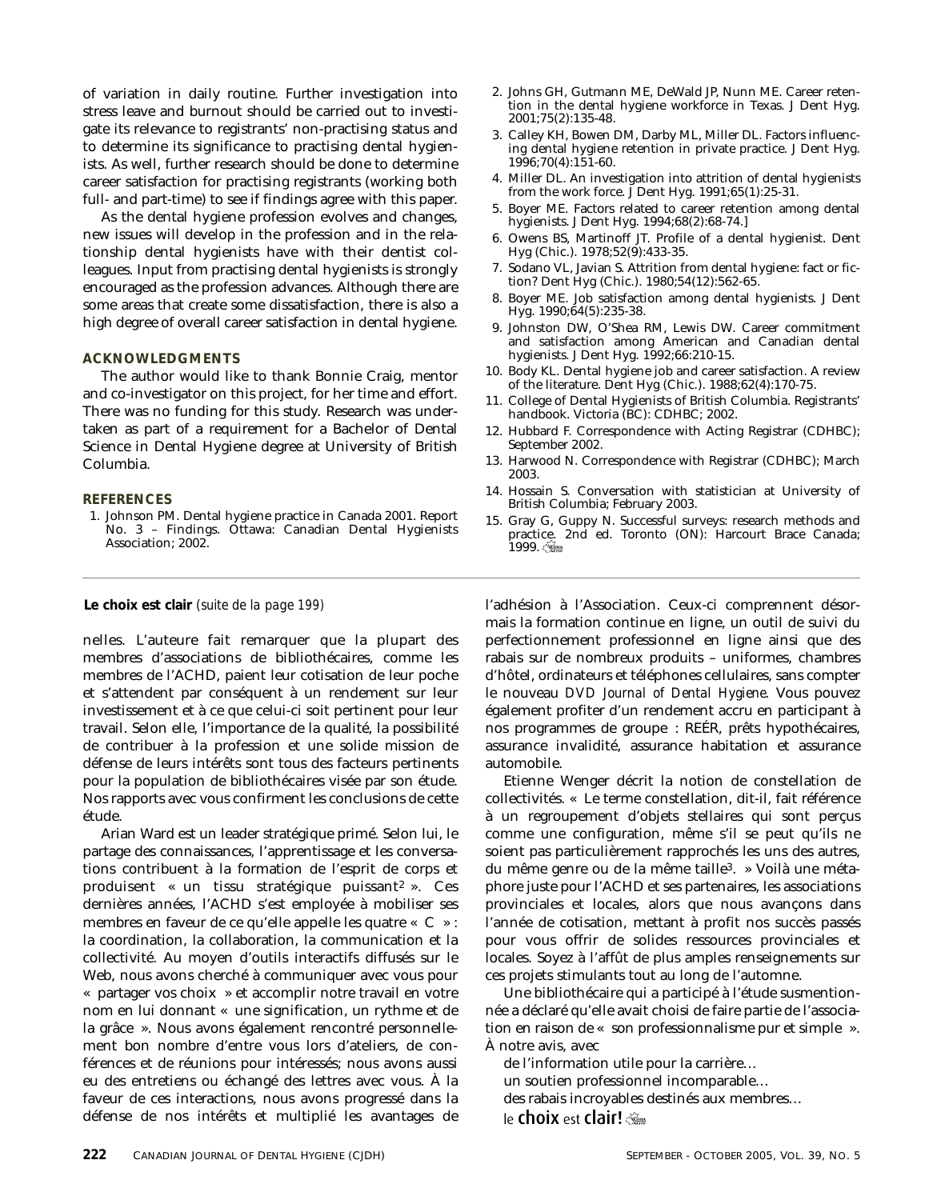of variation in daily routine. Further investigation into stress leave and burnout should be carried out to investigate its relevance to registrants' non-practising status and to determine its significance to practising dental hygienists. As well, further research should be done to determine career satisfaction for practising registrants (working both full- and part-time) to see if findings agree with this paper.

As the dental hygiene profession evolves and changes, new issues will develop in the profession and in the relationship dental hygienists have with their dentist colleagues. Input from practising dental hygienists is strongly encouraged as the profession advances. Although there are some areas that create some dissatisfaction, there is also a high degree of overall career satisfaction in dental hygiene.

### ACKNOWLEDGMENTS

The author would like to thank Bonnie Craig, mentor and co-investigator on this project, for her time and effort. There was no funding for this study. Research was undertaken as part of a requirement for a Bachelor of Dental Science in Dental Hygiene degree at University of British Columbia.

### REFERENCES

1. Johnson PM. Dental hygiene practice in Canada 2001. Report No. 3 – Findings. Ottawa: Canadian Dental Hygienists Association; 2002.
2. Johns GH, Gutmann ME, DeWald JP, Nunn ME. Career retention in the dental hygiene workforce in Texas. J Dent Hyg. 2001;75(2):135-48.
3. Calley KH, Bowen DM, Darby ML, Miller DL. Factors influencing dental hygiene retention in private practice. J Dent Hyg. 1996;70(4):151-60.
4. Miller DL. An investigation into attrition of dental hygienists from the work force. J Dent Hyg. 1991;65(1):25-31.
5. Boyer ME. Factors related to career retention among dental hygienists. J Dent Hyg. 1994;68(2):68-74.]
6. Owens BS, Martinoff JT. Profile of a dental hygienist. Dent Hyg (Chic.). 1978;52(9):433-35.
7. Sodano VL, Javian S. Attrition from dental hygiene: fact or fiction? Dent Hyg (Chic.). 1980;54(12):562-65.
8. Boyer ME. Job satisfaction among dental hygienists. J Dent Hyg. 1990;64(5):235-38.
9. Johnston DW, O'Shea RM, Lewis DW. Career commitment and satisfaction among American and Canadian dental hygienists. J Dent Hyg. 1992;66:210-15.
10. Body KL. Dental hygiene job and career satisfaction. A review of the literature. Dent Hyg (Chic.). 1988;62(4):170-75.
11. College of Dental Hygienists of British Columbia. Registrants' handbook. Victoria (BC): CDHBC; 2002.
12. Hubbard F. Correspondence with Acting Registrar (CDHBC); September 2002.
13. Harwood N. Correspondence with Registrar (CDHBC); March 2003.
14. Hossain S. Conversation with statistician at University of British Columbia; February 2003.
15. Gray G, Guppy N. Successful surveys: research methods and practice. 2nd ed. Toronto (ON): Harcourt Brace Canada; 1999.

---

**Le choix est clair** *(suite de la page 199)*

nelles. L'auteure fait remarquer que la plupart des membres d'associations de bibliothécaires, comme les membres de l'ACHD, paient leur cotisation de leur poche et s'attendent par conséquent à un rendement sur leur investissement et à ce que celui-ci soit pertinent pour leur travail. Selon elle, l'importance de la qualité, la possibilité de contribuer à la profession et une solide mission de défense de leurs intérêts sont tous des facteurs pertinents pour la population de bibliothécaires visée par son étude. Nos rapports avec vous confirment les conclusions de cette étude.

Arian Ward est un leader stratégique primé. Selon lui, le partage des connaissances, l'apprentissage et les conversations contribuent à la formation de l'esprit de corps et produisent « un tissu stratégique puissant[2] ». Ces dernières années, l'ACHD s'est employée à mobiliser ses membres en faveur de ce qu'elle appelle les quatre « C » : la coordination, la collaboration, la communication et la collectivité. Au moyen d'outils interactifs diffusés sur le Web, nous avons cherché à communiquer avec vous pour « partager vos choix » et accomplir notre travail en votre nom en lui donnant « une signification, un rythme et de la grâce ». Nous avons également rencontré personnellement bon nombre d'entre vous lors d'ateliers, de conférences et de réunions pour intéressés; nous avons aussi eu des entretiens ou échangé des lettres avec vous. À la faveur de ces interactions, nous avons progressé dans la défense de nos intérêts et multiplié les avantages de l'adhésion à l'Association. Ceux-ci comprennent désormais la formation continue en ligne, un outil de suivi du perfectionnement professionnel en ligne ainsi que des rabais sur de nombreux produits – uniformes, chambres d'hôtel, ordinateurs et téléphones cellulaires, sans compter le nouveau *DVD Journal of Dental Hygiene*. Vous pouvez également profiter d'un rendement accru en participant à nos programmes de groupe : REÉR, prêts hypothécaires, assurance invalidité, assurance habitation et assurance automobile.

Etienne Wenger décrit la notion de constellation de collectivités. « Le terme constellation, dit-il, fait référence à un regroupement d'objets stellaires qui sont perçus comme une configuration, même s'il se peut qu'ils ne soient pas particulièrement rapprochés les uns des autres, du même genre ou de la même taille[3]. » Voilà une métaphore juste pour l'ACHD et ses partenaires, les associations provinciales et locales, alors que nous avançons dans l'année de cotisation, mettant à profit nos succès passés pour vous offrir de solides ressources provinciales et locales. Soyez à l'affût de plus amples renseignements sur ces projets stimulants tout au long de l'automne.

Une bibliothécaire qui a participé à l'étude susmentionnée a déclaré qu'elle avait choisi de faire partie de l'association en raison de « son professionnalisme pur et simple ». À notre avis, avec

de l'information utile pour la carrière…
un soutien professionnel incomparable…
des rabais incroyables destinés aux membres…
le **choix** est **clair!**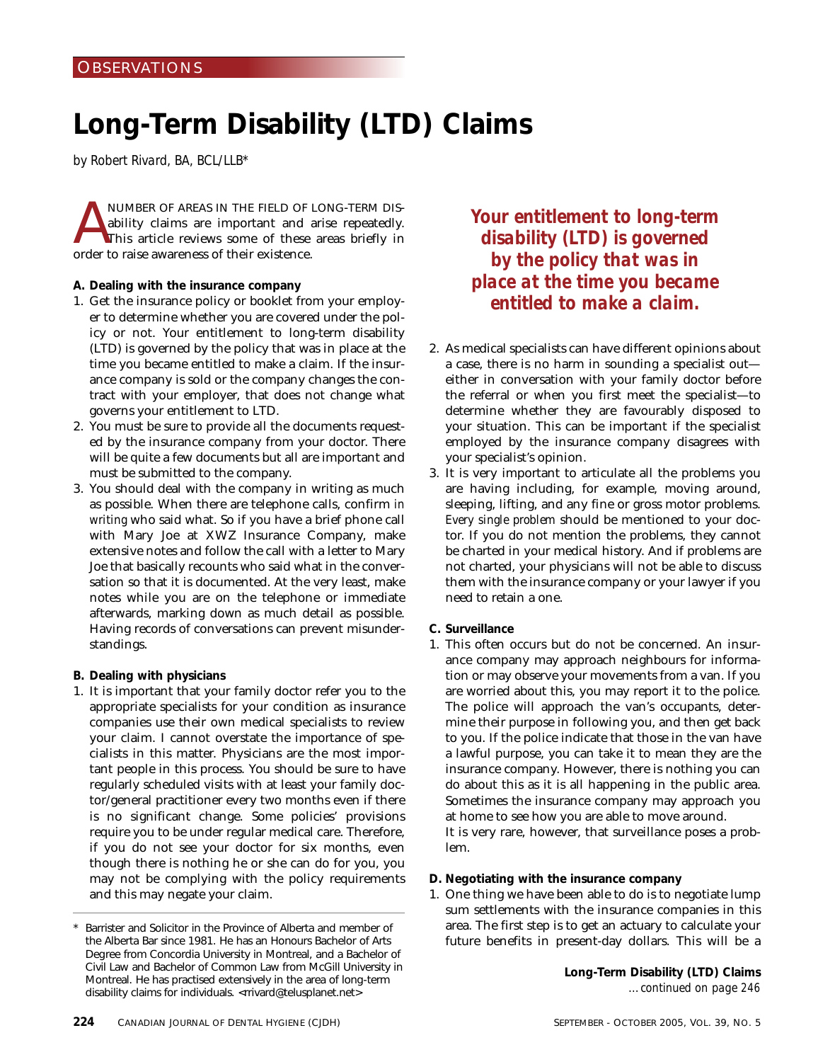OBSERVATIONS

# Long-Term Disability (LTD) Claims

*by Robert Rivard, BA, BCL/LLB**

A NUMBER OF AREAS IN THE FIELD OF LONG-TERM DISability claims are important and arise repeatedly. This article reviews some of these areas briefly in order to raise awareness of their existence.

**A. Dealing with the insurance company**

1. Get the insurance policy or booklet from your employer to determine whether you are covered under the policy or not. Your entitlement to long-term disability (LTD) is governed by the policy that was in place at the time you became entitled to make a claim. If the insurance company is sold or the company changes the contract with your employer, that does not change what governs your entitlement to LTD.
2. You must be sure to provide all the documents requested by the insurance company from your doctor. There will be quite a few documents but all are important and must be submitted to the company.
3. You should deal with the company in writing as much as possible. When there are telephone calls, confirm *in writing* who said what. So if you have a brief phone call with Mary Joe at XWZ Insurance Company, make extensive notes and follow the call with a letter to Mary Joe that basically recounts who said what in the conversation so that it is documented. At the very least, make notes while you are on the telephone or immediate afterwards, marking down as much detail as possible. Having records of conversations can prevent misunderstandings.

**B. Dealing with physicians**

1. It is important that your family doctor refer you to the appropriate specialists for your condition as insurance companies use their own medical specialists to review your claim. I cannot overstate the importance of specialists in this matter. Physicians are the most important people in this process. You should be sure to have regularly scheduled visits with at least your family doctor/general practitioner every two months even if there is no significant change. Some policies' provisions require you to be under regular medical care. Therefore, if you do not see your doctor for six months, even though there is nothing he or she can do for you, you may not be complying with the policy requirements and this may negate your claim.

> ***Your entitlement to long-term disability (LTD) is governed by the policy that was in place at the time you became entitled to make a claim.***

2. As medical specialists can have different opinions about a case, there is no harm in sounding a specialist out—either in conversation with your family doctor before the referral or when you first meet the specialist—to determine whether they are favourably disposed to your situation. This can be important if the specialist employed by the insurance company disagrees with your specialist's opinion.
3. It is very important to articulate all the problems you are having including, for example, moving around, sleeping, lifting, and any fine or gross motor problems. *Every single problem* should be mentioned to your doctor. If you do not mention the problems, they cannot be charted in your medical history. And if problems are not charted, your physicians will not be able to discuss them with the insurance company or your lawyer if you need to retain a one.

**C. Surveillance**

1. This often occurs but do not be concerned. An insurance company may approach neighbours for information or may observe your movements from a van. If you are worried about this, you may report it to the police. The police will approach the van's occupants, determine their purpose in following you, and then get back to you. If the police indicate that those in the van have a lawful purpose, you can take it to mean they are the insurance company. However, there is nothing you can do about this as it is all happening in the public area. Sometimes the insurance company may approach you at home to see how you are able to move around.

   It is very rare, however, that surveillance poses a problem.

**D. Negotiating with the insurance company**

1. One thing we have been able to do is to negotiate lump sum settlements with the insurance companies in this area. The first step is to get an actuary to calculate your future benefits in present-day dollars. This will be a

**Long-Term Disability (LTD) Claims**
*...continued on page 246*

---

\* Barrister and Solicitor in the Province of Alberta and member of the Alberta Bar since 1981. He has an Honours Bachelor of Arts Degree from Concordia University in Montreal, and a Bachelor of Civil Law and Bachelor of Common Law from McGill University in Montreal. He has practised extensively in the area of long-term disability claims for individuals. <rrivard@telusplanet.net>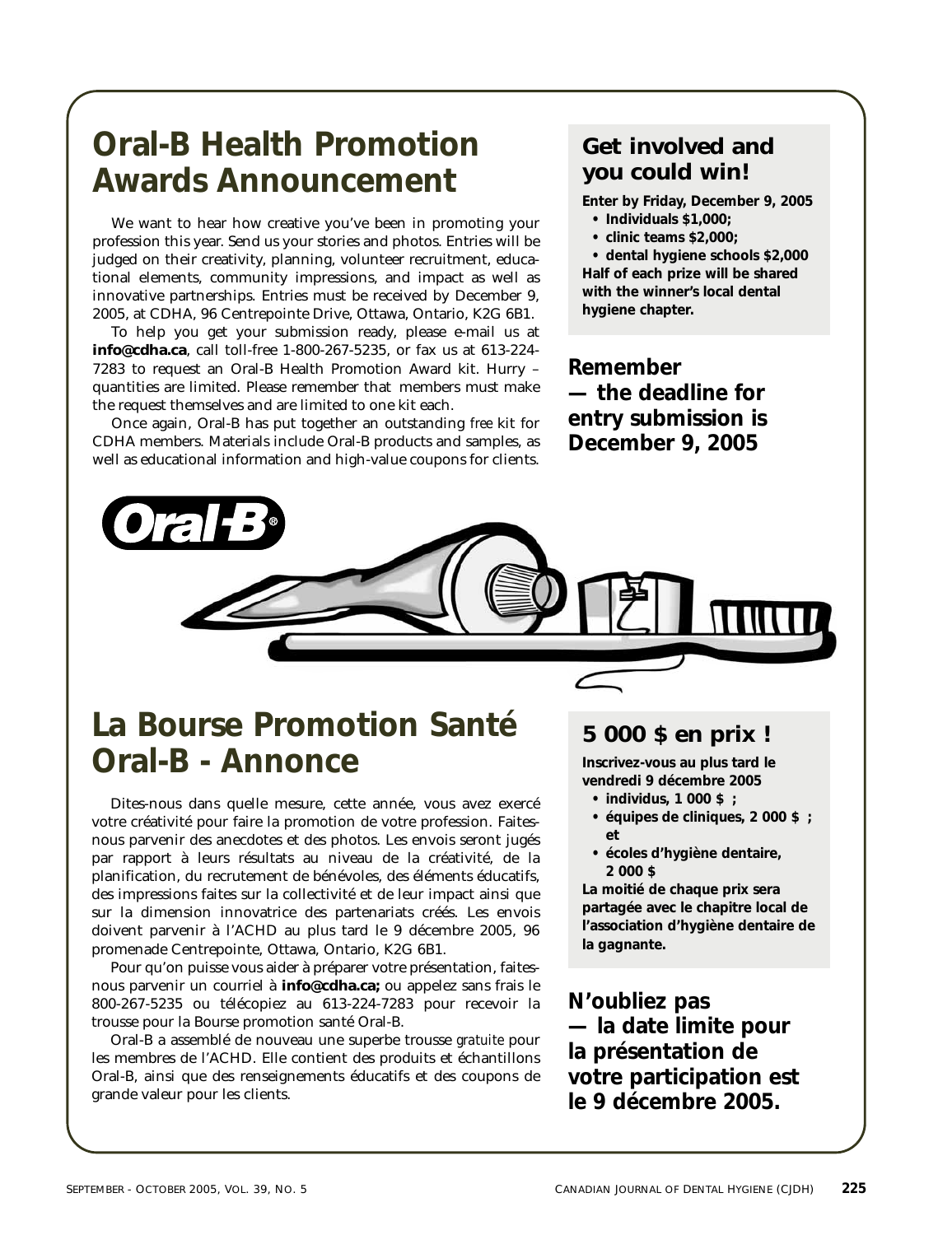# Oral-B Health Promotion Awards Announcement

We want to hear how creative you've been in promoting your profession this year. Send us your stories and photos. Entries will be judged on their creativity, planning, volunteer recruitment, educational elements, community impressions, and impact as well as innovative partnerships. Entries must be received by December 9, 2005, at CDHA, 96 Centrepointe Drive, Ottawa, Ontario, K2G 6B1.

To help you get your submission ready, please e-mail us at **info@cdha.ca**, call toll-free 1-800-267-5235, or fax us at 613-224-7283 to request an Oral-B Health Promotion Award kit. Hurry – quantities are limited. Please remember that members must make the request themselves and are limited to one kit each.

Once again, Oral-B has put together an outstanding *free* kit for CDHA members. Materials include Oral-B products and samples, as well as educational information and high-value coupons for clients.

## Get involved and you could win!

**Enter by Friday, December 9, 2005**

- **Individuals $1,000;**
- **clinic teams $2,000;**
- **dental hygiene schools $2,000**

**Half of each prize will be shared with the winner's local dental hygiene chapter.**

## Remember — the deadline for entry submission is December 9, 2005

Oral-B®

# La Bourse Promotion Santé Oral-B - Annonce

Dites-nous dans quelle mesure, cette année, vous avez exercé votre créativité pour faire la promotion de votre profession. Faites-nous parvenir des anecdotes et des photos. Les envois seront jugés par rapport à leurs résultats au niveau de la créativité, de la planification, du recrutement de bénévoles, des éléments éducatifs, des impressions faites sur la collectivité et de leur impact ainsi que sur la dimension innovatrice des partenariats créés. Les envois doivent parvenir à l'ACHD au plus tard le 9 décembre 2005, 96 promenade Centrepointe, Ottawa, Ontario, K2G 6B1.

Pour qu'on puisse vous aider à préparer votre présentation, faites-nous parvenir un courriel à **info@cdha.ca;** ou appelez sans frais le 800-267-5235 ou télécopiez au 613-224-7283 pour recevoir la trousse pour la Bourse promotion santé Oral-B.

Oral-B a assemblé de nouveau une superbe trousse *gratuite* pour les membres de l'ACHD. Elle contient des produits et échantillons Oral-B, ainsi que des renseignements éducatifs et des coupons de grande valeur pour les clients.

## 5 000 $ en prix !

**Inscrivez-vous au plus tard le vendredi 9 décembre 2005**

- **individus, 1 000 $ ;**
- **équipes de cliniques, 2 000 $ ; et**
- **écoles d'hygiène dentaire, 2 000 $**

**La moitié de chaque prix sera partagée avec le chapitre local de l'association d'hygiène dentaire de la gagnante.**

## N'oubliez pas — la date limite pour la présentation de votre participation est le 9 décembre 2005.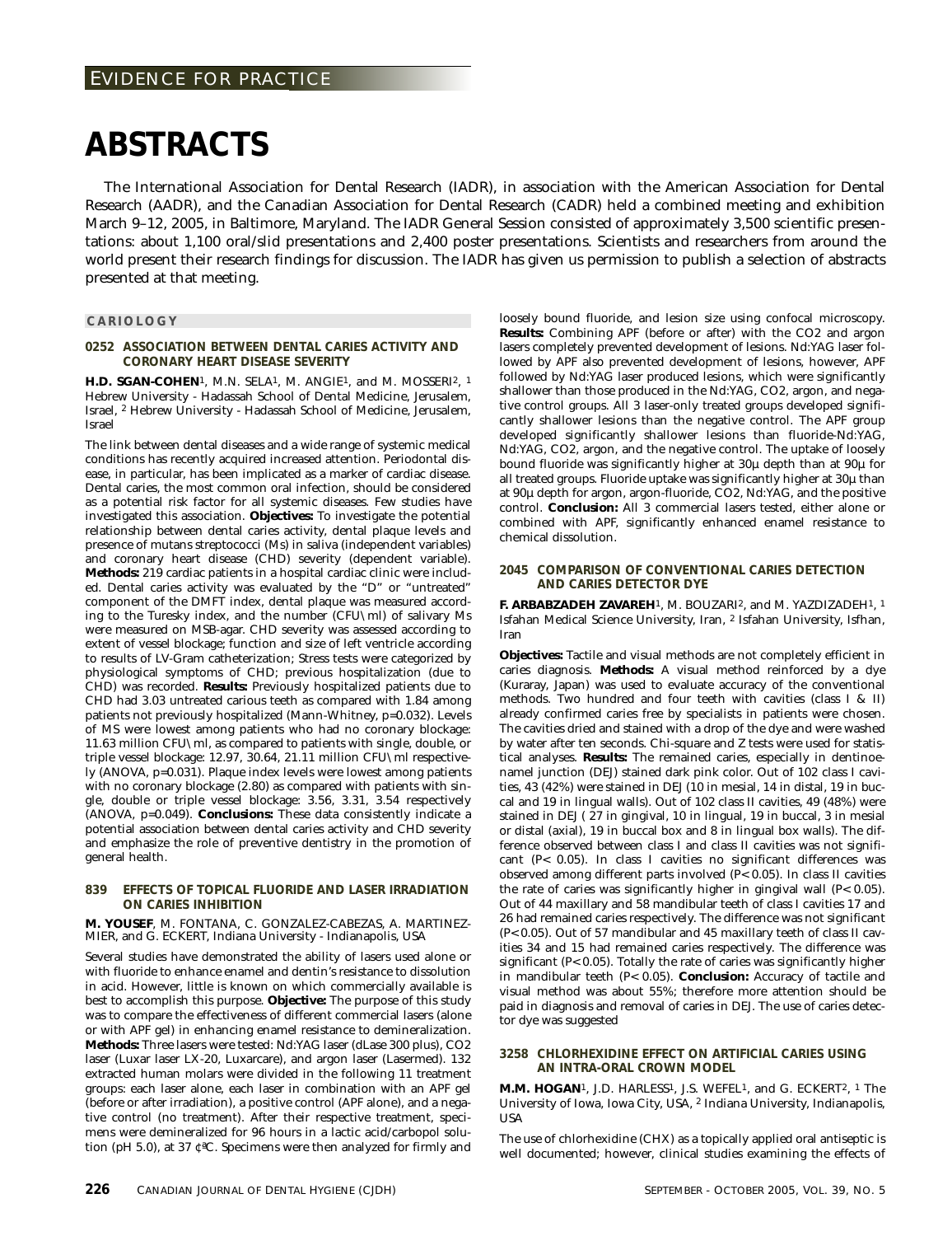EVIDENCE FOR PRACTICE

# ABSTRACTS

The International Association for Dental Research (IADR), in association with the American Association for Dental Research (AADR), and the Canadian Association for Dental Research (CADR) held a combined meeting and exhibition March 9–12, 2005, in Baltimore, Maryland. The IADR General Session consisted of approximately 3,500 scientific presentations: about 1,100 oral/slid presentations and 2,400 poster presentations. Scientists and researchers from around the world present their research findings for discussion. The IADR has given us permission to publish a selection of abstracts presented at that meeting.

## CARIOLOGY

### 0252 ASSOCIATION BETWEEN DENTAL CARIES ACTIVITY AND CORONARY HEART DISEASE SEVERITY

**H.D. SGAN-COHEN**[1], M.N. SELA[1], M. ANGIE[1], and M. MOSSERI[2], [1] Hebrew University - Hadassah School of Dental Medicine, Jerusalem, Israel, [2] Hebrew University - Hadassah School of Medicine, Jerusalem, Israel

The link between dental diseases and a wide range of systemic medical conditions has recently acquired increased attention. Periodontal disease, in particular, has been implicated as a marker of cardiac disease. Dental caries, the most common oral infection, should be considered as a potential risk factor for all systemic diseases. Few studies have investigated this association. **Objectives:** To investigate the potential relationship between dental caries activity, dental plaque levels and presence of mutans streptococci (Ms) in saliva (independent variables) and coronary heart disease (CHD) severity (dependent variable). **Methods:** 219 cardiac patients in a hospital cardiac clinic were included. Dental caries activity was evaluated by the "D" or "untreated" component of the DMFT index, dental plaque was measured according to the Turesky index, and the number (CFU\ml) of salivary Ms were measured on MSB-agar. CHD severity was assessed according to extent of vessel blockage; function and size of left ventricle according to results of LV-Gram catheterization; Stress tests were categorized by physiological symptoms of CHD; previous hospitalization (due to CHD) was recorded. **Results:** Previously hospitalized patients due to CHD had 3.03 untreated carious teeth as compared with 1.84 among patients not previously hospitalized (Mann-Whitney, p=0.032). Levels of MS were lowest among patients who had no coronary blockage: 11.63 million CFU\ml, as compared to patients with single, double, or triple vessel blockage: 12.97, 30.64, 21.11 million CFU\ml respectively (ANOVA, p=0.031). Plaque index levels were lowest among patients with no coronary blockage (2.80) as compared with patients with single, double or triple vessel blockage: 3.56, 3.31, 3.54 respectively (ANOVA, p=0.049). **Conclusions:** These data consistently indicate a potential association between dental caries activity and CHD severity and emphasize the role of preventive dentistry in the promotion of general health.

### 839 EFFECTS OF TOPICAL FLUORIDE AND LASER IRRADIATION ON CARIES INHIBITION

**M. YOUSEF**, M. FONTANA, C. GONZALEZ-CABEZAS, A. MARTINEZ-MIER, and G. ECKERT, Indiana University - Indianapolis, USA

Several studies have demonstrated the ability of lasers used alone or with fluoride to enhance enamel and dentin's resistance to dissolution in acid. However, little is known on which commercially available is best to accomplish this purpose. **Objective:** The purpose of this study was to compare the effectiveness of different commercial lasers (alone or with APF gel) in enhancing enamel resistance to demineralization. **Methods:** Three lasers were tested: Nd:YAG laser (dLase 300 plus), CO2 laser (Luxar laser LX-20, Luxarcare), and argon laser (Lasermed). 132 extracted human molars were divided in the following 11 treatment groups: each laser alone, each laser in combination with an APF gel (before or after irradiation), a positive control (APF alone), and a negative control (no treatment). After their respective treatment, specimens were demineralized for 96 hours in a lactic acid/carbopol solution (pH 5.0), at 37 ¢ªC. Specimens were then analyzed for firmly and loosely bound fluoride, and lesion size using confocal microscopy. **Results:** Combining APF (before or after) with the CO2 and argon lasers completely prevented development of lesions. Nd:YAG laser followed by APF also prevented development of lesions, however, APF followed by Nd:YAG laser produced lesions, which were significantly shallower than those produced in the Nd:YAG, CO2, argon, and negative control groups. All 3 laser-only treated groups developed significantly shallower lesions than the negative control. The APF group developed significantly shallower lesions than fluoride-Nd:YAG, Nd:YAG, CO2, argon, and the negative control. The uptake of loosely bound fluoride was significantly higher at 30µ depth than at 90µ for all treated groups. Fluoride uptake was significantly higher at 30µ than at 90µ depth for argon, argon-fluoride, CO2, Nd:YAG, and the positive control. **Conclusion:** All 3 commercial lasers tested, either alone or combined with APF, significantly enhanced enamel resistance to chemical dissolution.

### 2045 COMPARISON OF CONVENTIONAL CARIES DETECTION AND CARIES DETECTOR DYE

**F. ARBABZADEH ZAVAREH**[1], M. BOUZARI[2], and M. YAZDIZADEH[1], [1] Isfahan Medical Science University, Iran, [2] Isfahan University, Isfhan, Iran

**Objectives:** Tactile and visual methods are not completely efficient in caries diagnosis. **Methods:** A visual method reinforced by a dye (Kuraray, Japan) was used to evaluate accuracy of the conventional methods. Two hundred and four teeth with cavities (class I & II) already confirmed caries free by specialists in patients were chosen. The cavities dried and stained with a drop of the dye and were washed by water after ten seconds. Chi-square and Z tests were used for statistical analyses. **Results:** The remained caries, especially in dentinoenamel junction (DEJ) stained dark pink color. Out of 102 class I cavities, 43 (42%) were stained in DEJ (10 in mesial, 14 in distal, 19 in buccal and 19 in lingual walls). Out of 102 class II cavities, 49 (48%) were stained in DEJ ( 27 in gingival, 10 in lingual, 19 in buccal, 3 in mesial or distal (axial), 19 in buccal box and 8 in lingual box walls). The difference observed between class I and class II cavities was not significant ($P< 0.05$). In class I cavities no significant differences was observed among different parts involved ($P<0.05$). In class II cavities the rate of caries was significantly higher in gingival wall ($P< 0.05$). Out of 44 maxillary and 58 mandibular teeth of class I cavities 17 and 26 had remained caries respectively. The difference was not significant ($P<0.05$). Out of 57 mandibular and 45 maxillary teeth of class II cavities 34 and 15 had remained caries respectively. The difference was significant ($P<0.05$). Totally the rate of caries was significantly higher in mandibular teeth ($P< 0.05$). **Conclusion:** Accuracy of tactile and visual method was about 55%; therefore more attention should be paid in diagnosis and removal of caries in DEJ. The use of caries detector dye was suggested

### 3258 CHLORHEXIDINE EFFECT ON ARTIFICIAL CARIES USING AN INTRA-ORAL CROWN MODEL

**M.M. HOGAN**[1], J.D. HARLESS[1], J.S. WEFEL[1], and G. ECKERT[2], [1] The University of Iowa, Iowa City, USA, [2] Indiana University, Indianapolis, USA

The use of chlorhexidine (CHX) as a topically applied oral antiseptic is well documented; however, clinical studies examining the effects of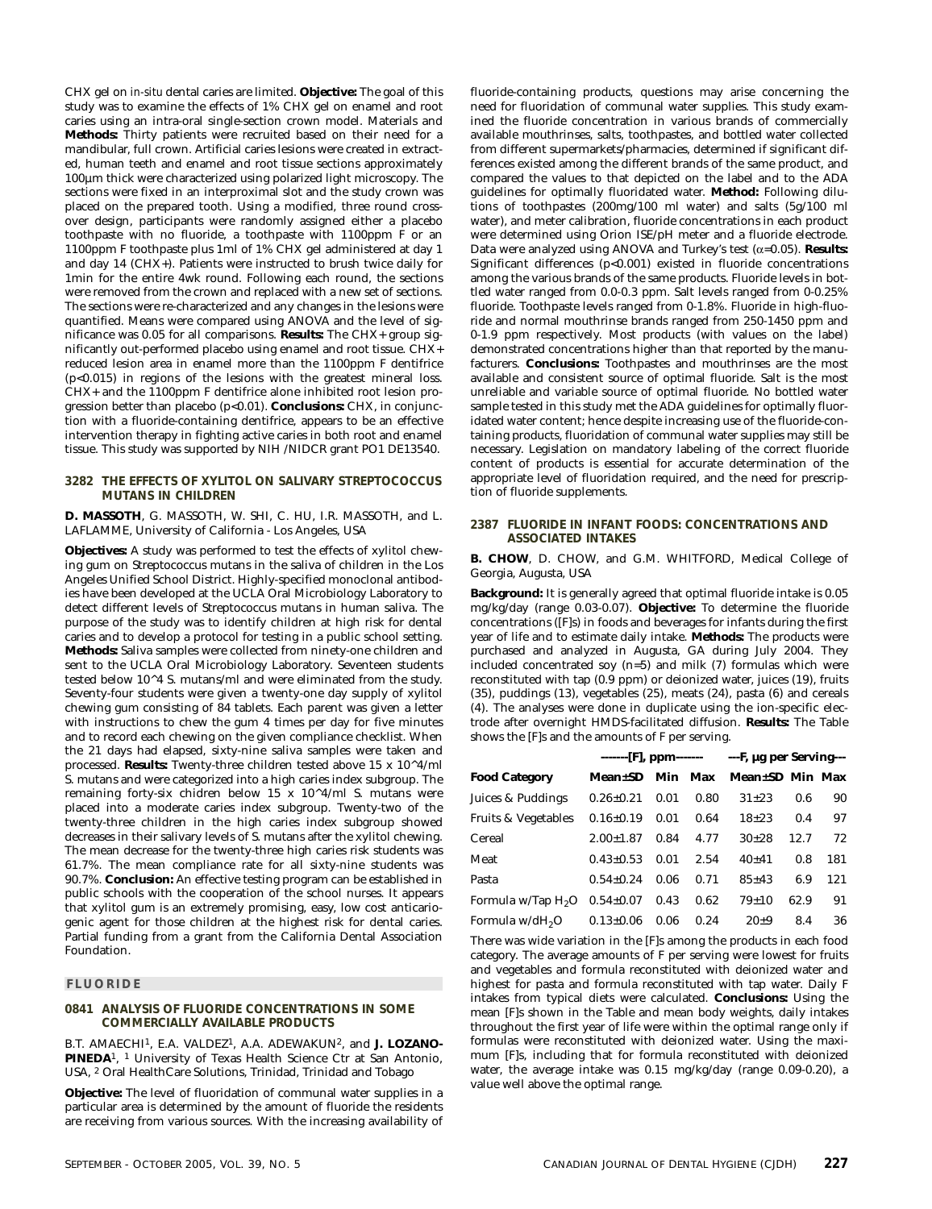CHX gel on *in-situ* dental caries are limited. **Objective:** The goal of this study was to examine the effects of 1% CHX gel on enamel and root caries using an intra-oral single-section crown model. Materials and **Methods:** Thirty patients were recruited based on their need for a mandibular, full crown. Artificial caries lesions were created in extracted, human teeth and enamel and root tissue sections approximately 100µm thick were characterized using polarized light microscopy. The sections were fixed in an interproximal slot and the study crown was placed on the prepared tooth. Using a modified, three round crossover design, participants were randomly assigned either a placebo toothpaste with no fluoride, a toothpaste with 1100ppm F or an 1100ppm F toothpaste plus 1ml of 1% CHX gel administered at day 1 and day 14 (CHX+). Patients were instructed to brush twice daily for 1min for the entire 4wk round. Following each round, the sections were removed from the crown and replaced with a new set of sections. The sections were re-characterized and any changes in the lesions were quantified. Means were compared using ANOVA and the level of significance was 0.05 for all comparisons. **Results:** The CHX+ group significantly out-performed placebo using enamel and root tissue. CHX+ reduced lesion area in enamel more than the 1100ppm F dentifrice ($p<0.015$) in regions of the lesions with the greatest mineral loss. CHX+ and the 1100ppm F dentifrice alone inhibited root lesion progression better than placebo ($p<0.01$). **Conclusions:** CHX, in conjunction with a fluoride-containing dentifrice, appears to be an effective intervention therapy in fighting active caries in both root and enamel tissue. This study was supported by NIH /NIDCR grant PO1 DE13540.

### 3282 THE EFFECTS OF XYLITOL ON SALIVARY STREPTOCOCCUS MUTANS IN CHILDREN

**D. MASSOTH**, G. MASSOTH, W. SHI, C. HU, I.R. MASSOTH, and L. LAFLAMME, University of California - Los Angeles, USA

**Objectives:** A study was performed to test the effects of xylitol chewing gum on Streptococcus mutans in the saliva of children in the Los Angeles Unified School District. Highly-specified monoclonal antibodies have been developed at the UCLA Oral Microbiology Laboratory to detect different levels of Streptococcus mutans in human saliva. The purpose of the study was to identify children at high risk for dental caries and to develop a protocol for testing in a public school setting. **Methods:** Saliva samples were collected from ninety-one children and sent to the UCLA Oral Microbiology Laboratory. Seventeen students tested below 10^4 S. mutans/ml and were eliminated from the study. Seventy-four students were given a twenty-one day supply of xylitol chewing gum consisting of 84 tablets. Each parent was given a letter with instructions to chew the gum 4 times per day for five minutes and to record each chewing on the given compliance checklist. When the 21 days had elapsed, sixty-nine saliva samples were taken and processed. **Results:** Twenty-three children tested above 15 x 10^4/ml S. mutans and were categorized into a high caries index subgroup. The remaining forty-six chidren below 15 x 10^4/ml S. mutans were placed into a moderate caries index subgroup. Twenty-two of the twenty-three children in the high caries index subgroup showed decreases in their salivary levels of S. mutans after the xylitol chewing. The mean decrease for the twenty-three high caries risk students was 61.7%. The mean compliance rate for all sixty-nine students was 90.7%. **Conclusion:** An effective testing program can be established in public schools with the cooperation of the school nurses. It appears that xylitol gum is an extremely promising, easy, low cost anticariogenic agent for those children at the highest risk for dental caries. Partial funding from a grant from the California Dental Association Foundation.

## FLUORIDE

### 0841 ANALYSIS OF FLUORIDE CONCENTRATIONS IN SOME COMMERCIALLY AVAILABLE PRODUCTS

B.T. AMAECHI[1], E.A. VALDEZ[1], A.A. ADEWAKUN[2], and **J. LOZANO-PINEDA**[1], [1] University of Texas Health Science Ctr at San Antonio, USA, [2] Oral HealthCare Solutions, Trinidad, Trinidad and Tobago

**Objective:** The level of fluoridation of communal water supplies in a particular area is determined by the amount of fluoride the residents are receiving from various sources. With the increasing availability of fluoride-containing products, questions may arise concerning the need for fluoridation of communal water supplies. This study examined the fluoride concentration in various brands of commercially available mouthrinses, salts, toothpastes, and bottled water collected from different supermarkets/pharmacies, determined if significant differences existed among the different brands of the same product, and compared the values to that depicted on the label and to the ADA guidelines for optimally fluoridated water. **Method:** Following dilutions of toothpastes (200mg/100 ml water) and salts (5g/100 ml water), and meter calibration, fluoride concentrations in each product were determined using Orion ISE/pH meter and a fluoride electrode. Data were analyzed using ANOVA and Turkey's test ($\alpha=0.05$). **Results:** Significant differences ($p<0.001$) existed in fluoride concentrations among the various brands of the same products. Fluoride levels in bottled water ranged from 0.0-0.3 ppm. Salt levels ranged from 0-0.25% fluoride. Toothpaste levels ranged from 0-1.8%. Fluoride in high-fluoride and normal mouthrinse brands ranged from 250-1450 ppm and 0-1.9 ppm respectively. Most products (with values on the label) demonstrated concentrations higher than that reported by the manufacturers. **Conclusions:** Toothpastes and mouthrinses are the most available and consistent source of optimal fluoride. Salt is the most unreliable and variable source of optimal fluoride. No bottled water sample tested in this study met the ADA guidelines for optimally fluoridated water content; hence despite increasing use of the fluoride-containing products, fluoridation of communal water supplies may still be necessary. Legislation on mandatory labeling of the correct fluoride content of products is essential for accurate determination of the appropriate level of fluoridation required, and the need for prescription of fluoride supplements.

### 2387 FLUORIDE IN INFANT FOODS: CONCENTRATIONS AND ASSOCIATED INTAKES

**B. CHOW**, D. CHOW, and G.M. WHITFORD, Medical College of Georgia, Augusta, USA

**Background:** It is generally agreed that optimal fluoride intake is 0.05 mg/kg/day (range 0.03-0.07). **Objective:** To determine the fluoride concentrations ([F]s) in foods and beverages for infants during the first year of life and to estimate daily intake. **Methods:** The products were purchased and analyzed in Augusta, GA during July 2004. They included concentrated soy (n=5) and milk (7) formulas which were reconstituted with tap (0.9 ppm) or deionized water, juices (19), fruits (35), puddings (13), vegetables (25), meats (24), pasta (6) and cereals (4). The analyses were done in duplicate using the ion-specific electrode after overnight HMDS-facilitated diffusion. **Results:** The Table shows the [F]s and the amounts of F per serving.

| | -------[F], ppm------- | | | ---F, µg per Serving--- | | |
|---|---|---|---|---|---|---|
| **Food Category** | **Mean±SD** | **Min** | **Max** | **Mean±SD** | **Min** | **Max** |
| Juices & Puddings | 0.26±0.21 | 0.01 | 0.80 | 31±23 | 0.6 | 90 |
| Fruits & Vegetables | 0.16±0.19 | 0.01 | 0.64 | 18±23 | 0.4 | 97 |
| Cereal | 2.00±1.87 | 0.84 | 4.77 | 30±28 | 12.7 | 72 |
| Meat | 0.43±0.53 | 0.01 | 2.54 | 40±41 | 0.8 | 181 |
| Pasta | 0.54±0.24 | 0.06 | 0.71 | 85±43 | 6.9 | 121 |
| Formula w/Tap $H_2O$ | 0.54±0.07 | 0.43 | 0.62 | 79±10 | 62.9 | 91 |
| Formula w/d$H_2O$ | 0.13±0.06 | 0.06 | 0.24 | 20±9 | 8.4 | 36 |

There was wide variation in the [F]s among the products in each food category. The average amounts of F per serving were lowest for fruits and vegetables and formula reconstituted with deionized water and highest for pasta and formula reconstituted with tap water. Daily F intakes from typical diets were calculated. **Conclusions:** Using the mean [F]s shown in the Table and mean body weights, daily intakes throughout the first year of life were within the optimal range only if formulas were reconstituted with deionized water. Using the maximum [F]s, including that for formula reconstituted with deionized water, the average intake was 0.15 mg/kg/day (range 0.09-0.20), a value well above the optimal range.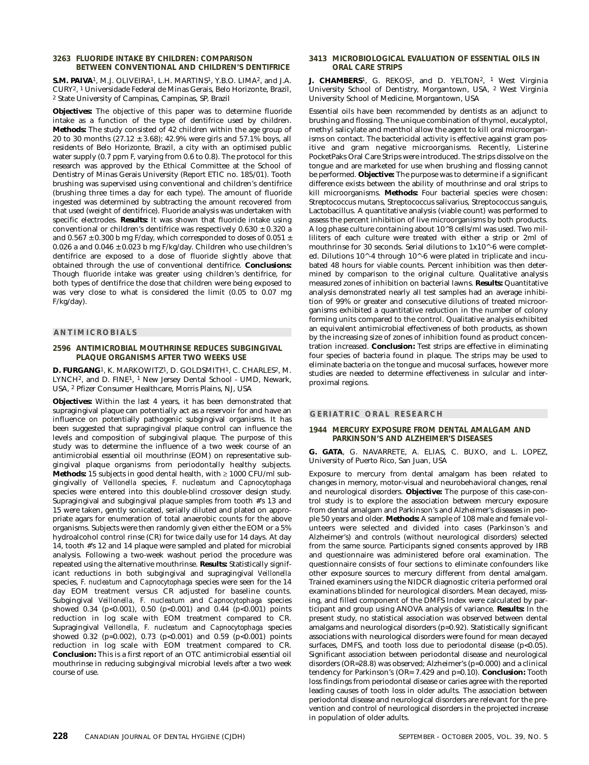### 3263 FLUORIDE INTAKE BY CHILDREN: COMPARISON BETWEEN CONVENTIONAL AND CHILDREN'S DENTIFRICE

**S.M. PAIVA**[1], M.J. OLIVEIRA[1], L.H. MARTINS[1], Y.B.O. LIMA[2], and J.A. CURY[2], [1] Universidade Federal de Minas Gerais, Belo Horizonte, Brazil, [2] State University of Campinas, Campinas, SP, Brazil

**Objectives:** The objective of this paper was to determine fluoride intake as a function of the type of dentifrice used by children. **Methods:** The study consisted of 42 children within the age group of 20 to 30 months (27.12 ± 3.68); 42.9% were girls and 57.1% boys, all residents of Belo Horizonte, Brazil, a city with an optimised public water supply (0.7 ppm F, varying from 0.6 to 0.8). The protocol for this research was approved by the Ethical Committee at the School of Dentistry of Minas Gerais University (Report ETIC no. 185/01). Tooth brushing was supervised using conventional and children's dentifrice (brushing three times a day for each type). The amount of fluoride ingested was determined by subtracting the amount recovered from that used (weight of dentifrice). Fluoride analysis was undertaken with specific electrodes. **Results:** It was shown that fluoride intake using conventional or children's dentifrice was respectively 0.630 ± 0.320 a and 0.567 ± 0.300 b mg F/day, which corresponded to doses of 0.051 ± 0.026 a and 0.046 ± 0.023 b mg F/kg/day. Children who use children's dentifrice are exposed to a dose of fluoride slightly above that obtained through the use of conventional dentifrice. **Conclusions:** Though fluoride intake was greater using children's dentifrice, for both types of dentifrice the dose that children were being exposed to was very close to what is considered the limit (0.05 to 0.07 mg F/kg/day).

## ANTIMICROBIALS

### 2596 ANTIMICROBIAL MOUTHRINSE REDUCES SUBGINGIVAL PLAQUE ORGANISMS AFTER TWO WEEKS USE

**D. FURGANG**[1], K. MARKOWITZ[1], D. GOLDSMITH[1], C. CHARLES[2], M. LYNCH[2], and D. FINE[1], [1] New Jersey Dental School - UMD, Newark, USA, [2] Pfizer Consumer Healthcare, Morris Plains, NJ, USA

**Objectives:** Within the last 4 years, it has been demonstrated that supragingival plaque can potentially act as a reservoir for and have an influence on potentially pathogenic subgingival organisms. It has been suggested that supragingival plaque control can influence the levels and composition of subgingival plaque. The purpose of this study was to determine the influence of a two week course of an antimicrobial essential oil mouthrinse (EOM) on representative subgingival plaque organisms from periodontally healthy subjects. **Methods:** 15 subjects in good dental health, with ≥ 1000 CFU/ml subgingivally of *Veillonella* species, *F. nucleatum* and *Capnocytophaga* species were entered into this double-blind crossover design study. Supragingival and subgingival plaque samples from tooth #'s 13 and 15 were taken, gently sonicated, serially diluted and plated on appropriate agars for enumeration of total anaerobic counts for the above organisms. Subjects were then randomly given either the EOM or a 5% hydroalcohol control rinse (CR) for twice daily use for 14 days. At day 14, tooth #'s 12 and 14 plaque were sampled and plated for microbial analysis. Following a two-week washout period the procedure was repeated using the alternative mouthrinse. **Results:** Statistically significant reductions in both subgingival and supragingival *Veillonella* species, *F. nucleatum* and *Capnocytophaga* species were seen for the 14 day EOM treatment versus CR adjusted for baseline counts. Subgingival *Veillonella*, *F. nucleatum* and *Capnocytophaga* species showed 0.34 ($p$<0.001), 0.50 ($p$<0.001) and 0.44 ($p$<0.001) points reduction in log scale with EOM treatment compared to CR. Supragingival *Veillonella*, *F. nucleatum* and *Capnocytophaga* species showed 0.32 ($p$=0.002), 0.73 ($p$<0.001) and 0.59 ($p$<0.001) points reduction in log scale with EOM treatment compared to CR. **Conclusion:** This is a first report of an OTC antimicrobial essential oil mouthrinse in reducing subgingival microbial levels after a two week course of use.

### 3413 MICROBIOLOGICAL EVALUATION OF ESSENTIAL OILS IN ORAL CARE STRIPS

**J. CHAMBERS**[1], G. REKOS[1], and D. YELTON[2], [1] West Virginia University School of Dentistry, Morgantown, USA, [2] West Virginia University School of Medicine, Morgantown, USA

Essential oils have been recommended by dentists as an adjunct to brushing and flossing. The unique combination of thymol, eucalyptol, methyl salicylate and menthol allow the agent to kill oral microorganisms on contact. The bactericidal activity is effective against gram positive and gram negative microorganisms. Recently, Listerine PocketPaks Oral Care Strips were introduced. The strips dissolve on the tongue and are marketed for use when brushing and flossing cannot be performed. **Objective:** The purpose was to determine if a significant difference exists between the ability of mouthrinse and oral strips to kill microorganisms. **Methods:** Four bacterial species were chosen: Streptococcus mutans, Streptococcus salivarius, Streptococcus sanguis, Lactobacillus. A quantitative analysis (viable count) was performed to assess the percent inhibition of live microorganisms by both products. A log phase culture containing about 10^8 cells/ml was used. Two milliliters of each culture were treated with either a strip or 2ml of mouthrinse for 30 seconds. Serial dilutions to 1x10^-6 were completed. Dilutions 10^-4 through 10^-6 were plated in triplicate and incubated 48 hours for viable counts. Percent inhibition was then determined by comparison to the original culture. Qualitative analysis measured zones of inhibition on bacterial lawns. **Results:** Quantitative analysis demonstrated nearly all test samples had an average inhibition of 99% or greater and consecutive dilutions of treated microorganisms exhibited a quantitative reduction in the number of colony forming units compared to the control. Qualitative analysis exhibited an equivalent antimicrobial effectiveness of both products, as shown by the increasing size of zones of inhibition found as product concentration increased. **Conclusion:** Test strips are effective in eliminating four species of bacteria found in plaque. The strips may be used to eliminate bacteria on the tongue and mucosal surfaces, however more studies are needed to determine effectiveness in sulcular and interproximal regions.

## GERIATRIC ORAL RESEARCH

### 1944 MERCURY EXPOSURE FROM DENTAL AMALGAM AND PARKINSON'S AND ALZHEIMER'S DISEASES

**G. GATA**, G. NAVARRETE, A. ELIAS, C. BUXO, and L. LOPEZ, University of Puerto Rico, San Juan, USA

Exposure to mercury from dental amalgam has been related to changes in memory, motor-visual and neurobehavioral changes, renal and neurological disorders. **Objective:** The purpose of this case-control study is to explore the association between mercury exposure from dental amalgam and Parkinson's and Alzheimer's diseases in people 50 years and older. **Methods:** A sample of 108 male and female volunteers were selected and divided into cases (Parkinson's and Alzheimer's) and controls (without neurological disorders) selected from the same source. Participants signed consents approved by IRB and questionnaire was administered before oral examination. The questionnaire consists of four sections to eliminate confounders like other exposure sources to mercury different from dental amalgam. Trained examiners using the NIDCR diagnostic criteria performed oral examinations blinded for neurological disorders. Mean decayed, missing, and filled component of the DMFS Index were calculated by participant and group using ANOVA analysis of variance. **Results:** In the present study, no statistical association was observed between dental amalgams and neurological disorders ($p$=0.92). Statistically significant associations with neurological disorders were found for mean decayed surfaces, DMFS, and tooth loss due to periodontal disease ($p$<0.05). Significant association between periodontal disease and neurological disorders (OR=28.8) was observed; Alzheimer's ($p$=0.000) and a clinical tendency for Parkinson's (OR= 7.429 and $p$=0.10). **Conclusion:** Tooth loss findings from periodontal disease or caries agree with the reported leading causes of tooth loss in older adults. The association between periodontal disease and neurological disorders are relevant for the prevention and control of neurological disorders in the projected increase in population of older adults.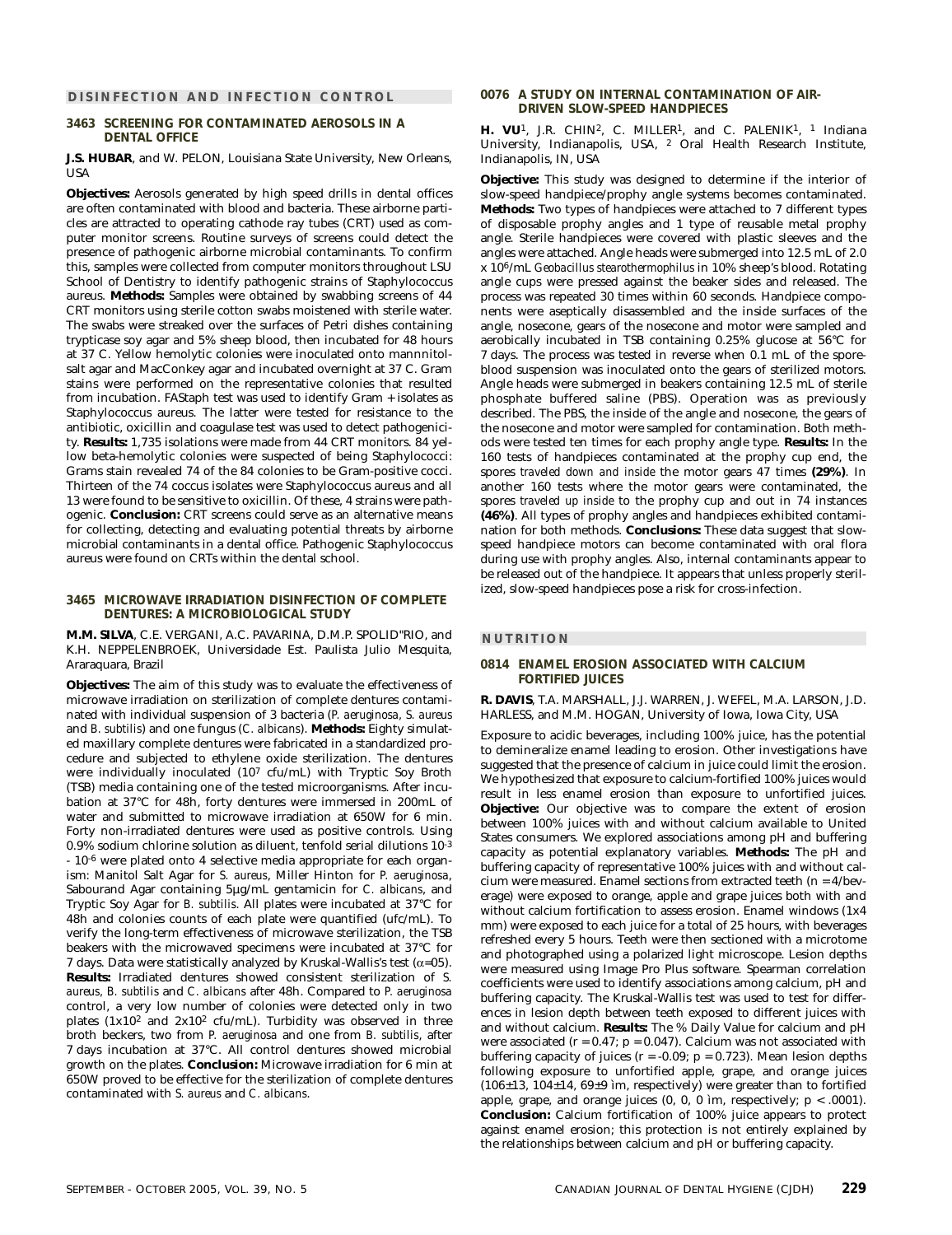## DISINFECTION AND INFECTION CONTROL

### 3463 SCREENING FOR CONTAMINATED AEROSOLS IN A DENTAL OFFICE

**J.S. HUBAR**, and W. PELON, Louisiana State University, New Orleans, USA

**Objectives:** Aerosols generated by high speed drills in dental offices are often contaminated with blood and bacteria. These airborne particles are attracted to operating cathode ray tubes (CRT) used as computer monitor screens. Routine surveys of screens could detect the presence of pathogenic airborne microbial contaminants. To confirm this, samples were collected from computer monitors throughout LSU School of Dentistry to identify pathogenic strains of Staphylococcus aureus. **Methods:** Samples were obtained by swabbing screens of 44 CRT monitors using sterile cotton swabs moistened with sterile water. The swabs were streaked over the surfaces of Petri dishes containing trypticase soy agar and 5% sheep blood, then incubated for 48 hours at 37 C. Yellow hemolytic colonies were inoculated onto mannnitol-salt agar and MacConkey agar and incubated overnight at 37 C. Gram stains were performed on the representative colonies that resulted from incubation. FAStaph test was used to identify Gram + isolates as Staphylococcus aureus. The latter were tested for resistance to the antibiotic, oxicillin and coagulase test was used to detect pathogenicity. **Results:** 1,735 isolations were made from 44 CRT monitors. 84 yellow beta-hemolytic colonies were suspected of being Staphylococci: Grams stain revealed 74 of the 84 colonies to be Gram-positive cocci. Thirteen of the 74 coccus isolates were Staphylococcus aureus and all 13 were found to be sensitive to oxicillin. Of these, 4 strains were pathogenic. **Conclusion:** CRT screens could serve as an alternative means for collecting, detecting and evaluating potential threats by airborne microbial contaminants in a dental office. Pathogenic Staphylococcus aureus were found on CRTs within the dental school.

### 3465 MICROWAVE IRRADIATION DISINFECTION OF COMPLETE DENTURES: A MICROBIOLOGICAL STUDY

**M.M. SILVA**, C.E. VERGANI, A.C. PAVARINA, D.M.P. SPOLID"RIO, and K.H. NEPPELENBROEK, Universidade Est. Paulista Julio Mesquita, Araraquara, Brazil

**Objectives:** The aim of this study was to evaluate the effectiveness of microwave irradiation on sterilization of complete dentures contaminated with individual suspension of 3 bacteria (*P. aeruginosa*, *S. aureus* and *B. subtilis*) and one fungus (*C. albicans*). **Methods:** Eighty simulated maxillary complete dentures were fabricated in a standardized procedure and subjected to ethylene oxide sterilization. The dentures were individually inoculated ($10^7$ cfu/mL) with Tryptic Soy Broth (TSB) media containing one of the tested microorganisms. After incubation at 37°C for 48h, forty dentures were immersed in 200mL of water and submitted to microwave irradiation at 650W for 6 min. Forty non-irradiated dentures were used as positive controls. Using 0.9% sodium chlorine solution as diluent, tenfold serial dilutions $10^{-3}$ - $10^{-6}$ were plated onto 4 selective media appropriate for each organism: Manitol Salt Agar for *S. aureus*, Miller Hinton for *P. aeruginosa*, Sabourand Agar containing 5µg/mL gentamicin for *C. albicans*, and Tryptic Soy Agar for *B. subtilis*. All plates were incubated at 37°C for 48h and colonies counts of each plate were quantified (ufc/mL). To verify the long-term effectiveness of microwave sterilization, the TSB beakers with the microwaved specimens were incubated at 37°C for 7 days. Data were statistically analyzed by Kruskal-Wallis's test ($\alpha$=05). **Results:** Irradiated dentures showed consistent sterilization of *S. aureus*, *B. subtilis* and *C. albicans* after 48h. Compared to *P. aeruginosa* control, a very low number of colonies were detected only in two plates ($1x10^2$ and $2x10^2$ cfu/mL). Turbidity was observed in three broth beckers, two from *P. aeruginosa* and one from *B. subtilis*, after 7 days incubation at 37°C. All control dentures showed microbial growth on the plates. **Conclusion:** Microwave irradiation for 6 min at 650W proved to be effective for the sterilization of complete dentures contaminated with *S. aureus* and *C. albicans*.

### 0076 A STUDY ON INTERNAL CONTAMINATION OF AIR-DRIVEN SLOW-SPEED HANDPIECES

**H. VU**[1], J.R. CHIN[2], C. MILLER[1], and C. PALENIK[1], [1] Indiana University, Indianapolis, USA, [2] Oral Health Research Institute, Indianapolis, IN, USA

**Objective:** This study was designed to determine if the interior of slow-speed handpiece/prophy angle systems becomes contaminated. **Methods:** Two types of handpieces were attached to 7 different types of disposable prophy angles and 1 type of reusable metal prophy angle. Sterile handpieces were covered with plastic sleeves and the angles were attached. Angle heads were submerged into 12.5 mL of 2.0 x $10^6$/mL *Geobacillus stearothermophilus* in 10% sheep's blood. Rotating angle cups were pressed against the beaker sides and released. The process was repeated 30 times within 60 seconds. Handpiece components were aseptically disassembled and the inside surfaces of the angle, nosecone, gears of the nosecone and motor were sampled and aerobically incubated in TSB containing 0.25% glucose at 56°C for 7 days. The process was tested in reverse when 0.1 mL of the spore-blood suspension was inoculated onto the gears of sterilized motors. Angle heads were submerged in beakers containing 12.5 mL of sterile phosphate buffered saline (PBS). Operation was as previously described. The PBS, the inside of the angle and nosecone, the gears of the nosecone and motor were sampled for contamination. Both methods were tested ten times for each prophy angle type. **Results:** In the 160 tests of handpieces contaminated at the prophy cup end, the spores *traveled down and inside* the motor gears 47 times **(29%)**. In another 160 tests where the motor gears were contaminated, the spores *traveled up inside* to the prophy cup and out in 74 instances **(46%)**. All types of prophy angles and handpieces exhibited contamination for both methods. **Conclusions:** These data suggest that slow-speed handpiece motors can become contaminated with oral flora during use with prophy angles. Also, internal contaminants appear to be released out of the handpiece. It appears that unless properly sterilized, slow-speed handpieces pose a risk for cross-infection.

## NUTRITION

### 0814 ENAMEL EROSION ASSOCIATED WITH CALCIUM FORTIFIED JUICES

**R. DAVIS**, T.A. MARSHALL, J.J. WARREN, J. WEFEL, M.A. LARSON, J.D. HARLESS, and M.M. HOGAN, University of Iowa, Iowa City, USA

Exposure to acidic beverages, including 100% juice, has the potential to demineralize enamel leading to erosion. Other investigations have suggested that the presence of calcium in juice could limit the erosion. We hypothesized that exposure to calcium-fortified 100% juices would result in less enamel erosion than exposure to unfortified juices. **Objective:** Our objective was to compare the extent of erosion between 100% juices with and without calcium available to United States consumers. We explored associations among pH and buffering capacity as potential explanatory variables. **Methods:** The pH and buffering capacity of representative 100% juices with and without calcium were measured. Enamel sections from extracted teeth (n = 4/beverage) were exposed to orange, apple and grape juices both with and without calcium fortification to assess erosion. Enamel windows (1x4 mm) were exposed to each juice for a total of 25 hours, with beverages refreshed every 5 hours. Teeth were then sectioned with a microtome and photographed using a polarized light microscope. Lesion depths were measured using Image Pro Plus software. Spearman correlation coefficients were used to identify associations among calcium, pH and buffering capacity. The Kruskal-Wallis test was used to test for differences in lesion depth between teeth exposed to different juices with and without calcium. **Results:** The % Daily Value for calcium and pH were associated ($r = 0.47$; $p = 0.047$). Calcium was not associated with buffering capacity of juices ($r = -0.09$; $p = 0.723$). Mean lesion depths following exposure to unfortified apple, grape, and orange juices (106±13, 104±14, 69±9 ìm, respectively) were greater than to fortified apple, grape, and orange juices (0, 0, 0 ìm, respectively; $p < .0001$). **Conclusion:** Calcium fortification of 100% juice appears to protect against enamel erosion; this protection is not entirely explained by the relationships between calcium and pH or buffering capacity.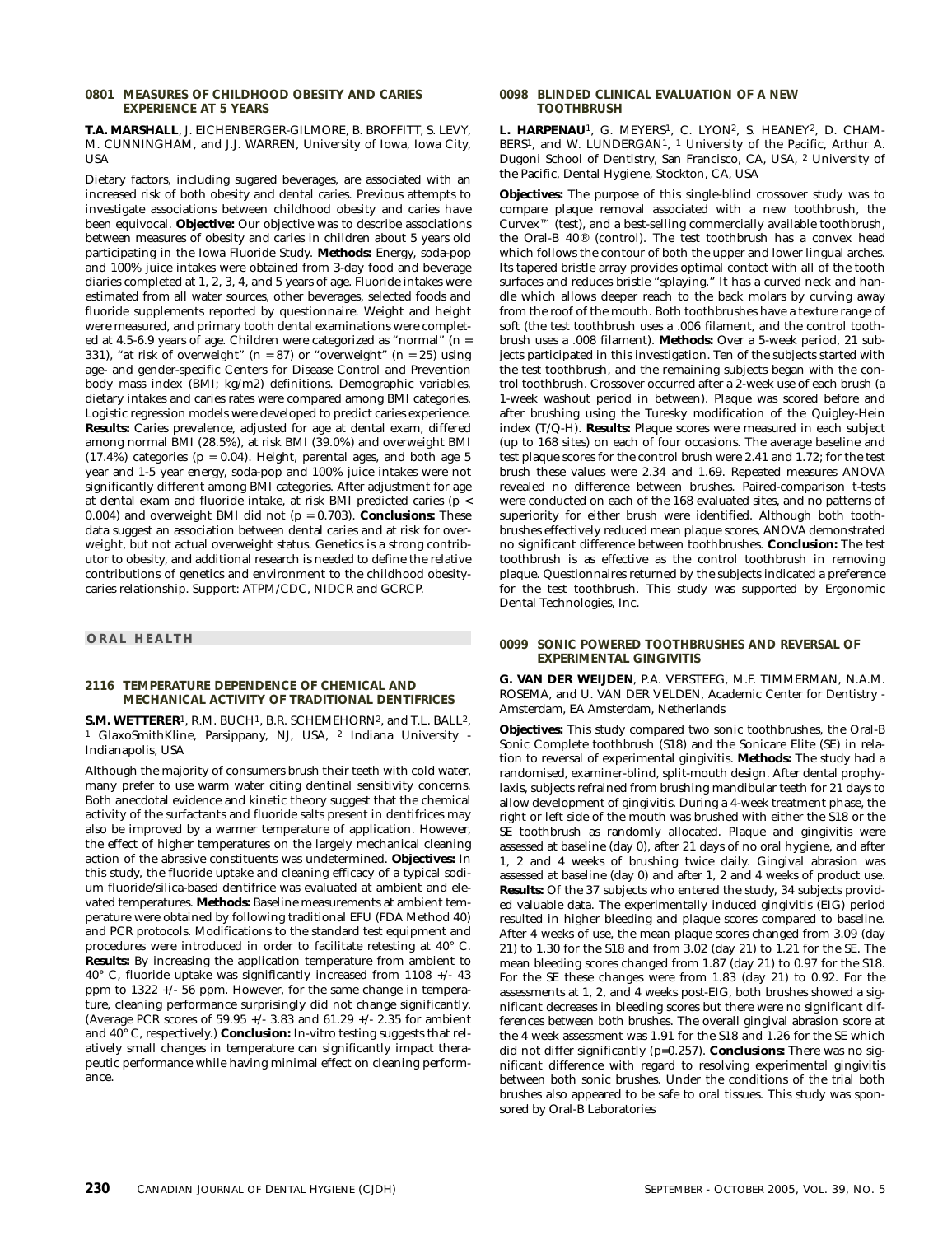### 0801 MEASURES OF CHILDHOOD OBESITY AND CARIES EXPERIENCE AT 5 YEARS

**T.A. MARSHALL**, J. EICHENBERGER-GILMORE, B. BROFFITT, S. LEVY, M. CUNNINGHAM, and J.J. WARREN, University of Iowa, Iowa City, USA

Dietary factors, including sugared beverages, are associated with an increased risk of both obesity and dental caries. Previous attempts to investigate associations between childhood obesity and caries have been equivocal. **Objective:** Our objective was to describe associations between measures of obesity and caries in children about 5 years old participating in the Iowa Fluoride Study. **Methods:** Energy, soda-pop and 100% juice intakes were obtained from 3-day food and beverage diaries completed at 1, 2, 3, 4, and 5 years of age. Fluoride intakes were estimated from all water sources, other beverages, selected foods and fluoride supplements reported by questionnaire. Weight and height were measured, and primary tooth dental examinations were completed at 4.5-6.9 years of age. Children were categorized as "normal" ($n = 331$), "at risk of overweight" ($n = 87$) or "overweight" ($n = 25$) using age- and gender-specific Centers for Disease Control and Prevention body mass index (BMI; kg/m2) definitions. Demographic variables, dietary intakes and caries rates were compared among BMI categories. Logistic regression models were developed to predict caries experience. **Results:** Caries prevalence, adjusted for age at dental exam, differed among normal BMI (28.5%), at risk BMI (39.0%) and overweight BMI (17.4%) categories ($p = 0.04$). Height, parental ages, and both age 5 year and 1-5 year energy, soda-pop and 100% juice intakes were not significantly different among BMI categories. After adjustment for age at dental exam and fluoride intake, at risk BMI predicted caries ($p < 0.004$) and overweight BMI did not ($p = 0.703$). **Conclusions:** These data suggest an association between dental caries and at risk for overweight, but not actual overweight status. Genetics is a strong contributor to obesity, and additional research is needed to define the relative contributions of genetics and environment to the childhood obesity-caries relationship. Support: ATPM/CDC, NIDCR and GCRCP.

## ORAL HEALTH

### 2116 TEMPERATURE DEPENDENCE OF CHEMICAL AND MECHANICAL ACTIVITY OF TRADITIONAL DENTIFRICES

**S.M. WETTERER**[1], R.M. BUCH[1], B.R. SCHEMEHORN[2], and T.L. BALL[2], [1] GlaxoSmithKline, Parsippany, NJ, USA, [2] Indiana University - Indianapolis, USA

Although the majority of consumers brush their teeth with cold water, many prefer to use warm water citing dentinal sensitivity concerns. Both anecdotal evidence and kinetic theory suggest that the chemical activity of the surfactants and fluoride salts present in dentifrices may also be improved by a warmer temperature of application. However, the effect of higher temperatures on the largely mechanical cleaning action of the abrasive constituents was undetermined. **Objectives:** In this study, the fluoride uptake and cleaning efficacy of a typical sodium fluoride/silica-based dentifrice was evaluated at ambient and elevated temperatures. **Methods:** Baseline measurements at ambient temperature were obtained by following traditional EFU (FDA Method 40) and PCR protocols. Modifications to the standard test equipment and procedures were introduced in order to facilitate retesting at 40° C. **Results:** By increasing the application temperature from ambient to 40° C, fluoride uptake was significantly increased from 1108 +/- 43 ppm to 1322 +/- 56 ppm. However, for the same change in temperature, cleaning performance surprisingly did not change significantly. (Average PCR scores of 59.95 +/- 3.83 and 61.29 +/- 2.35 for ambient and 40° C, respectively.) **Conclusion:** In-vitro testing suggests that relatively small changes in temperature can significantly impact therapeutic performance while having minimal effect on cleaning performance.

### 0098 BLINDED CLINICAL EVALUATION OF A NEW TOOTHBRUSH

**L. HARPENAU**[1], G. MEYERS[1], C. LYON[2], S. HEANEY[2], D. CHAMBERS[1], and W. LUNDERGAN[1], [1] University of the Pacific, Arthur A. Dugoni School of Dentistry, San Francisco, CA, USA, [2] University of the Pacific, Dental Hygiene, Stockton, CA, USA

**Objectives:** The purpose of this single-blind crossover study was to compare plaque removal associated with a new toothbrush, the Curvex™ (test), and a best-selling commercially available toothbrush, the Oral-B 40® (control). The test toothbrush has a convex head which follows the contour of both the upper and lower lingual arches. Its tapered bristle array provides optimal contact with all of the tooth surfaces and reduces bristle "splaying." It has a curved neck and handle which allows deeper reach to the back molars by curving away from the roof of the mouth. Both toothbrushes have a texture range of soft (the test toothbrush uses a .006 filament, and the control toothbrush uses a .008 filament). **Methods:** Over a 5-week period, 21 subjects participated in this investigation. Ten of the subjects started with the test toothbrush, and the remaining subjects began with the control toothbrush. Crossover occurred after a 2-week use of each brush (a 1-week washout period in between). Plaque was scored before and after brushing using the Turesky modification of the Quigley-Hein index (T/Q-H). **Results:** Plaque scores were measured in each subject (up to 168 sites) on each of four occasions. The average baseline and test plaque scores for the control brush were 2.41 and 1.72; for the test brush these values were 2.34 and 1.69. Repeated measures ANOVA revealed no difference between brushes. Paired-comparison t-tests were conducted on each of the 168 evaluated sites, and no patterns of superiority for either brush were identified. Although both toothbrushes effectively reduced mean plaque scores, ANOVA demonstrated no significant difference between toothbrushes. **Conclusion:** The test toothbrush is as effective as the control toothbrush in removing plaque. Questionnaires returned by the subjects indicated a preference for the test toothbrush. This study was supported by Ergonomic Dental Technologies, Inc.

### 0099 SONIC POWERED TOOTHBRUSHES AND REVERSAL OF EXPERIMENTAL GINGIVITIS

**G. VAN DER WEIJDEN**, P.A. VERSTEEG, M.F. TIMMERMAN, N.A.M. ROSEMA, and U. VAN DER VELDEN, Academic Center for Dentistry - Amsterdam, EA Amsterdam, Netherlands

**Objectives:** This study compared two sonic toothbrushes, the Oral-B Sonic Complete toothbrush (S18) and the Sonicare Elite (SE) in relation to reversal of experimental gingivitis. **Methods:** The study had a randomised, examiner-blind, split-mouth design. After dental prophylaxis, subjects refrained from brushing mandibular teeth for 21 days to allow development of gingivitis. During a 4-week treatment phase, the right or left side of the mouth was brushed with either the S18 or the SE toothbrush as randomly allocated. Plaque and gingivitis were assessed at baseline (day 0), after 21 days of no oral hygiene, and after 1, 2 and 4 weeks of brushing twice daily. Gingival abrasion was assessed at baseline (day 0) and after 1, 2 and 4 weeks of product use. **Results:** Of the 37 subjects who entered the study, 34 subjects provided valuable data. The experimentally induced gingivitis (EIG) period resulted in higher bleeding and plaque scores compared to baseline. After 4 weeks of use, the mean plaque scores changed from 3.09 (day 21) to 1.30 for the S18 and from 3.02 (day 21) to 1.21 for the SE. The mean bleeding scores changed from 1.87 (day 21) to 0.97 for the S18. For the SE these changes were from 1.83 (day 21) to 0.92. For the assessments at 1, 2, and 4 weeks post-EIG, both brushes showed a significant decreases in bleeding scores but there were no significant differences between both brushes. The overall gingival abrasion score at the 4 week assessment was 1.91 for the S18 and 1.26 for the SE which did not differ significantly ($p=0.257$). **Conclusions:** There was no significant difference with regard to resolving experimental gingivitis between both sonic brushes. Under the conditions of the trial both brushes also appeared to be safe to oral tissues. This study was sponsored by Oral-B Laboratories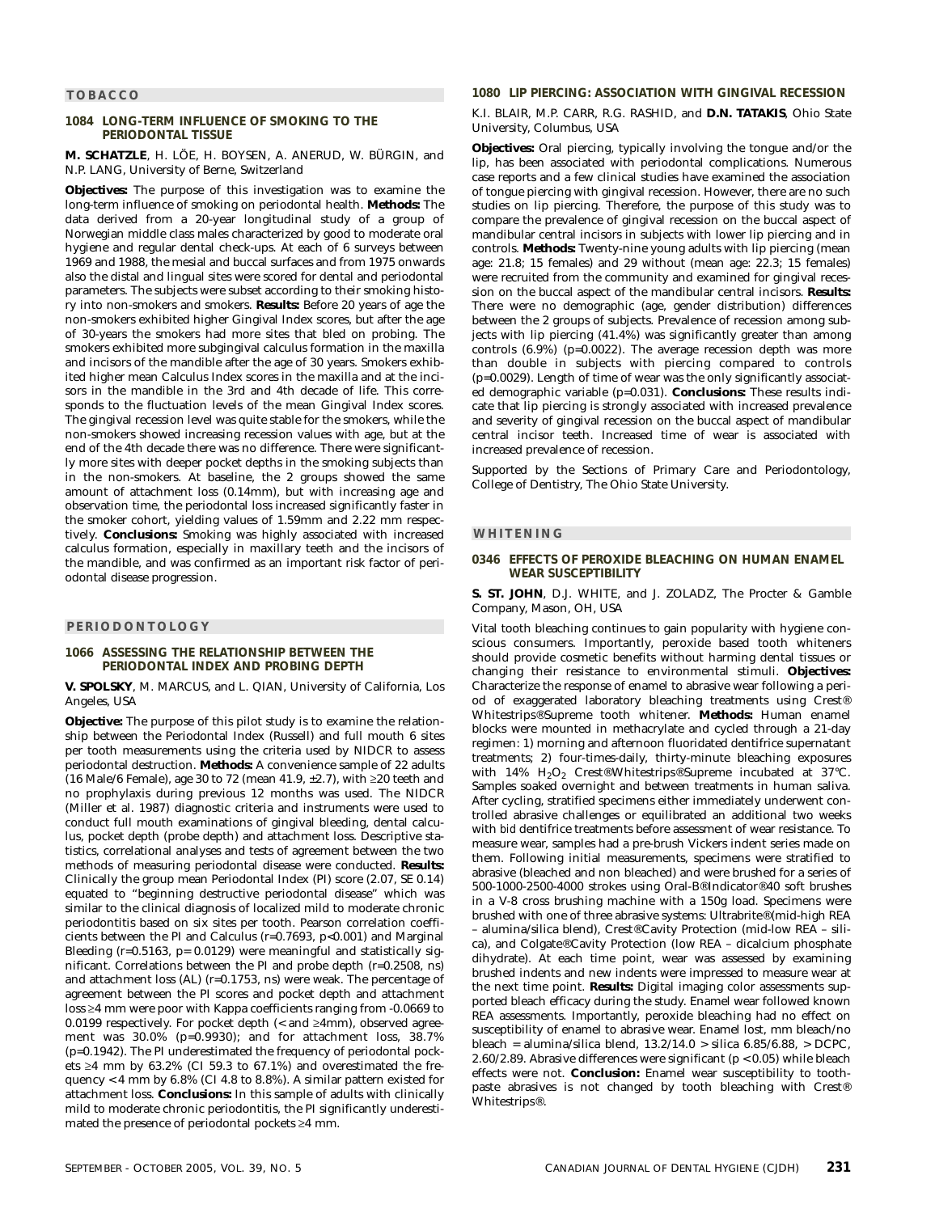## TOBACCO

### 1084 LONG-TERM INFLUENCE OF SMOKING TO THE PERIODONTAL TISSUE

**M. SCHATZLE**, H. LÖE, H. BOYSEN, A. ANERUD, W. BÜRGIN, and N.P. LANG, University of Berne, Switzerland

**Objectives:** The purpose of this investigation was to examine the long-term influence of smoking on periodontal health. **Methods:** The data derived from a 20-year longitudinal study of a group of Norwegian middle class males characterized by good to moderate oral hygiene and regular dental check-ups. At each of 6 surveys between 1969 and 1988, the mesial and buccal surfaces and from 1975 onwards also the distal and lingual sites were scored for dental and periodontal parameters. The subjects were subset according to their smoking history into non-smokers and smokers. **Results:** Before 20 years of age the non-smokers exhibited higher Gingival Index scores, but after the age of 30-years the smokers had more sites that bled on probing. The smokers exhibited more subgingival calculus formation in the maxilla and incisors of the mandible after the age of 30 years. Smokers exhibited higher mean Calculus Index scores in the maxilla and at the incisors in the mandible in the 3rd and 4th decade of life. This corresponds to the fluctuation levels of the mean Gingival Index scores. The gingival recession level was quite stable for the smokers, while the non-smokers showed increasing recession values with age, but at the end of the 4th decade there was no difference. There were significantly more sites with deeper pocket depths in the smoking subjects than in the non-smokers. At baseline, the 2 groups showed the same amount of attachment loss (0.14mm), but with increasing age and observation time, the periodontal loss increased significantly faster in the smoker cohort, yielding values of 1.59mm and 2.22 mm respectively. **Conclusions:** Smoking was highly associated with increased calculus formation, especially in maxillary teeth and the incisors of the mandible, and was confirmed as an important risk factor of periodontal disease progression.

## PERIODONTOLOGY

### 1066 ASSESSING THE RELATIONSHIP BETWEEN THE PERIODONTAL INDEX AND PROBING DEPTH

**V. SPOLSKY**, M. MARCUS, and L. QIAN, University of California, Los Angeles, USA

**Objective:** The purpose of this pilot study is to examine the relationship between the Periodontal Index (Russell) and full mouth 6 sites per tooth measurements using the criteria used by NIDCR to assess periodontal destruction. **Methods:** A convenience sample of 22 adults (16 Male/6 Female), age 30 to 72 (mean 41.9, ±2.7), with ≥20 teeth and no prophylaxis during previous 12 months was used. The NIDCR (Miller et al. 1987) diagnostic criteria and instruments were used to conduct full mouth examinations of gingival bleeding, dental calculus, pocket depth (probe depth) and attachment loss. Descriptive statistics, correlational analyses and tests of agreement between the two methods of measuring periodontal disease were conducted. **Results:** Clinically the group mean Periodontal Index (PI) score (2.07, SE 0.14) equated to "beginning destructive periodontal disease" which was similar to the clinical diagnosis of localized mild to moderate chronic periodontitis based on six sites per tooth. Pearson correlation coefficients between the PI and Calculus ($r=0.7693$, $p<0.001$) and Marginal Bleeding ($r=0.5163$, $p=0.0129$) were meaningful and statistically significant. Correlations between the PI and probe depth ($r=0.2508$, ns) and attachment loss (AL) ($r=0.1753$, ns) were weak. The percentage of agreement between the PI scores and pocket depth and attachment loss ≥4 mm were poor with Kappa coefficients ranging from -0.0669 to 0.0199 respectively. For pocket depth (< and ≥4mm), observed agreement was 30.0% ($p=0.9930$); and for attachment loss, 38.7% ($p=0.1942$). The PI underestimated the frequency of periodontal pockets ≥4 mm by 63.2% (CI 59.3 to 67.1%) and overestimated the frequency < 4 mm by 6.8% (CI 4.8 to 8.8%). A similar pattern existed for attachment loss. **Conclusions:** In this sample of adults with clinically mild to moderate chronic periodontitis, the PI significantly underestimated the presence of periodontal pockets ≥4 mm.

### 1080 LIP PIERCING: ASSOCIATION WITH GINGIVAL RECESSION

K.I. BLAIR, M.P. CARR, R.G. RASHID, and **D.N. TATAKIS**, Ohio State University, Columbus, USA

**Objectives:** Oral piercing, typically involving the tongue and/or the lip, has been associated with periodontal complications. Numerous case reports and a few clinical studies have examined the association of tongue piercing with gingival recession. However, there are no such studies on lip piercing. Therefore, the purpose of this study was to compare the prevalence of gingival recession on the buccal aspect of mandibular central incisors in subjects with lower lip piercing and in controls. **Methods:** Twenty-nine young adults with lip piercing (mean age: 21.8; 15 females) and 29 without (mean age: 22.3; 15 females) were recruited from the community and examined for gingival recession on the buccal aspect of the mandibular central incisors. **Results:** There were no demographic (age, gender distribution) differences between the 2 groups of subjects. Prevalence of recession among subjects with lip piercing (41.4%) was significantly greater than among controls (6.9%) ($p=0.0022$). The average recession depth was more than double in subjects with piercing compared to controls ($p=0.0029$). Length of time of wear was the only significantly associated demographic variable ($p=0.031$). **Conclusions:** These results indicate that lip piercing is strongly associated with increased prevalence and severity of gingival recession on the buccal aspect of mandibular central incisor teeth. Increased time of wear is associated with increased prevalence of recession.

Supported by the Sections of Primary Care and Periodontology, College of Dentistry, The Ohio State University.

## WHITENING

### 0346 EFFECTS OF PEROXIDE BLEACHING ON HUMAN ENAMEL WEAR SUSCEPTIBILITY

**S. ST. JOHN**, D.J. WHITE, and J. ZOLADZ, The Procter & Gamble Company, Mason, OH, USA

Vital tooth bleaching continues to gain popularity with hygiene conscious consumers. Importantly, peroxide based tooth whiteners should provide cosmetic benefits without harming dental tissues or changing their resistance to environmental stimuli. **Objectives:** Characterize the response of enamel to abrasive wear following a period of exaggerated laboratory bleaching treatments using Crest® Whitestrips®Supreme tooth whitener. **Methods:** Human enamel blocks were mounted in methacrylate and cycled through a 21-day regimen: 1) morning and afternoon fluoridated dentifrice supernatant treatments; 2) four-times-daily, thirty-minute bleaching exposures with 14% $H_2O_2$ Crest®Whitestrips®Supreme incubated at 37°C. Samples soaked overnight and between treatments in human saliva. After cycling, stratified specimens either immediately underwent controlled abrasive challenges or equilibrated an additional two weeks with *bid* dentifrice treatments before assessment of wear resistance. To measure wear, samples had a pre-brush Vickers indent series made on them. Following initial measurements, specimens were stratified to abrasive (bleached and non bleached) and were brushed for a series of 500-1000-2500-4000 strokes using Oral-B®Indicator®40 soft brushes in a V-8 cross brushing machine with a 150g load. Specimens were brushed with one of three abrasive systems: Ultrabrite®(mid-high REA – alumina/silica blend), Crest®Cavity Protection (mid-low REA – silica), and Colgate®Cavity Protection (low REA – dicalcium phosphate dihydrate). At each time point, wear was assessed by examining brushed indents and new indents were impressed to measure wear at the next time point. **Results:** Digital imaging color assessments supported bleach efficacy during the study. Enamel wear followed known REA assessments. Importantly, peroxide bleaching had no effect on susceptibility of enamel to abrasive wear. Enamel lost, mm bleach/no bleach = alumina/silica blend, 13.2/14.0 > silica 6.85/6.88, > DCPC, 2.60/2.89. Abrasive differences were significant ($p < 0.05$) while bleach effects were not. **Conclusion:** Enamel wear susceptibility to toothpaste abrasives is not changed by tooth bleaching with Crest® Whitestrips®.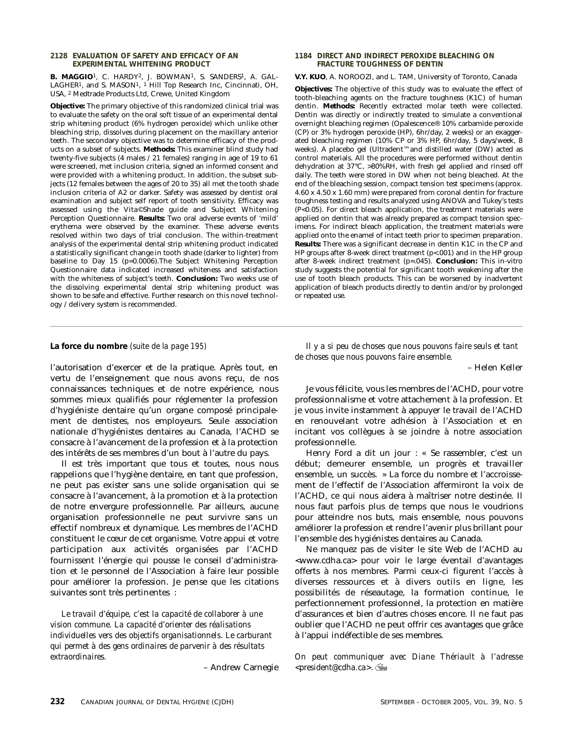### 2128 EVALUATION OF SAFETY AND EFFICACY OF AN EXPERIMENTAL WHITENING PRODUCT

**B. MAGGIO**[1], C. HARDY[2], J. BOWMAN[1], S. SANDERS[1], A. GALLAGHER[1], and S. MASON[1], [1] Hill Top Research Inc, Cincinnati, OH, USA, [2] Medtrade Products Ltd, Crewe, United Kingdom

**Objective:** The primary objective of this randomized clinical trial was to evaluate the safety on the oral soft tissue of an experimental dental strip whitening product (6% hydrogen peroxide) which unlike other bleaching strip, dissolves during placement on the maxillary anterior teeth. The secondary objective was to determine efficacy of the products on a subset of subjects. **Methods:** This examiner blind study had twenty-five subjects (4 males / 21 females) ranging in age of 19 to 61 were screened, met inclusion criteria, signed an informed consent and were provided with a whitening product. In addition, the subset subjects (12 females between the ages of 20 to 35) all met the tooth shade inclusion criteria of A2 or darker. Safety was assessed by dentist oral examination and subject self report of tooth sensitivity. Efficacy was assessed using the Vita©Shade guide and Subject Whitening Perception Questionnaire. **Results:** Two oral adverse events of 'mild' erythema were observed by the examiner. These adverse events resolved within two days of trial conclusion. The within-treatment analysis of the experimental dental strip whitening product indicated a statistically significant change in tooth shade (darker to lighter) from baseline to Day 15 ($p=0.0006$).The Subject Whitening Perception Questionnaire data indicated increased whiteness and satisfaction with the whiteness of subject's teeth. **Conclusion:** Two weeks use of the dissolving experimental dental strip whitening product was shown to be safe and effective. Further research on this novel technology / delivery system is recommended.

### 1184 DIRECT AND INDIRECT PEROXIDE BLEACHING ON FRACTURE TOUGHNESS OF DENTIN

**V.Y. KUO**, A. NOROOZI, and L. TAM, University of Toronto, Canada

**Objectives:** The objective of this study was to evaluate the effect of tooth-bleaching agents on the fracture toughness (K1C) of human dentin. **Methods:** Recently extracted molar teeth were collected. Dentin was directly or indirectly treated to simulate a conventional overnight bleaching regimen (Opalescence® 10% carbamide peroxide (CP) or 3% hydrogen peroxide (HP), 6hr/day, 2 weeks) or an exaggerated bleaching regimen (10% CP or 3% HP, 6hr/day, 5 days/week, 8 weeks). A placebo gel (Ultradent™ and distilled water (DW) acted as control materials. All the procedures were performed without dentin dehydration at 37°C, >80%RH, with fresh gel applied and rinsed off daily. The teeth were stored in DW when not being bleached. At the end of the bleaching session, compact tension test specimens (approx. 4.60 x 4.50 x 1.60 mm) were prepared from coronal dentin for fracture toughness testing and results analyzed using ANOVA and Tukey's tests ($P<0.05$). For direct bleach application, the treatment materials were applied on dentin that was already prepared as compact tension specimens. For indirect bleach application, the treatment materials were applied onto the enamel of intact teeth prior to specimen preparation. **Results:** There was a significant decrease in dentin K1C in the CP and HP groups after 8-week direct treatment ($p<.001$) and in the HP group after 8-week indirect treatment ($p=.045$). **Conclusion:** This in-vitro study suggests the potential for significant tooth weakening after the use of tooth bleach products. This can be worsened by inadvertent application of bleach products directly to dentin and/or by prolonged or repeated use.

---

**La force du nombre** *(suite de la page 195)*

l'autorisation d'exercer et de la pratique. Après tout, en vertu de l'enseignement que nous avons reçu, de nos connaissances techniques et de notre expérience, nous sommes mieux qualifiés pour réglementer la profession d'hygiéniste dentaire qu'un organe composé principalement de dentistes, nos employeurs. Seule association nationale d'hygiénistes dentaires au Canada, l'ACHD se consacre à l'avancement de la profession et à la protection des intérêts de ses membres d'un bout à l'autre du pays.

Il est très important que tous et toutes, nous nous rappelions que l'hygiène dentaire, en tant que profession, ne peut pas exister sans une solide organisation qui se consacre à l'avancement, à la promotion et à la protection de notre envergure professionnelle. Par ailleurs, aucune organisation professionnelle ne peut survivre sans un effectif nombreux et dynamique. Les membres de l'ACHD constituent le cœur de cet organisme. Votre appui et votre participation aux activités organisées par l'ACHD fournissent l'énergie qui pousse le conseil d'administration et le personnel de l'Association à faire leur possible pour améliorer la profession. Je pense que les citations suivantes sont très pertinentes :

> *Le travail d'équipe, c'est la capacité de collaborer à une vision commune. La capacité d'orienter des réalisations individuelles vers des objectifs organisationnels. Le carburant qui permet à des gens ordinaires de parvenir à des résultats extraordinaires.*
>
> – Andrew Carnegie

> *Il y a si peu de choses que nous pouvons faire seuls et tant de choses que nous pouvons faire ensemble.*
>
> – Helen Keller

Je vous félicite, vous les membres de l'ACHD, pour votre professionnalisme et votre attachement à la profession. Et je vous invite instamment à appuyer le travail de l'ACHD en renouvelant votre adhésion à l'Association et en incitant vos collègues à se joindre à notre association professionnelle.

Henry Ford a dit un jour : « Se rassembler, c'est un début; demeurer ensemble, un progrès et travailler ensemble, un succès. » La force du nombre et l'accroissement de l'effectif de l'Association affermiront la voix de l'ACHD, ce qui nous aidera à maîtriser notre destinée. Il nous faut parfois plus de temps que nous le voudrions pour atteindre nos buts, mais ensemble, nous pouvons améliorer la profession et rendre l'avenir plus brillant pour l'ensemble des hygiénistes dentaires au Canada.

Ne manquez pas de visiter le site Web de l'ACHD au <www.cdha.ca> pour voir le large éventail d'avantages offerts à nos membres. Parmi ceux-ci figurent l'accès à diverses ressources et à divers outils en ligne, les possibilités de réseautage, la formation continue, le perfectionnement professionnel, la protection en matière d'assurances et bien d'autres choses encore. Il ne faut pas oublier que l'ACHD ne peut offrir ces avantages que grâce à l'appui indéfectible de ses membres.

*On peut communiquer avec Diane Thériault à l'adresse <president@cdha.ca>.*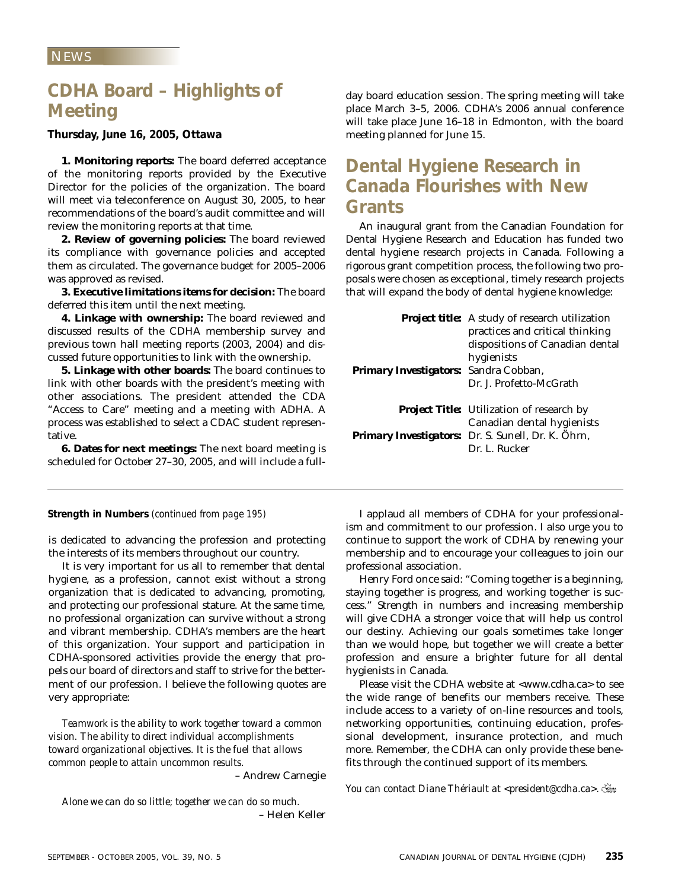NEWS

## CDHA Board – Highlights of Meeting

**Thursday, June 16, 2005, Ottawa**

**1. Monitoring reports:** The board deferred acceptance of the monitoring reports provided by the Executive Director for the policies of the organization. The board will meet via teleconference on August 30, 2005, to hear recommendations of the board's audit committee and will review the monitoring reports at that time.

**2. Review of governing policies:** The board reviewed its compliance with governance policies and accepted them as circulated. The governance budget for 2005–2006 was approved as revised.

**3. Executive limitations items for decision:** The board deferred this item until the next meeting.

**4. Linkage with ownership:** The board reviewed and discussed results of the CDHA membership survey and previous town hall meeting reports (2003, 2004) and discussed future opportunities to link with the ownership.

**5. Linkage with other boards:** The board continues to link with other boards with the president's meeting with other associations. The president attended the CDA "Access to Care" meeting and a meeting with ADHA. A process was established to select a CDAC student representative.

**6. Dates for next meetings:** The next board meeting is scheduled for October 27–30, 2005, and will include a full-day board education session. The spring meeting will take place March 3–5, 2006. CDHA's 2006 annual conference will take place June 16–18 in Edmonton, with the board meeting planned for June 15.

## Dental Hygiene Research in Canada Flourishes with New Grants

An inaugural grant from the Canadian Foundation for Dental Hygiene Research and Education has funded two dental hygiene research projects in Canada. Following a rigorous grant competition process, the following two proposals were chosen as exceptional, timely research projects that will expand the body of dental hygiene knowledge:

**Project title:** A study of research utilization practices and critical thinking dispositions of Canadian dental hygienists
**Primary Investigators:** Sandra Cobban, Dr. J. Profetto-McGrath

**Project Title:** Utilization of research by Canadian dental hygienists
**Primary Investigators:** Dr. S. Sunell, Dr. K. Öhrn, Dr. L. Rucker

---

**Strength in Numbers** *(continued from page 195)*

is dedicated to advancing the profession and protecting the interests of its members throughout our country.

It is very important for us all to remember that dental hygiene, as a profession, cannot exist without a strong organization that is dedicated to advancing, promoting, and protecting our professional stature. At the same time, no professional organization can survive without a strong and vibrant membership. CDHA's members are the heart of this organization. Your support and participation in CDHA-sponsored activities provide the energy that propels our board of directors and staff to strive for the betterment of our profession. I believe the following quotes are very appropriate:

> *Teamwork is the ability to work together toward a common vision. The ability to direct individual accomplishments toward organizational objectives. It is the fuel that allows common people to attain uncommon results.*
>
> – Andrew Carnegie

> *Alone we can do so little; together we can do so much.*
>
> – Helen Keller

I applaud all members of CDHA for your professionalism and commitment to our profession. I also urge you to continue to support the work of CDHA by renewing your membership and to encourage your colleagues to join our professional association.

Henry Ford once said: "Coming together is a beginning, staying together is progress, and working together is success." Strength in numbers and increasing membership will give CDHA a stronger voice that will help us control our destiny. Achieving our goals sometimes take longer than we would hope, but together we will create a better profession and ensure a brighter future for all dental hygienists in Canada.

Please visit the CDHA website at <www.cdha.ca> to see the wide range of benefits our members receive. These include access to a variety of on-line resources and tools, networking opportunities, continuing education, professional development, insurance protection, and much more. Remember, the CDHA can only provide these benefits through the continued support of its members.

*You can contact Diane Thériault at <president@cdha.ca>.*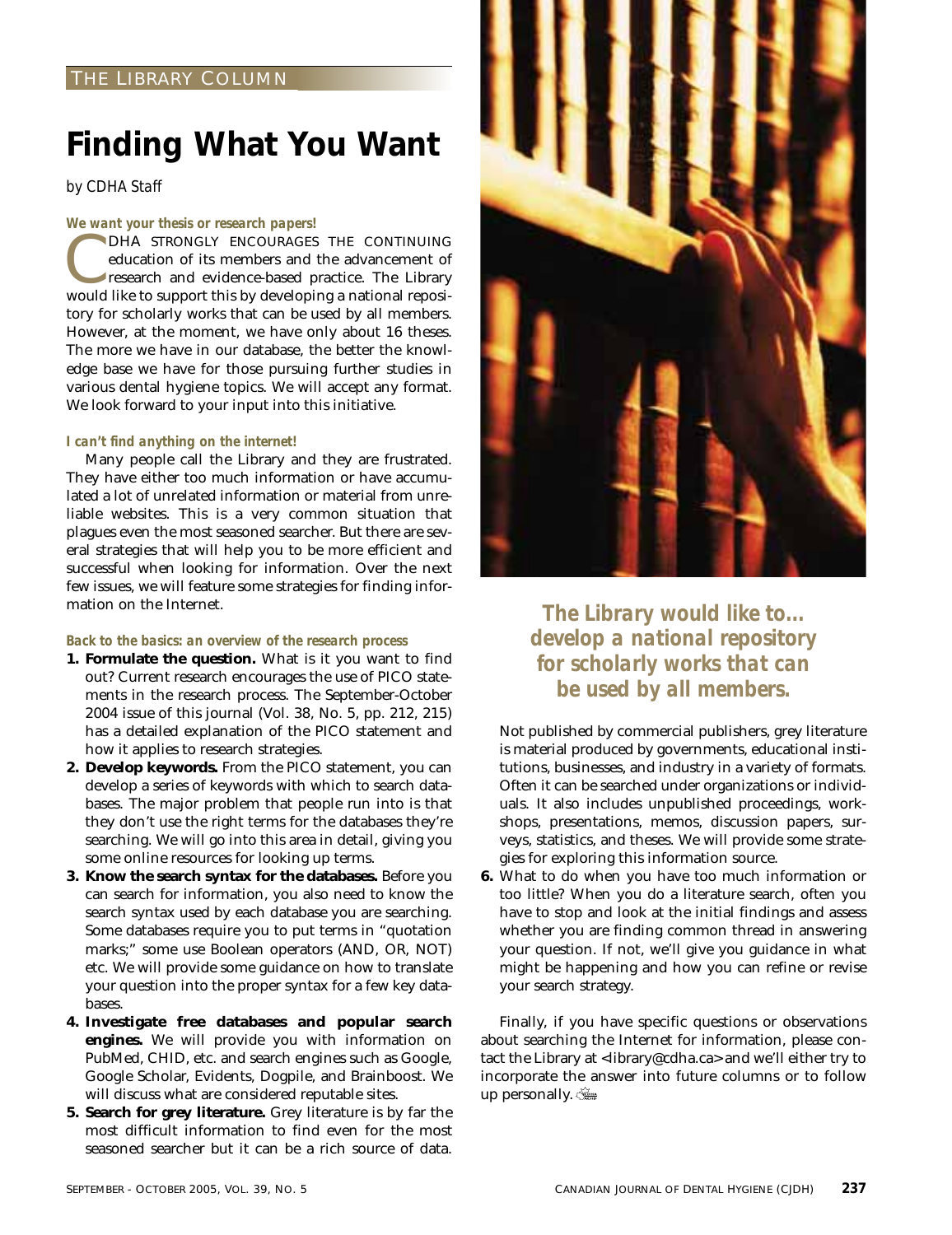THE LIBRARY COLUMN

# Finding What You Want

*by CDHA Staff*

### *We want your thesis or research papers!*

CDHA STRONGLY ENCOURAGES THE CONTINUING education of its members and the advancement of research and evidence-based practice. The Library would like to support this by developing a national repository for scholarly works that can be used by all members. However, at the moment, we have only about 16 theses. The more we have in our database, the better the knowledge base we have for those pursuing further studies in various dental hygiene topics. We will accept any format. We look forward to your input into this initiative.

### *I can't find anything on the internet!*

Many people call the Library and they are frustrated. They have either too much information or have accumulated a lot of unrelated information or material from unreliable websites. This is a very common situation that plagues even the most seasoned searcher. But there are several strategies that will help you to be more efficient and successful when looking for information. Over the next few issues, we will feature some strategies for finding information on the Internet.

### *Back to the basics: an overview of the research process*

1. **Formulate the question.** What is it you want to find out? Current research encourages the use of PICO statements in the research process. The September-October 2004 issue of this journal (Vol. 38, No. 5, pp. 212, 215) has a detailed explanation of the PICO statement and how it applies to research strategies.
2. **Develop keywords.** From the PICO statement, you can develop a series of keywords with which to search databases. The major problem that people run into is that they don't use the right terms for the databases they're searching. We will go into this area in detail, giving you some online resources for looking up terms.
3. **Know the search syntax for the databases.** Before you can search for information, you also need to know the search syntax used by each database you are searching. Some databases require you to put terms in "quotation marks;" some use Boolean operators (AND, OR, NOT) etc. We will provide some guidance on how to translate your question into the proper syntax for a few key databases.
4. **Investigate free databases and popular search engines.** We will provide you with information on PubMed, CHID, etc. and search engines such as Google, Google Scholar, Evidents, Dogpile, and Brainboost. We will discuss what are considered reputable sites.
5. **Search for grey literature.** Grey literature is by far the most difficult information to find even for the most seasoned searcher but it can be a rich source of data. Not published by commercial publishers, grey literature is material produced by governments, educational institutions, businesses, and industry in a variety of formats. Often it can be searched under organizations or individuals. It also includes unpublished proceedings, workshops, presentations, memos, discussion papers, surveys, statistics, and theses. We will provide some strategies for exploring this information source.
6. What to do when you have too much information or too little? When you do a literature search, often you have to stop and look at the initial findings and assess whether you are finding common thread in answering your question. If not, we'll give you guidance in what might be happening and how you can refine or revise your search strategy.

***The Library would like to... develop a national repository for scholarly works that can be used by all members.***

Finally, if you have specific questions or observations about searching the Internet for information, please contact the Library at <library@cdha.ca> and we'll either try to incorporate the answer into future columns or to follow up personally.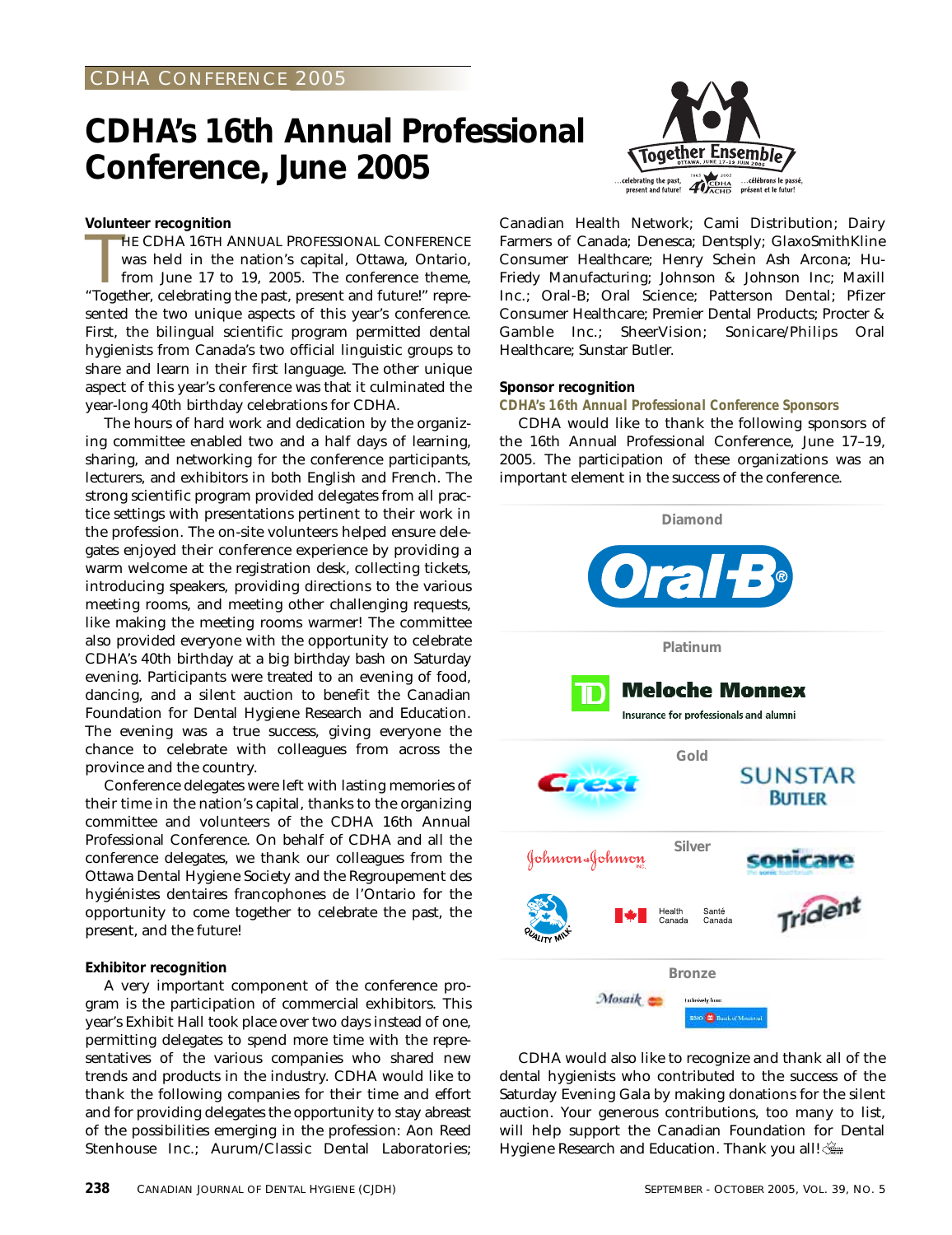CDHA CONFERENCE 2005

# CDHA's 16th Annual Professional Conference, June 2005

Together Ensemble

OTTAWA, JUNE 17–19 JUIN 2005

…celebrating the past, present and future! …célébrons le passé, présent et le futur!

### Volunteer recognition

THE CDHA 16TH ANNUAL PROFESSIONAL CONFERENCE was held in the nation's capital, Ottawa, Ontario, from June 17 to 19, 2005. The conference theme, "Together, celebrating the past, present and future!" represented the two unique aspects of this year's conference. First, the bilingual scientific program permitted dental hygienists from Canada's two official linguistic groups to share and learn in their first language. The other unique aspect of this year's conference was that it culminated the year-long 40th birthday celebrations for CDHA.

The hours of hard work and dedication by the organizing committee enabled two and a half days of learning, sharing, and networking for the conference participants, lecturers, and exhibitors in both English and French. The strong scientific program provided delegates from all practice settings with presentations pertinent to their work in the profession. The on-site volunteers helped ensure delegates enjoyed their conference experience by providing a warm welcome at the registration desk, collecting tickets, introducing speakers, providing directions to the various meeting rooms, and meeting other challenging requests, like making the meeting rooms warmer! The committee also provided everyone with the opportunity to celebrate CDHA's 40th birthday at a big birthday bash on Saturday evening. Participants were treated to an evening of food, dancing, and a silent auction to benefit the Canadian Foundation for Dental Hygiene Research and Education. The evening was a true success, giving everyone the chance to celebrate with colleagues from across the province and the country.

Conference delegates were left with lasting memories of their time in the nation's capital, thanks to the organizing committee and volunteers of the CDHA 16th Annual Professional Conference. On behalf of CDHA and all the conference delegates, we thank our colleagues from the Ottawa Dental Hygiene Society and the Regroupement des hygiénistes dentaires francophones de l'Ontario for the opportunity to come together to celebrate the past, the present, and the future!

### Exhibitor recognition

A very important component of the conference program is the participation of commercial exhibitors. This year's Exhibit Hall took place over two days instead of one, permitting delegates to spend more time with the representatives of the various companies who shared new trends and products in the industry. CDHA would like to thank the following companies for their time and effort and for providing delegates the opportunity to stay abreast of the possibilities emerging in the profession: Aon Reed Stenhouse Inc.; Aurum/Classic Dental Laboratories; Canadian Health Network; Cami Distribution; Dairy Farmers of Canada; Denesca; Dentsply; GlaxoSmithKline Consumer Healthcare; Henry Schein Ash Arcona; Hu-Friedy Manufacturing; Johnson & Johnson Inc; Maxill Inc.; Oral-B; Oral Science; Patterson Dental; Pfizer Consumer Healthcare; Premier Dental Products; Procter & Gamble Inc.; SheerVision; Sonicare/Philips Oral Healthcare; Sunstar Butler.

### Sponsor recognition

***CDHA's 16th Annual Professional Conference Sponsors***

CDHA would like to thank the following sponsors of the 16th Annual Professional Conference, June 17–19, 2005. The participation of these organizations was an important element in the success of the conference.

**Diamond**

Oral-B

**Platinum**

TD Meloche Monnex — Insurance for professionals and alumni

**Gold**

Crest

Sunstar Butler

**Silver**

Johnson & Johnson

Sonicare

Quality Milk

Health Canada / Santé Canada

Trident

**Bronze**

Mosaik — Exclusively from: BMO Bank of Montreal

CDHA would also like to recognize and thank all of the dental hygienists who contributed to the success of the Saturday Evening Gala by making donations for the silent auction. Your generous contributions, too many to list, will help support the Canadian Foundation for Dental Hygiene Research and Education. Thank you all!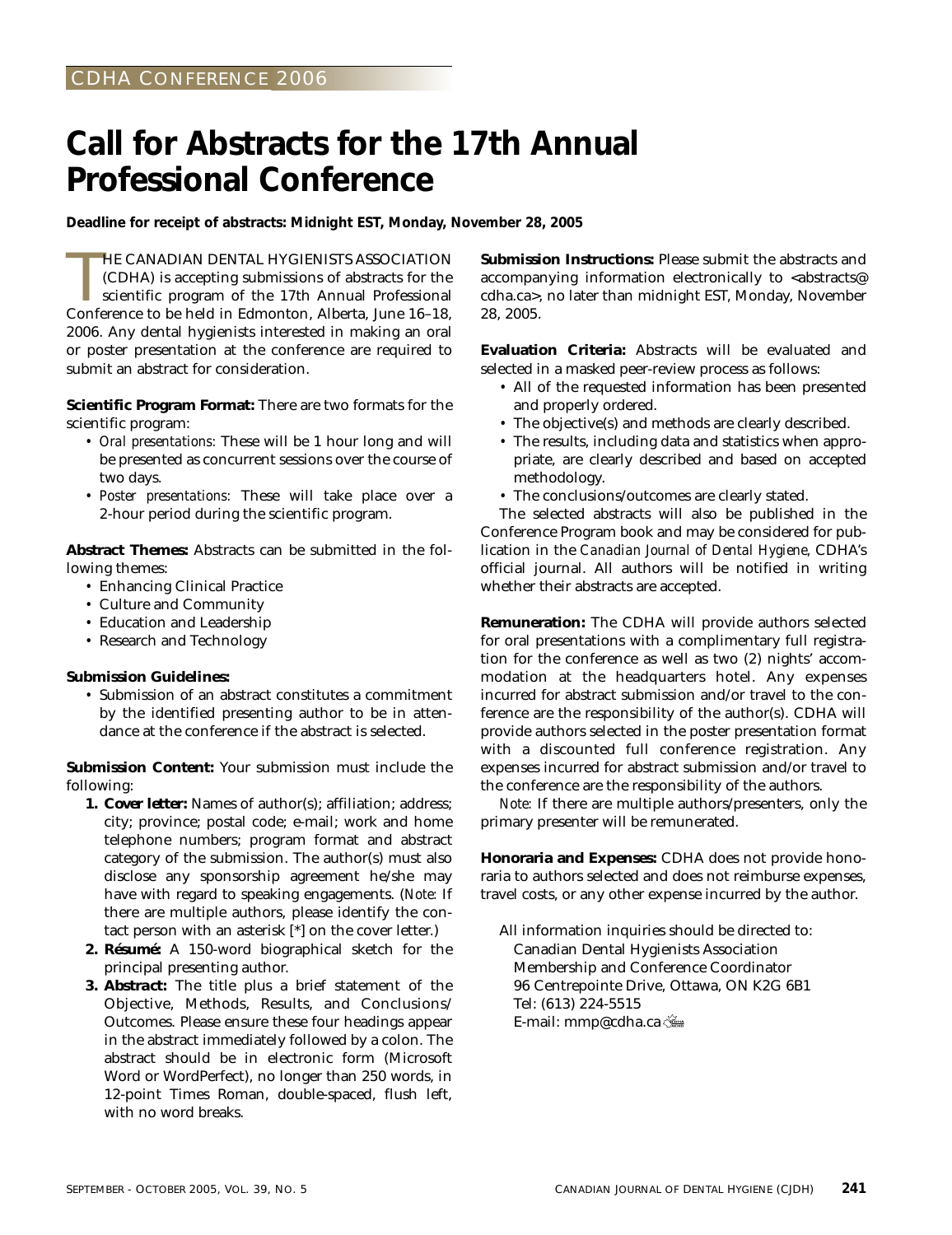CDHA CONFERENCE 2006

# Call for Abstracts for the 17th Annual Professional Conference

**Deadline for receipt of abstracts: Midnight EST, Monday, November 28, 2005**

THE CANADIAN DENTAL HYGIENISTS ASSOCIATION (CDHA) is accepting submissions of abstracts for the scientific program of the 17th Annual Professional Conference to be held in Edmonton, Alberta, June 16–18, 2006. Any dental hygienists interested in making an oral or poster presentation at the conference are required to submit an abstract for consideration.

**Scientific Program Format:** There are two formats for the scientific program:

- *Oral presentations:* These will be 1 hour long and will be presented as concurrent sessions over the course of two days.
- *Poster presentations:* These will take place over a 2-hour period during the scientific program.

**Abstract Themes:** Abstracts can be submitted in the following themes:

- Enhancing Clinical Practice
- Culture and Community
- Education and Leadership
- Research and Technology

**Submission Guidelines:**

- Submission of an abstract constitutes a commitment by the identified presenting author to be in attendance at the conference if the abstract is selected.

**Submission Content:** Your submission must include the following:

1. **Cover letter:** Names of author(s); affiliation; address; city; province; postal code; e-mail; work and home telephone numbers; program format and abstract category of the submission. The author(s) must also disclose any sponsorship agreement he/she may have with regard to speaking engagements. (*Note:* If there are multiple authors, please identify the contact person with an asterisk [*] on the cover letter.)
2. **Résumé:** A 150-word biographical sketch for the principal presenting author.
3. **Abstract:** The title plus a brief statement of the Objective, Methods, Results, and Conclusions/Outcomes. Please ensure these four headings appear in the abstract immediately followed by a colon. The abstract should be in electronic form (Microsoft Word or WordPerfect), no longer than 250 words, in 12-point Times Roman, double-spaced, flush left, with no word breaks.

**Submission Instructions:** Please submit the abstracts and accompanying information electronically to <abstracts@cdha.ca>, no later than midnight EST, Monday, November 28, 2005.

**Evaluation Criteria:** Abstracts will be evaluated and selected in a masked peer-review process as follows:

- All of the requested information has been presented and properly ordered.
- The objective(s) and methods are clearly described.
- The results, including data and statistics when appropriate, are clearly described and based on accepted methodology.
- The conclusions/outcomes are clearly stated.

The selected abstracts will also be published in the Conference Program book and may be considered for publication in the *Canadian Journal of Dental Hygiene*, CDHA's official journal. All authors will be notified in writing whether their abstracts are accepted.

**Remuneration:** The CDHA will provide authors selected for oral presentations with a complimentary full registration for the conference as well as two (2) nights' accommodation at the headquarters hotel. Any expenses incurred for abstract submission and/or travel to the conference are the responsibility of the author(s). CDHA will provide authors selected in the poster presentation format with a discounted full conference registration. Any expenses incurred for abstract submission and/or travel to the conference are the responsibility of the authors.

*Note:* If there are multiple authors/presenters, only the primary presenter will be remunerated.

**Honoraria and Expenses:** CDHA does not provide honoraria to authors selected and does not reimburse expenses, travel costs, or any other expense incurred by the author.

All information inquiries should be directed to:
Canadian Dental Hygienists Association
Membership and Conference Coordinator
96 Centrepointe Drive, Ottawa, ON K2G 6B1
Tel: (613) 224-5515
E-mail: mmp@cdha.ca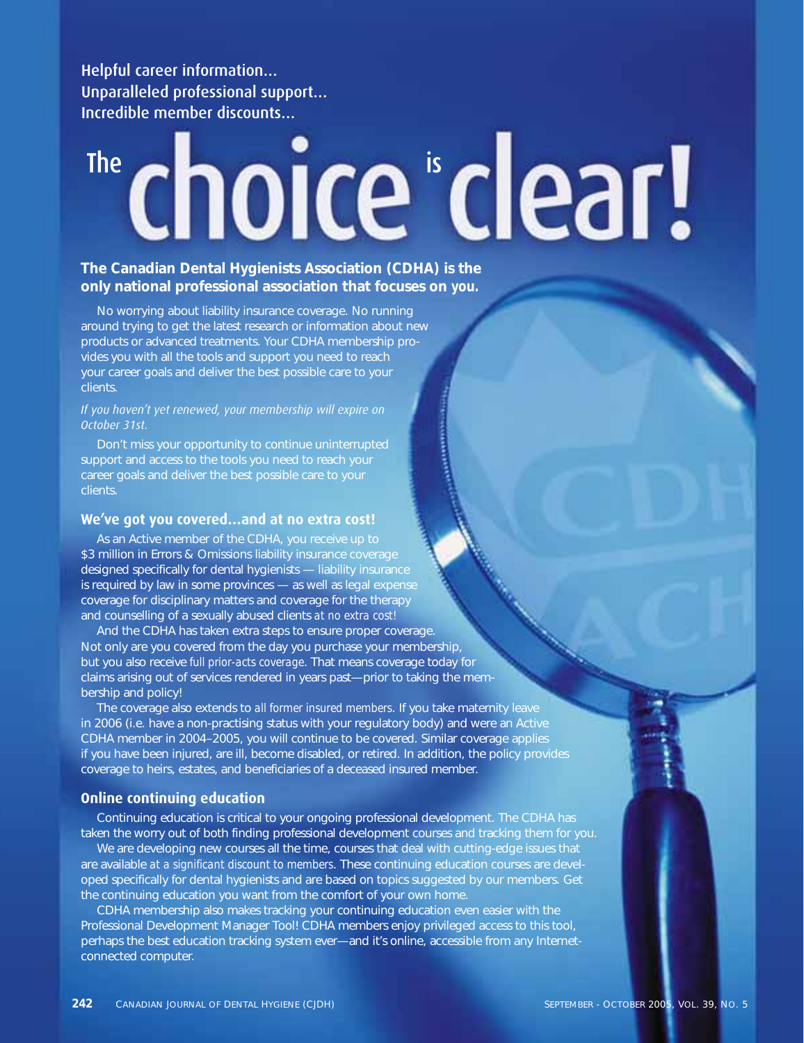Helpful career information...
Unparalleled professional support...
Incredible member discounts...

# The choice is clear!

**The Canadian Dental Hygienists Association (CDHA) is the only national professional association that focuses on you.**

No worrying about liability insurance coverage. No running around trying to get the latest research or information about new products or advanced treatments. Your CDHA membership provides you with all the tools and support you need to reach your career goals and deliver the best possible care to your clients.

*If you haven't yet renewed, your membership will expire on October 31st.*

Don't miss your opportunity to continue uninterrupted support and access to the tools you need to reach your career goals and deliver the best possible care to your clients.

## We've got you covered...and at no extra cost!

As an Active member of the CDHA, you receive up to $3 million in Errors & Omissions liability insurance coverage designed specifically for dental hygienists — liability insurance is required by law in some provinces — as well as legal expense coverage for disciplinary matters and coverage for the therapy and counselling of a sexually abused clients *at no extra cost!*

And the CDHA has taken extra steps to ensure proper coverage. Not only are you covered from the day you purchase your membership, but you also receive *full prior-acts coverage*. That means coverage today for claims arising out of services rendered in years past—prior to taking the membership and policy!

The coverage also extends to *all former insured members*. If you take maternity leave in 2006 (i.e. have a non-practising status with your regulatory body) and were an Active CDHA member in 2004–2005, you will continue to be covered. Similar coverage applies if you have been injured, are ill, become disabled, or retired. In addition, the policy provides coverage to heirs, estates, and beneficiaries of a deceased insured member.

## Online continuing education

Continuing education is critical to your ongoing professional development. The CDHA has taken the worry out of both finding professional development courses and tracking them for you.

We are developing new courses all the time, courses that deal with cutting-edge issues that are available *at a significant discount to members*. These continuing education courses are developed specifically for dental hygienists and are based on topics suggested by our members. Get the continuing education you want from the comfort of your own home.

CDHA membership also makes tracking your continuing education even easier with the Professional Development Manager Tool! CDHA members enjoy privileged access to this tool, perhaps the best education tracking system ever—and it's online, accessible from any Internet-connected computer.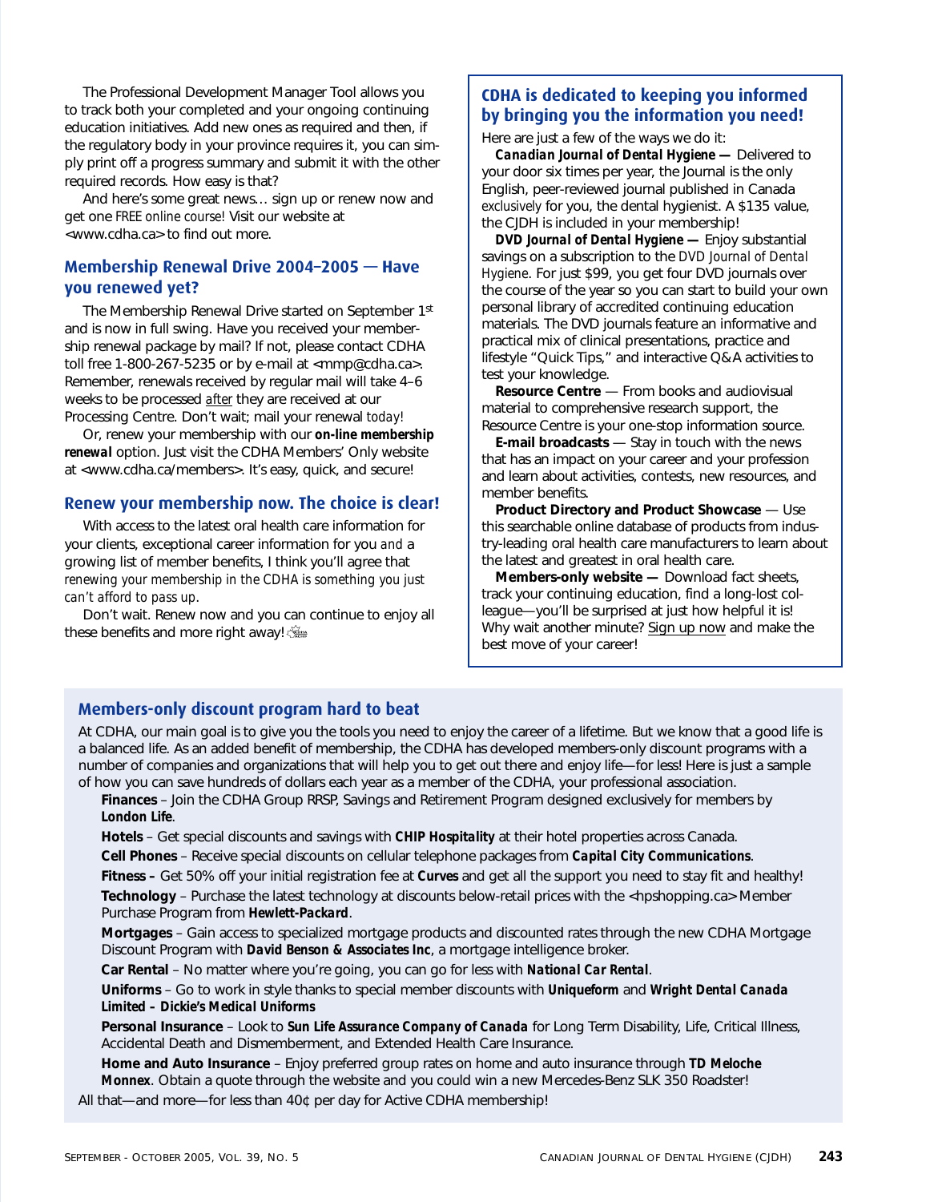The Professional Development Manager Tool allows you to track both your completed and your ongoing continuing education initiatives. Add new ones as required and then, if the regulatory body in your province requires it, you can simply print off a progress summary and submit it with the other required records. How easy is that?

And here's some great news… sign up or renew now and get one *FREE online course!* Visit our website at <www.cdha.ca> to find out more.

## Membership Renewal Drive 2004–2005 — Have you renewed yet?

The Membership Renewal Drive started on September 1st and is now in full swing. Have you received your membership renewal package by mail? If not, please contact CDHA toll free 1-800-267-5235 or by e-mail at <mmp@cdha.ca>. Remember, renewals received by regular mail will take 4–6 weeks to be processed after they are received at our Processing Centre. Don't wait; mail your renewal *today!*

Or, renew your membership with our ***on-line membership renewal*** option. Just visit the CDHA Members' Only website at <www.cdha.ca/members>. It's easy, quick, and secure!

## Renew your membership now. The choice is clear!

With access to the latest oral health care information for your clients, exceptional career information for you *and* a growing list of member benefits, I think you'll agree that *renewing your membership in the CDHA is something you just can't afford to pass up.*

Don't wait. Renew now and you can continue to enjoy all these benefits and more right away!

## CDHA is dedicated to keeping you informed by bringing you the information you need!

Here are just a few of the ways we do it:

***Canadian Journal of Dental Hygiene —*** Delivered to your door six times per year, the Journal is the only English, peer-reviewed journal published in Canada *exclusively* for you, the dental hygienist. A $135 value, the CJDH is included in your membership!

***DVD Journal of Dental Hygiene —*** Enjoy substantial savings on a subscription to the *DVD Journal of Dental Hygiene*. For just $99, you get four DVD journals over the course of the year so you can start to build your own personal library of accredited continuing education materials. The DVD journals feature an informative and practical mix of clinical presentations, practice and lifestyle "Quick Tips," and interactive Q&A activities to test your knowledge.

**Resource Centre** — From books and audiovisual material to comprehensive research support, the Resource Centre is your one-stop information source.

**E-mail broadcasts** — Stay in touch with the news that has an impact on your career and your profession and learn about activities, contests, new resources, and member benefits.

**Product Directory and Product Showcase** — Use this searchable online database of products from industry-leading oral health care manufacturers to learn about the latest and greatest in oral health care.

**Members-only website —** Download fact sheets, track your continuing education, find a long-lost colleague—you'll be surprised at just how helpful it is! Why wait another minute? Sign up now and make the best move of your career!

## Members-only discount program hard to beat

At CDHA, our main goal is to give you the tools you need to enjoy the career of a lifetime. But we know that a good life is a balanced life. As an added benefit of membership, the CDHA has developed members-only discount programs with a number of companies and organizations that will help you to get out there and enjoy life—for less! Here is just a sample of how you can save hundreds of dollars each year as a member of the CDHA, your professional association.

**Finances** – Join the CDHA Group RRSP, Savings and Retirement Program designed exclusively for members by ***London Life***.

**Hotels** – Get special discounts and savings with ***CHIP Hospitality*** at their hotel properties across Canada.

**Cell Phones** – Receive special discounts on cellular telephone packages from ***Capital City Communications***.

**Fitness –** Get 50% off your initial registration fee at ***Curves*** and get all the support you need to stay fit and healthy!

**Technology** – Purchase the latest technology at discounts below-retail prices with the <hpshopping.ca> Member Purchase Program from ***Hewlett-Packard***.

**Mortgages** – Gain access to specialized mortgage products and discounted rates through the new CDHA Mortgage Discount Program with ***David Benson & Associates Inc***, a mortgage intelligence broker.

**Car Rental** – No matter where you're going, you can go for less with ***National Car Rental***.

**Uniforms** – Go to work in style thanks to special member discounts with ***Uniqueform*** and ***Wright Dental Canada Limited – Dickie's Medical Uniforms***

**Personal Insurance** – Look to ***Sun Life Assurance Company of Canada*** for Long Term Disability, Life, Critical Illness, Accidental Death and Dismemberment, and Extended Health Care Insurance.

**Home and Auto Insurance** – Enjoy preferred group rates on home and auto insurance through ***TD Meloche Monnex***. Obtain a quote through the website and you could win a new Mercedes-Benz SLK 350 Roadster!

All that—and more—for less than 40¢ per day for Active CDHA membership!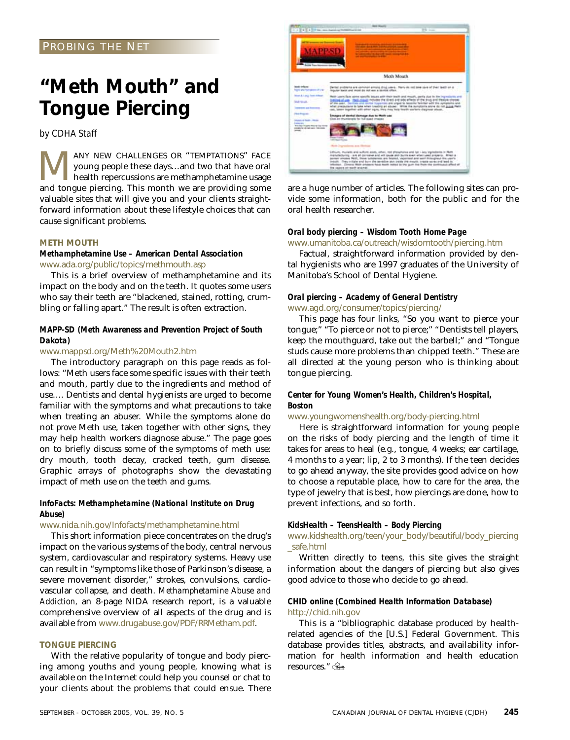PROBING THE NET

# "Meth Mouth" and Tongue Piercing

*by CDHA Staff*

MANY NEW CHALLENGES OR "TEMPTATIONS" FACE young people these days…and two that have oral health repercussions are methamphetamine usage and tongue piercing. This month we are providing some valuable sites that will give you and your clients straightforward information about these lifestyle choices that can cause significant problems.

## METH MOUTH

### *Methamphetamine Use – American Dental Association*

www.ada.org/public/topics/methmouth.asp

This is a brief overview of methamphetamine and its impact on the body and on the teeth. It quotes some users who say their teeth are "blackened, stained, rotting, crumbling or falling apart." The result is often extraction.

### *MAPP-SD (Meth Awareness and Prevention Project of South Dakota)*

www.mappsd.org/Meth%20Mouth2.htm

The introductory paragraph on this page reads as follows: "Meth users face some specific issues with their teeth and mouth, partly due to the ingredients and method of use…. Dentists and dental hygienists are urged to become familiar with the symptoms and what precautions to take when treating an abuser. While the symptoms alone do not *prove* Meth use, taken together with other signs, they may help health workers diagnose abuse." The page goes on to briefly discuss some of the symptoms of meth use: dry mouth, tooth decay, cracked teeth, gum disease. Graphic arrays of photographs show the devastating impact of meth use on the teeth and gums.

### *InfoFacts: Methamphetamine (National Institute on Drug Abuse)*

www.nida.nih.gov/Infofacts/methamphetamine.html

This short information piece concentrates on the drug's impact on the various systems of the body, central nervous system, cardiovascular and respiratory systems. Heavy use can result in "symptoms like those of Parkinson's disease, a severe movement disorder," strokes, convulsions, cardiovascular collapse, and death. *Methamphetamine Abuse and Addiction*, an 8-page NIDA research report, is a valuable comprehensive overview of all aspects of the drug and is available from www.drugabuse.gov/PDF/RRMetham.pdf.

## TONGUE PIERCING

With the relative popularity of tongue and body piercing among youths and young people, knowing what is available on the Internet could help you counsel or chat to your clients about the problems that could ensue. There are a huge number of articles. The following sites can provide some information, both for the public and for the oral health researcher.

### *Oral body piercing – Wisdom Tooth Home Page*

www.umanitoba.ca/outreach/wisdomtooth/piercing.htm

Factual, straightforward information provided by dental hygienists who are 1997 graduates of the University of Manitoba's School of Dental Hygiene.

### *Oral piercing – Academy of General Dentistry*

www.agd.org/consumer/topics/piercing/

This page has four links, "So you want to pierce your tongue;" "To pierce or not to pierce;" "Dentists tell players, keep the mouthguard, take out the barbell;" and "Tongue studs cause more problems than chipped teeth." These are all directed at the young person who is thinking about tongue piercing.

### *Center for Young Women's Health, Children's Hospital, Boston*

www.youngwomenshealth.org/body-piercing.html

Here is straightforward information for young people on the risks of body piercing and the length of time it takes for areas to heal (e.g., tongue, 4 weeks; ear cartilage, 4 months to a year; lip, 2 to 3 months). If the teen decides to go ahead anyway, the site provides good advice on how to choose a reputable place, how to care for the area, the type of jewelry that is best, how piercings are done, how to prevent infections, and so forth.

### *KidsHealth – TeensHealth – Body Piercing*

www.kidshealth.org/teen/your_body/beautiful/body_piercing_safe.html

Written directly to teens, this site gives the straight information about the dangers of piercing but also gives good advice to those who decide to go ahead.

### *CHID online (Combined Health Information Database)*

http://chid.nih.gov

This is a "bibliographic database produced by health-related agencies of the [U.S.] Federal Government. This database provides titles, abstracts, and availability information for health information and health education resources."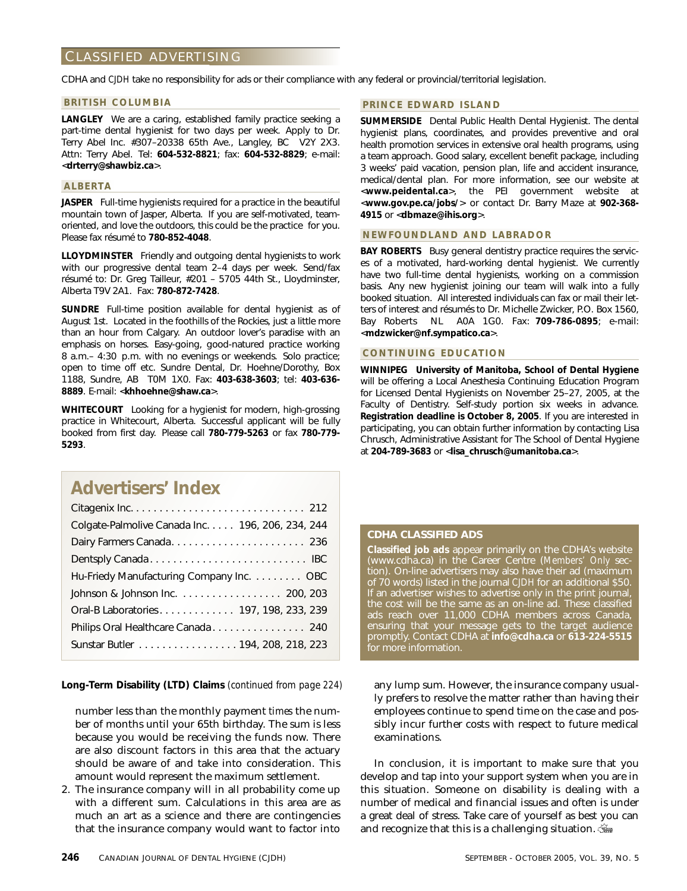# CLASSIFIED ADVERTISING

CDHA and *CJDH* take no responsibility for ads or their compliance with any federal or provincial/territorial legislation.

## BRITISH COLUMBIA

**LANGLEY** We are a caring, established family practice seeking a part-time dental hygienist for two days per week. Apply to Dr. Terry Abel Inc. #307–20338 65th Ave., Langley, BC V2Y 2X3. Attn: Terry Abel. Tel: **604-532-8821**; fax: **604-532-8829**; e-mail: **<drterry@shawbiz.ca>**.

## ALBERTA

**JASPER** Full-time hygienists required for a practice in the beautiful mountain town of Jasper, Alberta. If you are self-motivated, team-oriented, and love the outdoors, this could be the practice for you. Please fax résumé to **780-852-4048**.

**LLOYDMINSTER** Friendly and outgoing dental hygienists to work with our progressive dental team 2–4 days per week. Send/fax résumé to: Dr. Greg Tailleur, #201 – 5705 44th St., Lloydminster, Alberta T9V 2A1. Fax: **780-872-7428**.

**SUNDRE** Full-time position available for dental hygienist as of August 1st. Located in the foothills of the Rockies, just a little more than an hour from Calgary. An outdoor lover's paradise with an emphasis on horses. Easy-going, good-natured practice working 8 a.m.– 4:30 p.m. with no evenings or weekends. Solo practice; open to time off etc. Sundre Dental, Dr. Hoehne/Dorothy, Box 1188, Sundre, AB T0M 1X0. Fax: **403-638-3603**; tel: **403-636-8889**. E-mail: **<khhoehne@shaw.ca>**.

**WHITECOURT** Looking for a hygienist for modern, high-grossing practice in Whitecourt, Alberta. Successful applicant will be fully booked from first day. Please call **780-779-5263** or fax **780-779-5293**.

## PRINCE EDWARD ISLAND

**SUMMERSIDE** Dental Public Health Dental Hygienist. The dental hygienist plans, coordinates, and provides preventive and oral health promotion services in extensive oral health programs, using a team approach. Good salary, excellent benefit package, including 3 weeks' paid vacation, pension plan, life and accident insurance, medical/dental plan. For more information, see our website at **<www.peidental.ca>**, the PEI government website at **<www.gov.pe.ca/jobs/>** or contact Dr. Barry Maze at **902-368-4915** or **<dbmaze@ihis.org>**.

## NEWFOUNDLAND AND LABRADOR

**BAY ROBERTS** Busy general dentistry practice requires the services of a motivated, hard-working dental hygienist. We currently have two full-time dental hygienists, working on a commission basis. Any new hygienist joining our team will walk into a fully booked situation. All interested individuals can fax or mail their letters of interest and résumés to Dr. Michelle Zwicker, P.O. Box 1560, Bay Roberts NL A0A 1G0. Fax: **709-786-0895**; e-mail: **<mdzwicker@nf.sympatico.ca>**.

## CONTINUING EDUCATION

**WINNIPEG University of Manitoba, School of Dental Hygiene** will be offering a Local Anesthesia Continuing Education Program for Licensed Dental Hygienists on November 25–27, 2005, at the Faculty of Dentistry. Self-study portion six weeks in advance. **Registration deadline is October 8, 2005**. If you are interested in participating, you can obtain further information by contacting Lisa Chrusch, Administrative Assistant for The School of Dental Hygiene at **204-789-3683** or **<lisa_chrusch@umanitoba.ca>**.

## Advertisers' Index

| | |
|---|---|
| Citagenix Inc. | 212 |
| Colgate-Palmolive Canada Inc. | 196, 206, 234, 244 |
| Dairy Farmers Canada | 236 |
| Dentsply Canada | IBC |
| Hu-Friedy Manufacturing Company Inc. | OBC |
| Johnson & Johnson Inc. | 200, 203 |
| Oral-B Laboratories | 197, 198, 233, 239 |
| Philips Oral Healthcare Canada | 240 |
| Sunstar Butler | 194, 208, 218, 223 |

### CDHA CLASSIFIED ADS

**Classified job ads** appear primarily on the CDHA's website (www.cdha.ca) in the Career Centre (*Members' Only* section). On-line advertisers may also have their ad (maximum of 70 words) listed in the journal *CJDH* for an additional $50. If an advertiser wishes to advertise only in the print journal, the cost will be the same as an on-line ad. These classified ads reach over 11,000 CDHA members across Canada, ensuring that your message gets to the target audience promptly. Contact CDHA at **info@cdha.ca** or **613-224-5515** for more information.

**Long-Term Disability (LTD) Claims** *(continued from page 224)*

number less than the monthly payment *times* the number of months until your 65th birthday. The sum is less because you would be receiving the funds now. There are also discount factors in this area that the actuary should be aware of and take into consideration. This amount would represent the maximum settlement.

2. The insurance company will in all probability come up with a different sum. Calculations in this area are as much an art as a science and there are contingencies that the insurance company would want to factor into any lump sum. However, the insurance company usually prefers to resolve the matter rather than having their employees continue to spend time on the case and possibly incur further costs with respect to future medical examinations.

In conclusion, it is important to make sure that you develop and tap into your support system when you are in this situation. Someone on disability is dealing with a number of medical and financial issues and often is under a great deal of stress. Take care of yourself as best you can and recognize that this is a challenging situation.